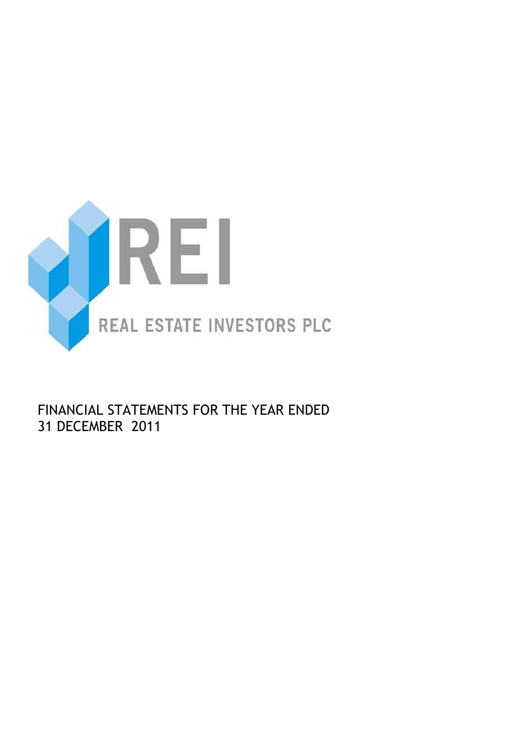REI

REAL ESTATE INVESTORS PLC

FINANCIAL STATEMENTS FOR THE YEAR ENDED
31 DECEMBER 2011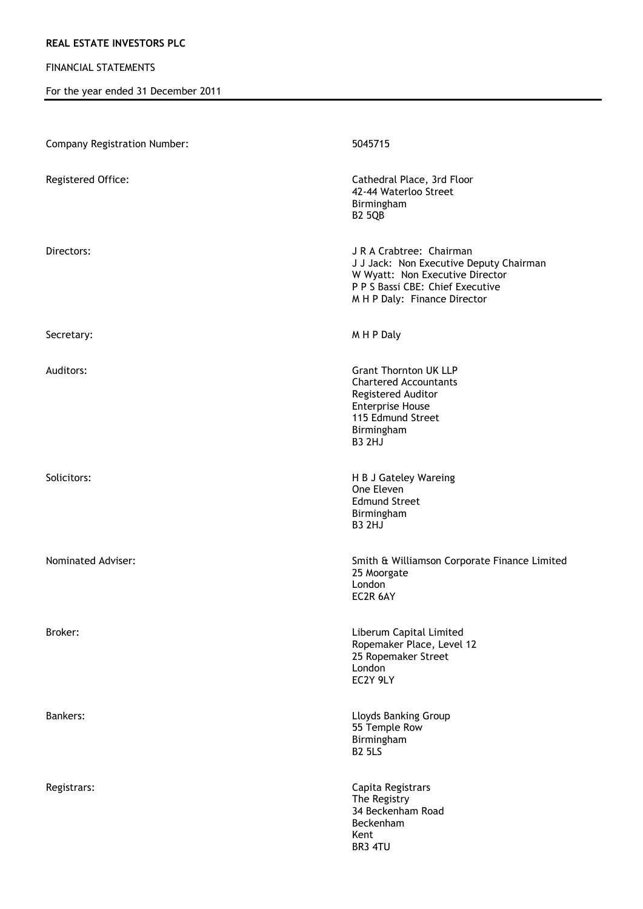**REAL ESTATE INVESTORS PLC**

FINANCIAL STATEMENTS

For the year ended 31 December 2011

| | |
|---|---|
| Company Registration Number: | 5045715 |
| Registered Office: | Cathedral Place, 3rd Floor<br>42-44 Waterloo Street<br>Birmingham<br>B2 5QB |
| Directors: | J R A Crabtree: Chairman<br>J J Jack: Non Executive Deputy Chairman<br>W Wyatt: Non Executive Director<br>P P S Bassi CBE: Chief Executive<br>M H P Daly: Finance Director |
| Secretary: | M H P Daly |
| Auditors: | Grant Thornton UK LLP<br>Chartered Accountants<br>Registered Auditor<br>Enterprise House<br>115 Edmund Street<br>Birmingham<br>B3 2HJ |
| Solicitors: | H B J Gateley Wareing<br>One Eleven<br>Edmund Street<br>Birmingham<br>B3 2HJ |
| Nominated Adviser: | Smith & Williamson Corporate Finance Limited<br>25 Moorgate<br>London<br>EC2R 6AY |
| Broker: | Liberum Capital Limited<br>Ropemaker Place, Level 12<br>25 Ropemaker Street<br>London<br>EC2Y 9LY |
| Bankers: | Lloyds Banking Group<br>55 Temple Row<br>Birmingham<br>B2 5LS |
| Registrars: | Capita Registrars<br>The Registry<br>34 Beckenham Road<br>Beckenham<br>Kent<br>BR3 4TU |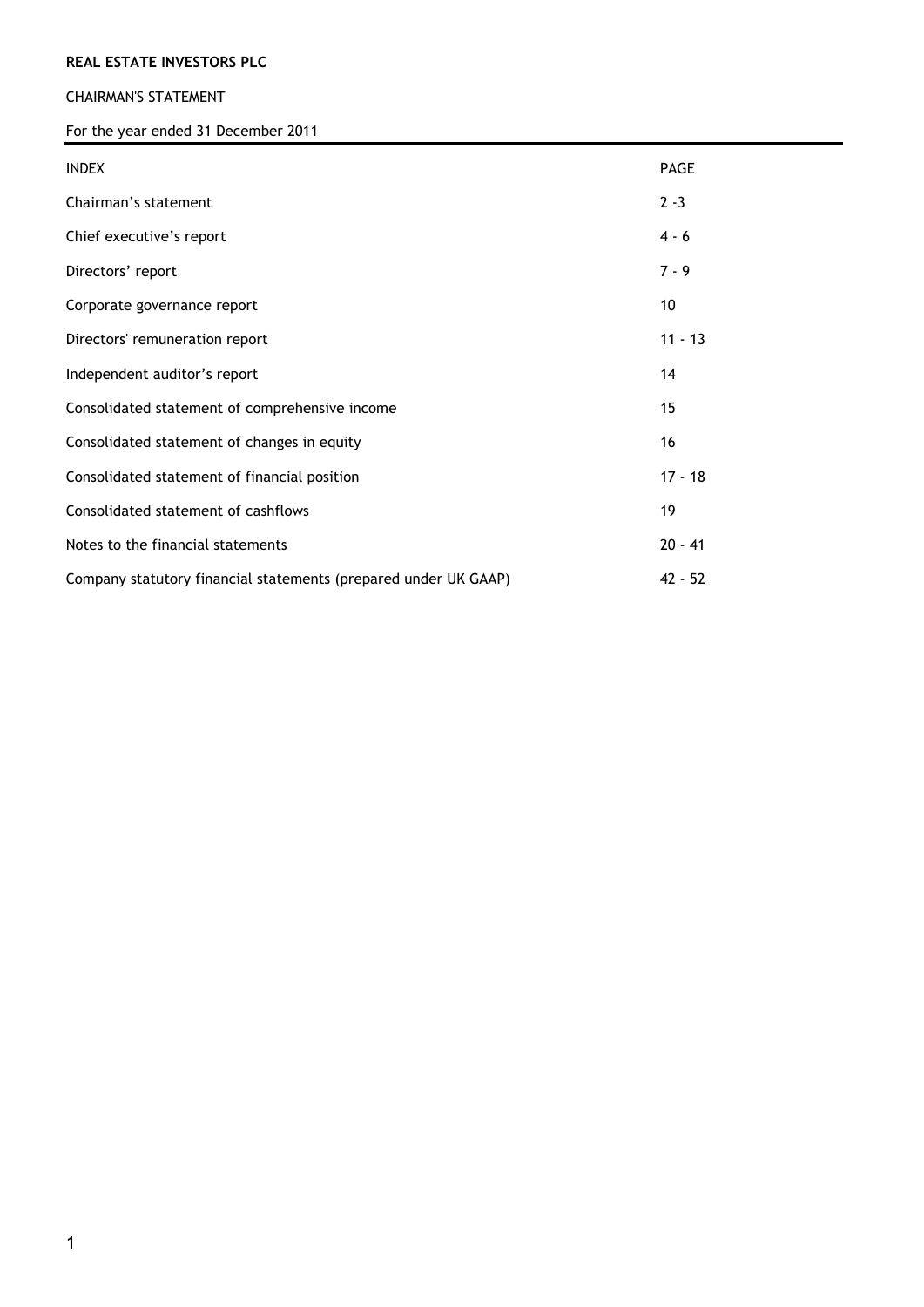**REAL ESTATE INVESTORS PLC**

CHAIRMAN'S STATEMENT

For the year ended 31 December 2011

| INDEX | PAGE |
|---|---|
| Chairman's statement | 2 -3 |
| Chief executive's report | 4 - 6 |
| Directors' report | 7 - 9 |
| Corporate governance report | 10 |
| Directors' remuneration report | 11 - 13 |
| Independent auditor's report | 14 |
| Consolidated statement of comprehensive income | 15 |
| Consolidated statement of changes in equity | 16 |
| Consolidated statement of financial position | 17 - 18 |
| Consolidated statement of cashflows | 19 |
| Notes to the financial statements | 20 - 41 |
| Company statutory financial statements (prepared under UK GAAP) | 42 - 52 |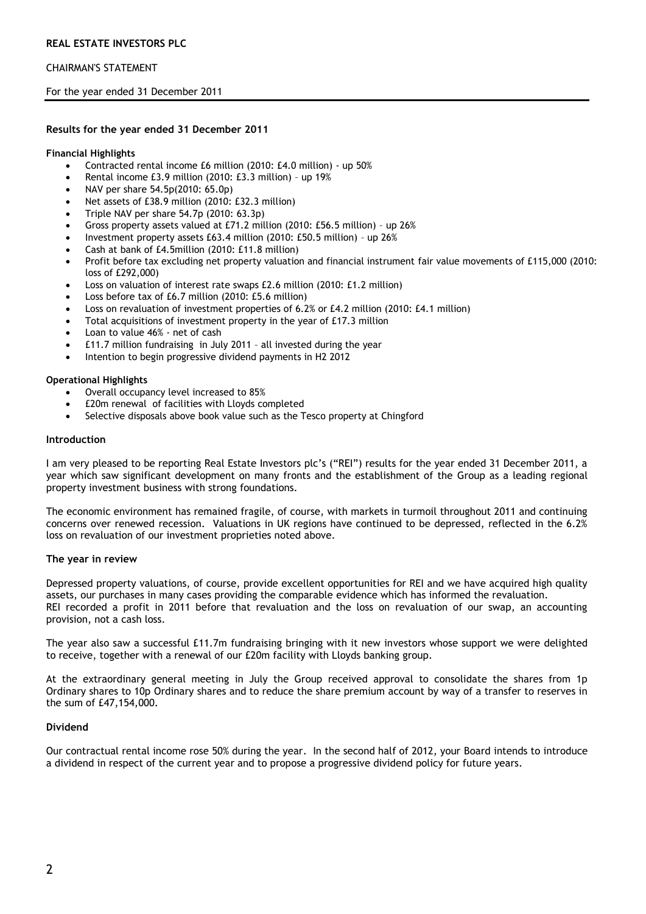**REAL ESTATE INVESTORS PLC**

CHAIRMAN'S STATEMENT

For the year ended 31 December 2011

**Results for the year ended 31 December 2011**

**Financial Highlights**

- Contracted rental income £6 million (2010: £4.0 million) - up 50%
- Rental income £3.9 million (2010: £3.3 million) – up 19%
- NAV per share 54.5p(2010: 65.0p)
- Net assets of £38.9 million (2010: £32.3 million)
- Triple NAV per share 54.7p (2010: 63.3p)
- Gross property assets valued at £71.2 million (2010: £56.5 million) – up 26%
- Investment property assets £63.4 million (2010: £50.5 million) – up 26%
- Cash at bank of £4.5million (2010: £11.8 million)
- Profit before tax excluding net property valuation and financial instrument fair value movements of £115,000 (2010: loss of £292,000)
- Loss on valuation of interest rate swaps £2.6 million (2010: £1.2 million)
- Loss before tax of £6.7 million (2010: £5.6 million)
- Loss on revaluation of investment properties of 6.2% or £4.2 million (2010: £4.1 million)
- Total acquisitions of investment property in the year of £17.3 million
- Loan to value 46% - net of cash
- £11.7 million fundraising in July 2011 – all invested during the year
- Intention to begin progressive dividend payments in H2 2012

**Operational Highlights**

- Overall occupancy level increased to 85%
- £20m renewal of facilities with Lloyds completed
- Selective disposals above book value such as the Tesco property at Chingford

**Introduction**

I am very pleased to be reporting Real Estate Investors plc's ("REI") results for the year ended 31 December 2011, a year which saw significant development on many fronts and the establishment of the Group as a leading regional property investment business with strong foundations.

The economic environment has remained fragile, of course, with markets in turmoil throughout 2011 and continuing concerns over renewed recession. Valuations in UK regions have continued to be depressed, reflected in the 6.2% loss on revaluation of our investment proprieties noted above.

**The year in review**

Depressed property valuations, of course, provide excellent opportunities for REI and we have acquired high quality assets, our purchases in many cases providing the comparable evidence which has informed the revaluation.
REI recorded a profit in 2011 before that revaluation and the loss on revaluation of our swap, an accounting provision, not a cash loss.

The year also saw a successful £11.7m fundraising bringing with it new investors whose support we were delighted to receive, together with a renewal of our £20m facility with Lloyds banking group.

At the extraordinary general meeting in July the Group received approval to consolidate the shares from 1p Ordinary shares to 10p Ordinary shares and to reduce the share premium account by way of a transfer to reserves in the sum of £47,154,000.

**Dividend**

Our contractual rental income rose 50% during the year. In the second half of 2012, your Board intends to introduce a dividend in respect of the current year and to propose a progressive dividend policy for future years.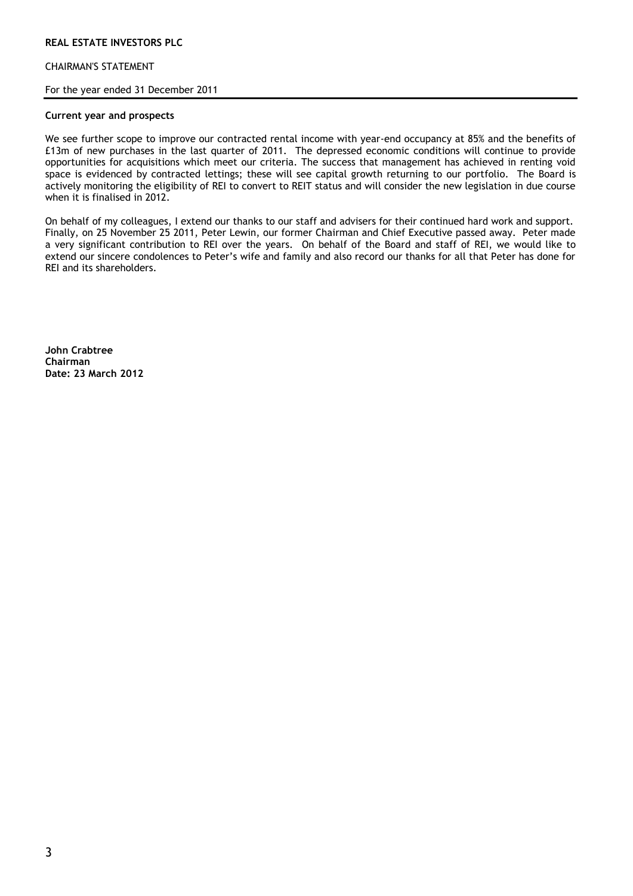**REAL ESTATE INVESTORS PLC**

CHAIRMAN'S STATEMENT

For the year ended 31 December 2011

**Current year and prospects**

We see further scope to improve our contracted rental income with year-end occupancy at 85% and the benefits of £13m of new purchases in the last quarter of 2011. The depressed economic conditions will continue to provide opportunities for acquisitions which meet our criteria. The success that management has achieved in renting void space is evidenced by contracted lettings; these will see capital growth returning to our portfolio. The Board is actively monitoring the eligibility of REI to convert to REIT status and will consider the new legislation in due course when it is finalised in 2012.

On behalf of my colleagues, I extend our thanks to our staff and advisers for their continued hard work and support. Finally, on 25 November 25 2011, Peter Lewin, our former Chairman and Chief Executive passed away. Peter made a very significant contribution to REI over the years. On behalf of the Board and staff of REI, we would like to extend our sincere condolences to Peter's wife and family and also record our thanks for all that Peter has done for REI and its shareholders.

**John Crabtree**
**Chairman**
**Date: 23 March 2012**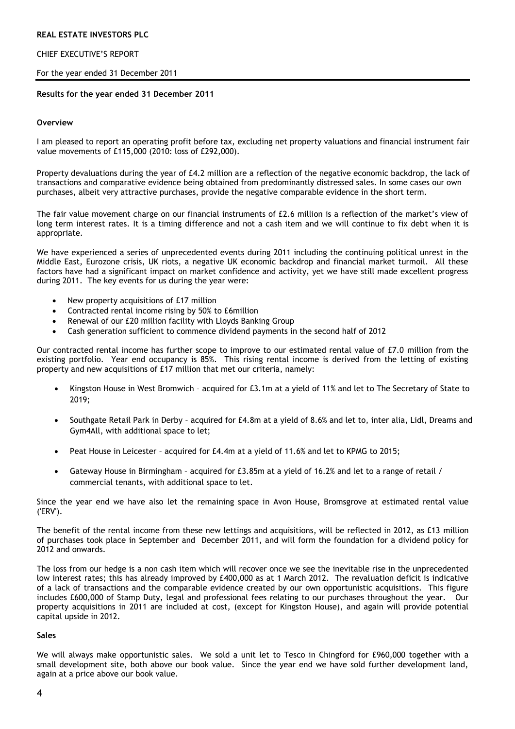REAL ESTATE INVESTORS PLC

CHIEF EXECUTIVE'S REPORT

For the year ended 31 December 2011

**Results for the year ended 31 December 2011**

**Overview**

I am pleased to report an operating profit before tax, excluding net property valuations and financial instrument fair value movements of £115,000 (2010: loss of £292,000).

Property devaluations during the year of £4.2 million are a reflection of the negative economic backdrop, the lack of transactions and comparative evidence being obtained from predominantly distressed sales. In some cases our own purchases, albeit very attractive purchases, provide the negative comparable evidence in the short term.

The fair value movement charge on our financial instruments of £2.6 million is a reflection of the market's view of long term interest rates. It is a timing difference and not a cash item and we will continue to fix debt when it is appropriate.

We have experienced a series of unprecedented events during 2011 including the continuing political unrest in the Middle East, Eurozone crisis, UK riots, a negative UK economic backdrop and financial market turmoil. All these factors have had a significant impact on market confidence and activity, yet we have still made excellent progress during 2011. The key events for us during the year were:

- New property acquisitions of £17 million
- Contracted rental income rising by 50% to £6million
- Renewal of our £20 million facility with Lloyds Banking Group
- Cash generation sufficient to commence dividend payments in the second half of 2012

Our contracted rental income has further scope to improve to our estimated rental value of £7.0 million from the existing portfolio. Year end occupancy is 85%. This rising rental income is derived from the letting of existing property and new acquisitions of £17 million that met our criteria, namely:

- Kingston House in West Bromwich – acquired for £3.1m at a yield of 11% and let to The Secretary of State to 2019;
- Southgate Retail Park in Derby – acquired for £4.8m at a yield of 8.6% and let to, inter alia, Lidl, Dreams and Gym4All, with additional space to let;
- Peat House in Leicester – acquired for £4.4m at a yield of 11.6% and let to KPMG to 2015;
- Gateway House in Birmingham – acquired for £3.85m at a yield of 16.2% and let to a range of retail / commercial tenants, with additional space to let.

Since the year end we have also let the remaining space in Avon House, Bromsgrove at estimated rental value ('ERV').

The benefit of the rental income from these new lettings and acquisitions, will be reflected in 2012, as £13 million of purchases took place in September and December 2011, and will form the foundation for a dividend policy for 2012 and onwards.

The loss from our hedge is a non cash item which will recover once we see the inevitable rise in the unprecedented low interest rates; this has already improved by £400,000 as at 1 March 2012. The revaluation deficit is indicative of a lack of transactions and the comparable evidence created by our own opportunistic acquisitions. This figure includes £600,000 of Stamp Duty, legal and professional fees relating to our purchases throughout the year. Our property acquisitions in 2011 are included at cost, (except for Kingston House), and again will provide potential capital upside in 2012.

**Sales**

We will always make opportunistic sales. We sold a unit let to Tesco in Chingford for £960,000 together with a small development site, both above our book value. Since the year end we have sold further development land, again at a price above our book value.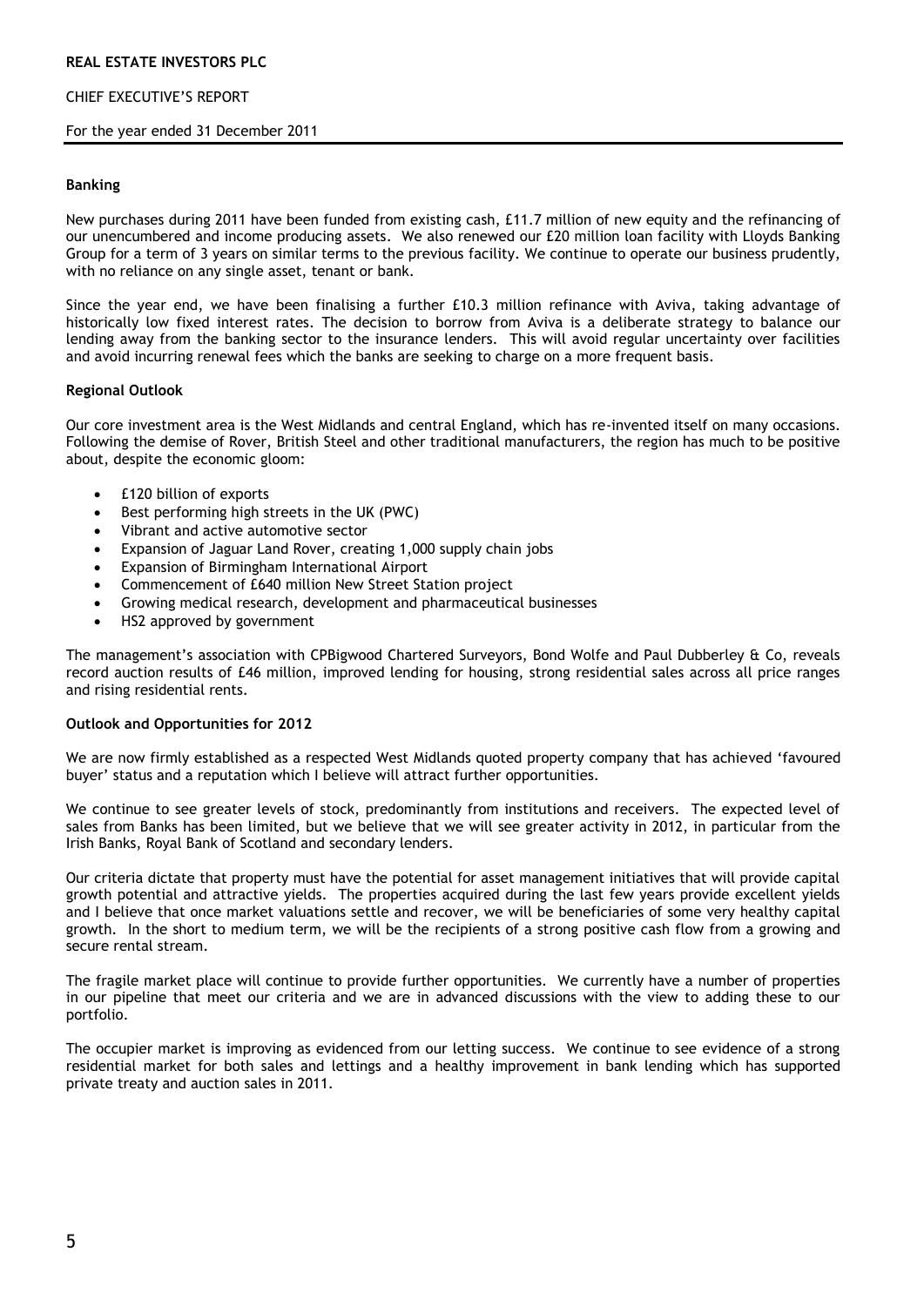## Banking

New purchases during 2011 have been funded from existing cash, £11.7 million of new equity and the refinancing of our unencumbered and income producing assets. We also renewed our £20 million loan facility with Lloyds Banking Group for a term of 3 years on similar terms to the previous facility. We continue to operate our business prudently, with no reliance on any single asset, tenant or bank.

Since the year end, we have been finalising a further £10.3 million refinance with Aviva, taking advantage of historically low fixed interest rates. The decision to borrow from Aviva is a deliberate strategy to balance our lending away from the banking sector to the insurance lenders. This will avoid regular uncertainty over facilities and avoid incurring renewal fees which the banks are seeking to charge on a more frequent basis.

## Regional Outlook

Our core investment area is the West Midlands and central England, which has re-invented itself on many occasions. Following the demise of Rover, British Steel and other traditional manufacturers, the region has much to be positive about, despite the economic gloom:

- £120 billion of exports
- Best performing high streets in the UK (PWC)
- Vibrant and active automotive sector
- Expansion of Jaguar Land Rover, creating 1,000 supply chain jobs
- Expansion of Birmingham International Airport
- Commencement of £640 million New Street Station project
- Growing medical research, development and pharmaceutical businesses
- HS2 approved by government

The management's association with CPBigwood Chartered Surveyors, Bond Wolfe and Paul Dubberley & Co, reveals record auction results of £46 million, improved lending for housing, strong residential sales across all price ranges and rising residential rents.

## Outlook and Opportunities for 2012

We are now firmly established as a respected West Midlands quoted property company that has achieved 'favoured buyer' status and a reputation which I believe will attract further opportunities.

We continue to see greater levels of stock, predominantly from institutions and receivers. The expected level of sales from Banks has been limited, but we believe that we will see greater activity in 2012, in particular from the Irish Banks, Royal Bank of Scotland and secondary lenders.

Our criteria dictate that property must have the potential for asset management initiatives that will provide capital growth potential and attractive yields. The properties acquired during the last few years provide excellent yields and I believe that once market valuations settle and recover, we will be beneficiaries of some very healthy capital growth. In the short to medium term, we will be the recipients of a strong positive cash flow from a growing and secure rental stream.

The fragile market place will continue to provide further opportunities. We currently have a number of properties in our pipeline that meet our criteria and we are in advanced discussions with the view to adding these to our portfolio.

The occupier market is improving as evidenced from our letting success. We continue to see evidence of a strong residential market for both sales and lettings and a healthy improvement in bank lending which has supported private treaty and auction sales in 2011.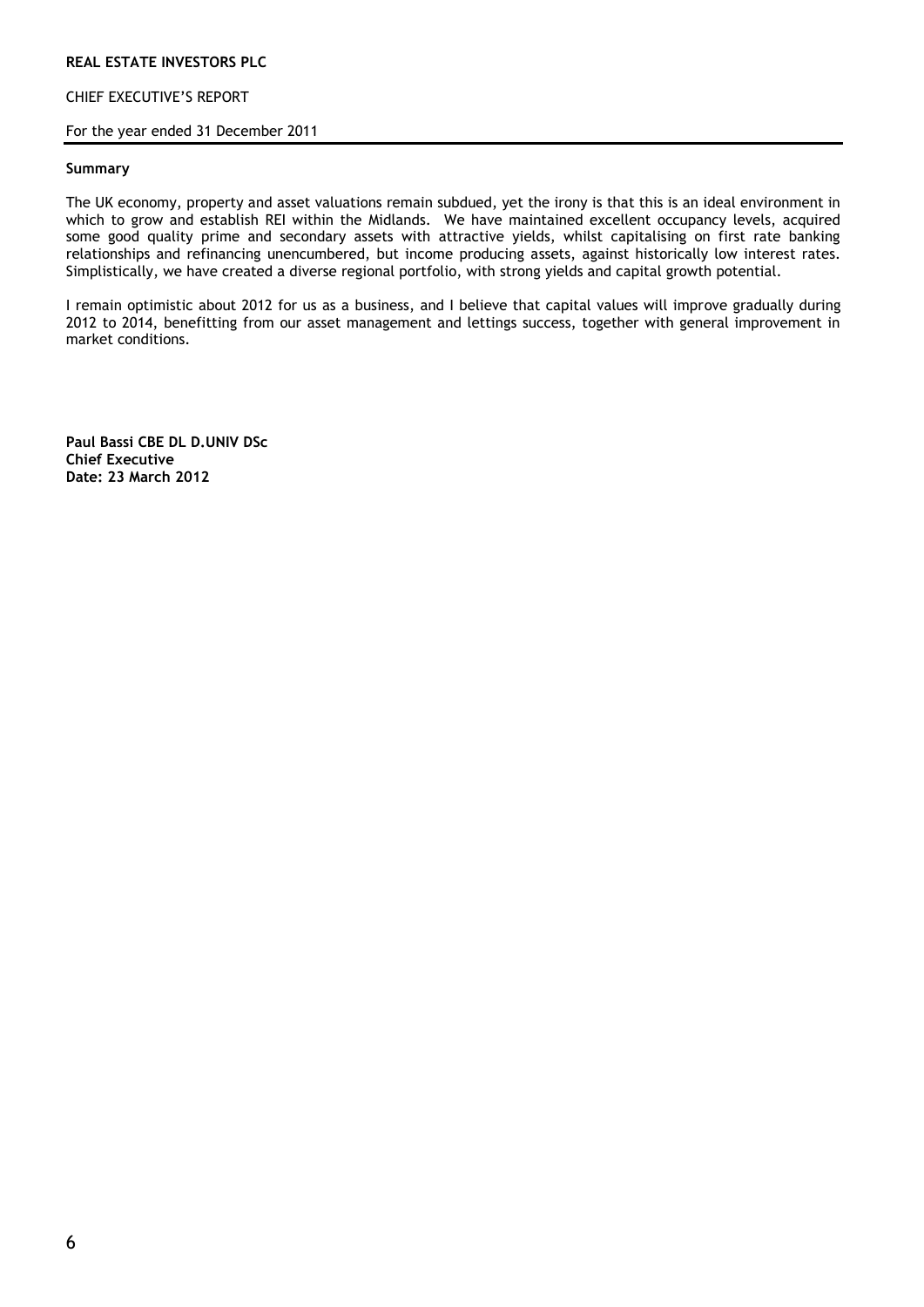**REAL ESTATE INVESTORS PLC**

CHIEF EXECUTIVE'S REPORT

For the year ended 31 December 2011

**Summary**

The UK economy, property and asset valuations remain subdued, yet the irony is that this is an ideal environment in which to grow and establish REI within the Midlands. We have maintained excellent occupancy levels, acquired some good quality prime and secondary assets with attractive yields, whilst capitalising on first rate banking relationships and refinancing unencumbered, but income producing assets, against historically low interest rates. Simplistically, we have created a diverse regional portfolio, with strong yields and capital growth potential.

I remain optimistic about 2012 for us as a business, and I believe that capital values will improve gradually during 2012 to 2014, benefitting from our asset management and lettings success, together with general improvement in market conditions.

**Paul Bassi CBE DL D.UNIV DSc**
**Chief Executive**
**Date: 23 March 2012**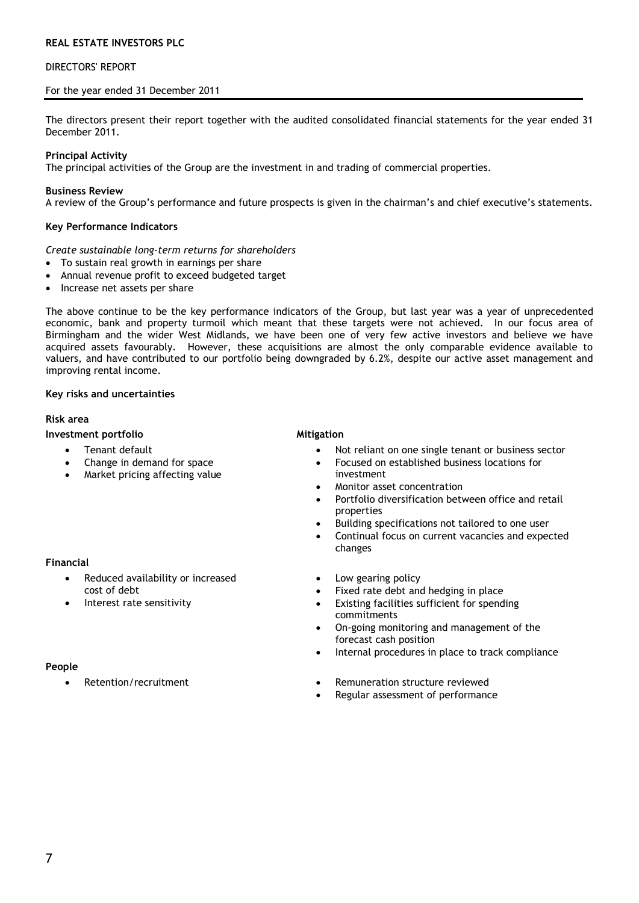**REAL ESTATE INVESTORS PLC**

DIRECTORS' REPORT

For the year ended 31 December 2011

The directors present their report together with the audited consolidated financial statements for the year ended 31 December 2011.

**Principal Activity**

The principal activities of the Group are the investment in and trading of commercial properties.

**Business Review**

A review of the Group's performance and future prospects is given in the chairman's and chief executive's statements.

**Key Performance Indicators**

*Create sustainable long-term returns for shareholders*

- To sustain real growth in earnings per share
- Annual revenue profit to exceed budgeted target
- Increase net assets per share

The above continue to be the key performance indicators of the Group, but last year was a year of unprecedented economic, bank and property turmoil which meant that these targets were not achieved. In our focus area of Birmingham and the wider West Midlands, we have been one of very few active investors and believe we have acquired assets favourably. However, these acquisitions are almost the only comparable evidence available to valuers, and have contributed to our portfolio being downgraded by 6.2%, despite our active asset management and improving rental income.

**Key risks and uncertainties**

| **Risk area** | **Mitigation** |
| --- | --- |
| **Investment portfolio**<br>• Tenant default<br>• Change in demand for space<br>• Market pricing affecting value | • Not reliant on one single tenant or business sector<br>• Focused on established business locations for investment<br>• Monitor asset concentration<br>• Portfolio diversification between office and retail properties<br>• Building specifications not tailored to one user<br>• Continual focus on current vacancies and expected changes |
| **Financial**<br>• Reduced availability or increased cost of debt<br>• Interest rate sensitivity | • Low gearing policy<br>• Fixed rate debt and hedging in place<br>• Existing facilities sufficient for spending commitments<br>• On-going monitoring and management of the forecast cash position<br>• Internal procedures in place to track compliance |
| **People**<br>• Retention/recruitment | • Remuneration structure reviewed<br>• Regular assessment of performance |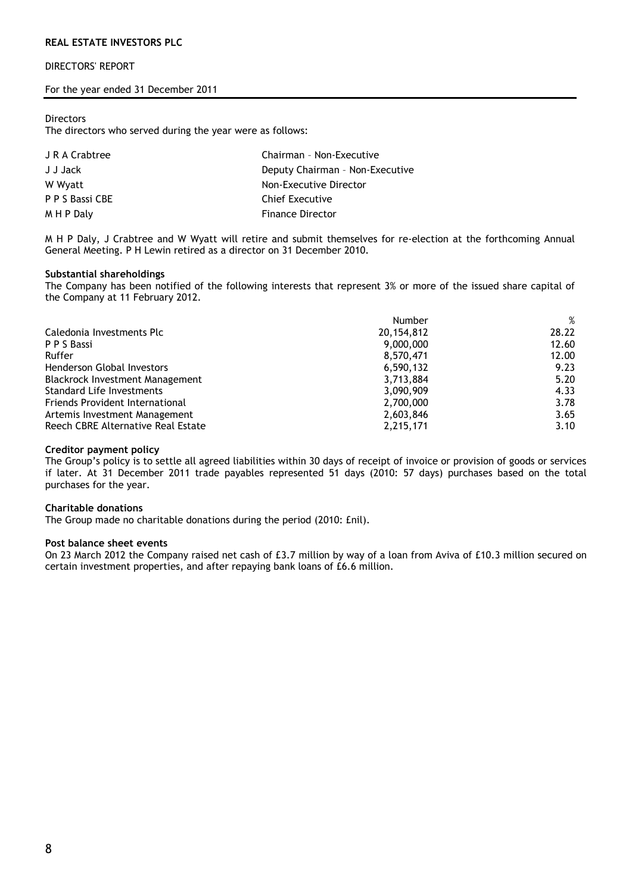REAL ESTATE INVESTORS PLC

DIRECTORS' REPORT

For the year ended 31 December 2011

Directors

The directors who served during the year were as follows:

| | |
|---|---|
| J R A Crabtree | Chairman – Non-Executive |
| J J Jack | Deputy Chairman – Non-Executive |
| W Wyatt | Non-Executive Director |
| P P S Bassi CBE | Chief Executive |
| M H P Daly | Finance Director |

M H P Daly, J Crabtree and W Wyatt will retire and submit themselves for re-election at the forthcoming Annual General Meeting. P H Lewin retired as a director on 31 December 2010.

**Substantial shareholdings**

The Company has been notified of the following interests that represent 3% or more of the issued share capital of the Company at 11 February 2012.

| | Number | % |
|---|---|---|
| Caledonia Investments Plc | 20,154,812 | 28.22 |
| P P S Bassi | 9,000,000 | 12.60 |
| Ruffer | 8,570,471 | 12.00 |
| Henderson Global Investors | 6,590,132 | 9.23 |
| Blackrock Investment Management | 3,713,884 | 5.20 |
| Standard Life Investments | 3,090,909 | 4.33 |
| Friends Provident International | 2,700,000 | 3.78 |
| Artemis Investment Management | 2,603,846 | 3.65 |
| Reech CBRE Alternative Real Estate | 2,215,171 | 3.10 |

**Creditor payment policy**

The Group's policy is to settle all agreed liabilities within 30 days of receipt of invoice or provision of goods or services if later. At 31 December 2011 trade payables represented 51 days (2010: 57 days) purchases based on the total purchases for the year.

**Charitable donations**

The Group made no charitable donations during the period (2010: £nil).

**Post balance sheet events**

On 23 March 2012 the Company raised net cash of £3.7 million by way of a loan from Aviva of £10.3 million secured on certain investment properties, and after repaying bank loans of £6.6 million.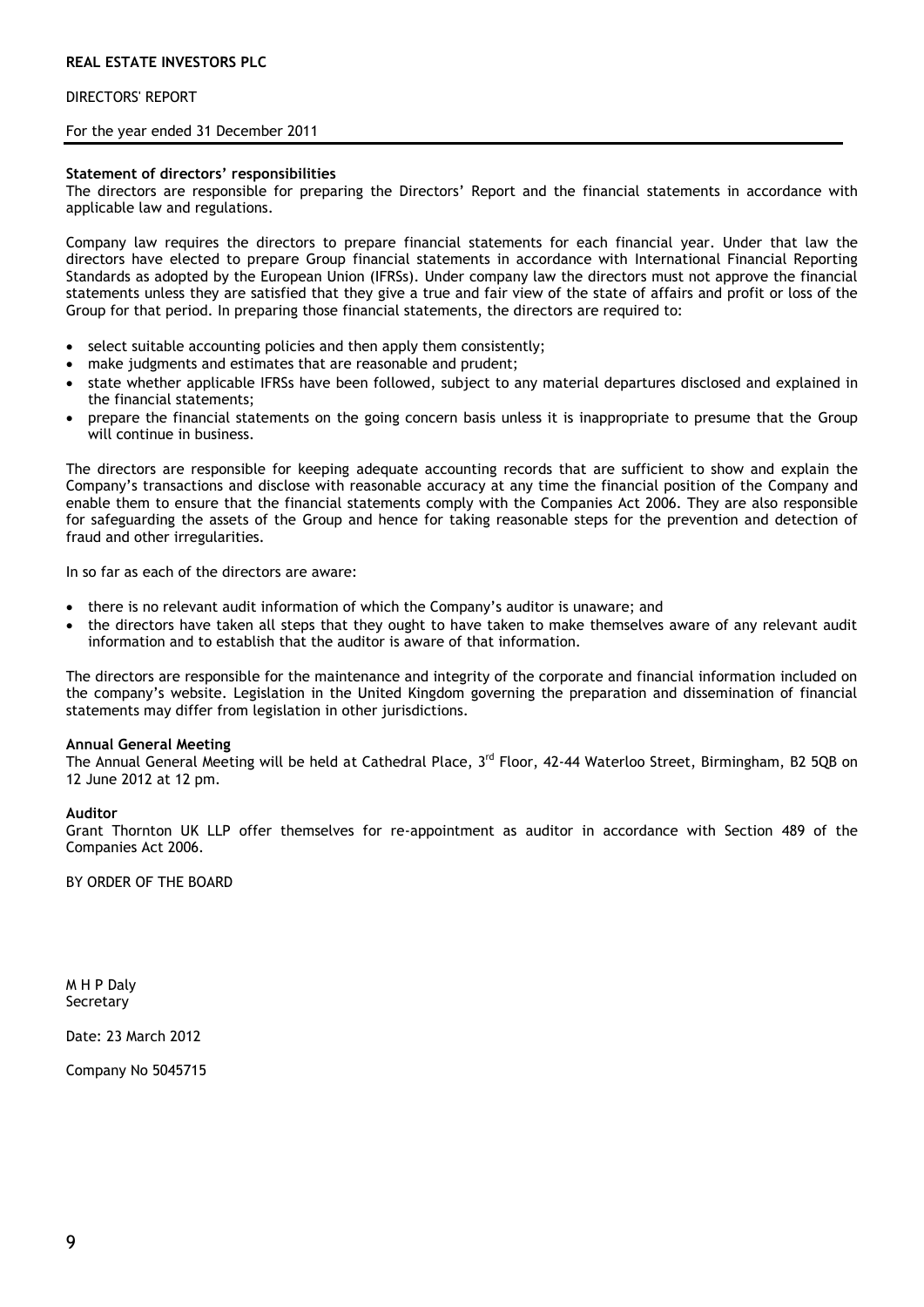**REAL ESTATE INVESTORS PLC**

DIRECTORS' REPORT

For the year ended 31 December 2011

**Statement of directors' responsibilities**

The directors are responsible for preparing the Directors' Report and the financial statements in accordance with applicable law and regulations.

Company law requires the directors to prepare financial statements for each financial year. Under that law the directors have elected to prepare Group financial statements in accordance with International Financial Reporting Standards as adopted by the European Union (IFRSs). Under company law the directors must not approve the financial statements unless they are satisfied that they give a true and fair view of the state of affairs and profit or loss of the Group for that period. In preparing those financial statements, the directors are required to:

- select suitable accounting policies and then apply them consistently;
- make judgments and estimates that are reasonable and prudent;
- state whether applicable IFRSs have been followed, subject to any material departures disclosed and explained in the financial statements;
- prepare the financial statements on the going concern basis unless it is inappropriate to presume that the Group will continue in business.

The directors are responsible for keeping adequate accounting records that are sufficient to show and explain the Company's transactions and disclose with reasonable accuracy at any time the financial position of the Company and enable them to ensure that the financial statements comply with the Companies Act 2006. They are also responsible for safeguarding the assets of the Group and hence for taking reasonable steps for the prevention and detection of fraud and other irregularities.

In so far as each of the directors are aware:

- there is no relevant audit information of which the Company's auditor is unaware; and
- the directors have taken all steps that they ought to have taken to make themselves aware of any relevant audit information and to establish that the auditor is aware of that information.

The directors are responsible for the maintenance and integrity of the corporate and financial information included on the company's website. Legislation in the United Kingdom governing the preparation and dissemination of financial statements may differ from legislation in other jurisdictions.

**Annual General Meeting**

The Annual General Meeting will be held at Cathedral Place, 3rd Floor, 42-44 Waterloo Street, Birmingham, B2 5QB on 12 June 2012 at 12 pm.

**Auditor**

Grant Thornton UK LLP offer themselves for re-appointment as auditor in accordance with Section 489 of the Companies Act 2006.

BY ORDER OF THE BOARD

M H P Daly
Secretary

Date: 23 March 2012

Company No 5045715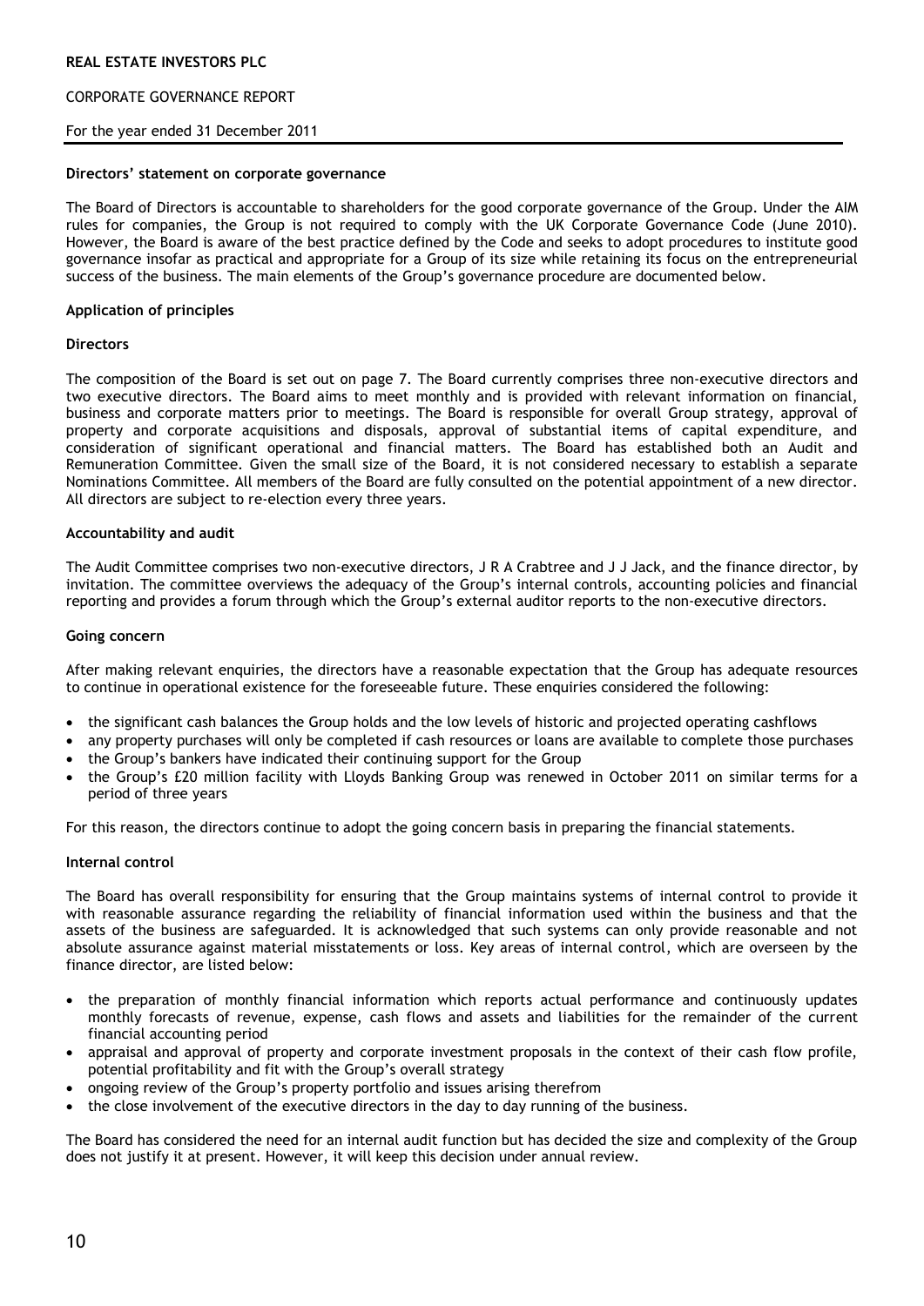# REAL ESTATE INVESTORS PLC

## CORPORATE GOVERNANCE REPORT

For the year ended 31 December 2011

### Directors' statement on corporate governance

The Board of Directors is accountable to shareholders for the good corporate governance of the Group. Under the AIM rules for companies, the Group is not required to comply with the UK Corporate Governance Code (June 2010). However, the Board is aware of the best practice defined by the Code and seeks to adopt procedures to institute good governance insofar as practical and appropriate for a Group of its size while retaining its focus on the entrepreneurial success of the business. The main elements of the Group's governance procedure are documented below.

### Application of principles

### Directors

The composition of the Board is set out on page 7. The Board currently comprises three non-executive directors and two executive directors. The Board aims to meet monthly and is provided with relevant information on financial, business and corporate matters prior to meetings. The Board is responsible for overall Group strategy, approval of property and corporate acquisitions and disposals, approval of substantial items of capital expenditure, and consideration of significant operational and financial matters. The Board has established both an Audit and Remuneration Committee. Given the small size of the Board, it is not considered necessary to establish a separate Nominations Committee. All members of the Board are fully consulted on the potential appointment of a new director. All directors are subject to re-election every three years.

### Accountability and audit

The Audit Committee comprises two non-executive directors, J R A Crabtree and J J Jack, and the finance director, by invitation. The committee overviews the adequacy of the Group's internal controls, accounting policies and financial reporting and provides a forum through which the Group's external auditor reports to the non-executive directors.

### Going concern

After making relevant enquiries, the directors have a reasonable expectation that the Group has adequate resources to continue in operational existence for the foreseeable future. These enquiries considered the following:

- the significant cash balances the Group holds and the low levels of historic and projected operating cashflows
- any property purchases will only be completed if cash resources or loans are available to complete those purchases
- the Group's bankers have indicated their continuing support for the Group
- the Group's £20 million facility with Lloyds Banking Group was renewed in October 2011 on similar terms for a period of three years

For this reason, the directors continue to adopt the going concern basis in preparing the financial statements.

### Internal control

The Board has overall responsibility for ensuring that the Group maintains systems of internal control to provide it with reasonable assurance regarding the reliability of financial information used within the business and that the assets of the business are safeguarded. It is acknowledged that such systems can only provide reasonable and not absolute assurance against material misstatements or loss. Key areas of internal control, which are overseen by the finance director, are listed below:

- the preparation of monthly financial information which reports actual performance and continuously updates monthly forecasts of revenue, expense, cash flows and assets and liabilities for the remainder of the current financial accounting period
- appraisal and approval of property and corporate investment proposals in the context of their cash flow profile, potential profitability and fit with the Group's overall strategy
- ongoing review of the Group's property portfolio and issues arising therefrom
- the close involvement of the executive directors in the day to day running of the business.

The Board has considered the need for an internal audit function but has decided the size and complexity of the Group does not justify it at present. However, it will keep this decision under annual review.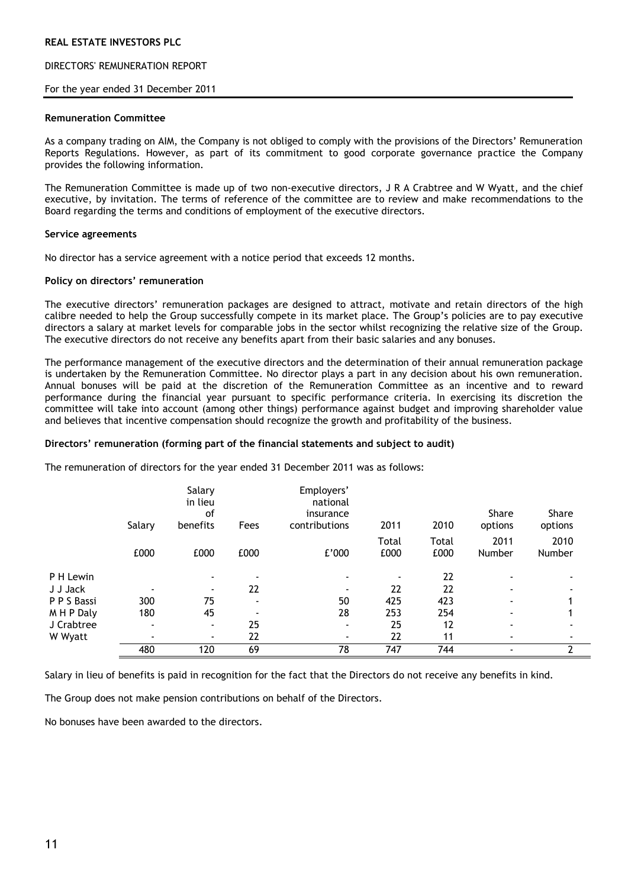REAL ESTATE INVESTORS PLC

DIRECTORS' REMUNERATION REPORT

For the year ended 31 December 2011

**Remuneration Committee**

As a company trading on AIM, the Company is not obliged to comply with the provisions of the Directors' Remuneration Reports Regulations. However, as part of its commitment to good corporate governance practice the Company provides the following information.

The Remuneration Committee is made up of two non-executive directors, J R A Crabtree and W Wyatt, and the chief executive, by invitation. The terms of reference of the committee are to review and make recommendations to the Board regarding the terms and conditions of employment of the executive directors.

**Service agreements**

No director has a service agreement with a notice period that exceeds 12 months.

**Policy on directors' remuneration**

The executive directors' remuneration packages are designed to attract, motivate and retain directors of the high calibre needed to help the Group successfully compete in its market place. The Group's policies are to pay executive directors a salary at market levels for comparable jobs in the sector whilst recognizing the relative size of the Group. The executive directors do not receive any benefits apart from their basic salaries and any bonuses.

The performance management of the executive directors and the determination of their annual remuneration package is undertaken by the Remuneration Committee. No director plays a part in any decision about his own remuneration. Annual bonuses will be paid at the discretion of the Remuneration Committee as an incentive and to reward performance during the financial year pursuant to specific performance criteria. In exercising its discretion the committee will take into account (among other things) performance against budget and improving shareholder value and believes that incentive compensation should recognize the growth and profitability of the business.

**Directors' remuneration (forming part of the financial statements and subject to audit)**

The remuneration of directors for the year ended 31 December 2011 was as follows:

| | Salary | Salary in lieu of benefits | Fees | Employers' national insurance contributions | 2011 | 2010 | Share options | Share options |
|---|---|---|---|---|---|---|---|---|
| | £000 | £000 | £000 | £'000 | Total £000 | Total £000 | 2011 Number | 2010 Number |
| P H Lewin | | - | - | - | - | 22 | - | - |
| J J Jack | - | - | 22 | - | 22 | 22 | - | - |
| P P S Bassi | 300 | 75 | - | 50 | 425 | 423 | - | 1 |
| M H P Daly | 180 | 45 | - | 28 | 253 | 254 | - | 1 |
| J Crabtree | - | - | 25 | - | 25 | 12 | - | - |
| W Wyatt | - | - | 22 | - | 22 | 11 | - | - |
| | 480 | 120 | 69 | 78 | 747 | 744 | - | 2 |

Salary in lieu of benefits is paid in recognition for the fact that the Directors do not receive any benefits in kind.

The Group does not make pension contributions on behalf of the Directors.

No bonuses have been awarded to the directors.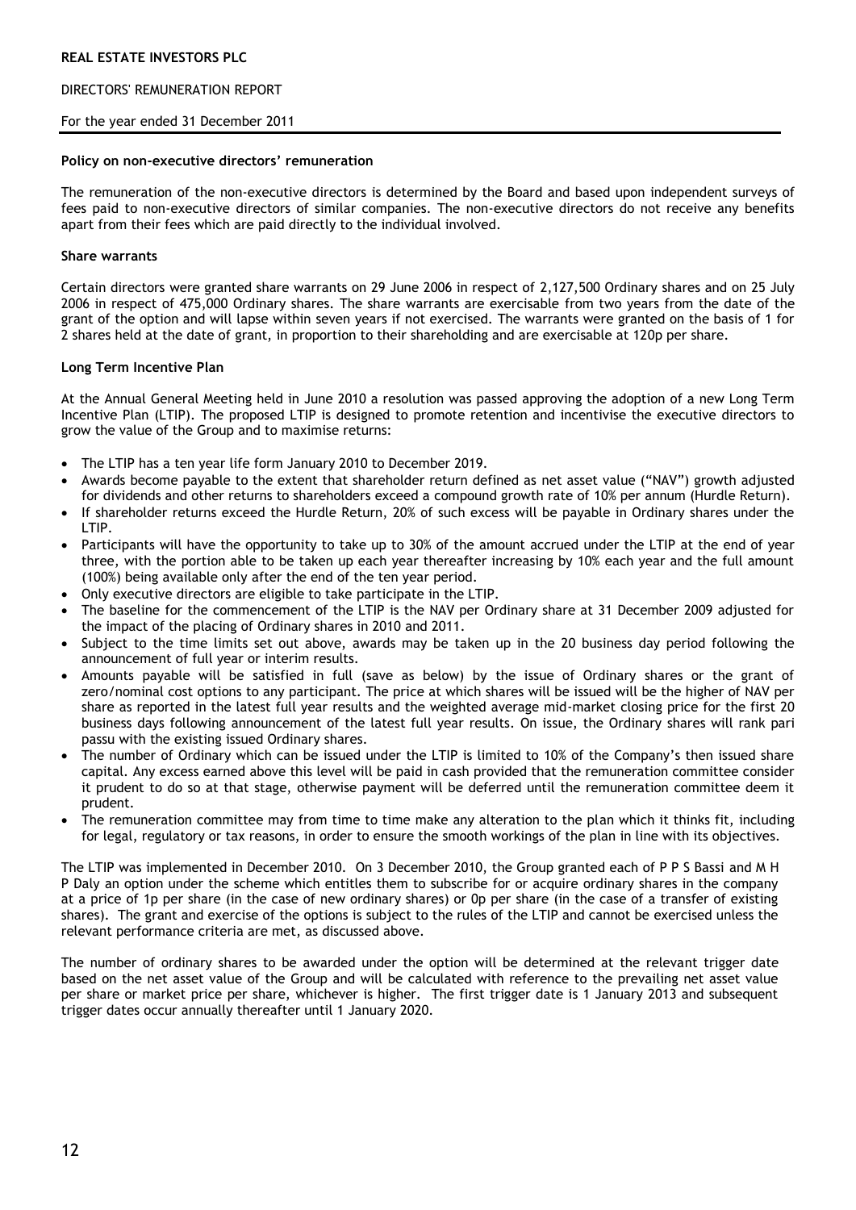**Policy on non-executive directors' remuneration**

The remuneration of the non-executive directors is determined by the Board and based upon independent surveys of fees paid to non-executive directors of similar companies. The non-executive directors do not receive any benefits apart from their fees which are paid directly to the individual involved.

**Share warrants**

Certain directors were granted share warrants on 29 June 2006 in respect of 2,127,500 Ordinary shares and on 25 July 2006 in respect of 475,000 Ordinary shares. The share warrants are exercisable from two years from the date of the grant of the option and will lapse within seven years if not exercised. The warrants were granted on the basis of 1 for 2 shares held at the date of grant, in proportion to their shareholding and are exercisable at 120p per share.

**Long Term Incentive Plan**

At the Annual General Meeting held in June 2010 a resolution was passed approving the adoption of a new Long Term Incentive Plan (LTIP). The proposed LTIP is designed to promote retention and incentivise the executive directors to grow the value of the Group and to maximise returns:

- The LTIP has a ten year life form January 2010 to December 2019.
- Awards become payable to the extent that shareholder return defined as net asset value ("NAV") growth adjusted for dividends and other returns to shareholders exceed a compound growth rate of 10% per annum (Hurdle Return).
- If shareholder returns exceed the Hurdle Return, 20% of such excess will be payable in Ordinary shares under the LTIP.
- Participants will have the opportunity to take up to 30% of the amount accrued under the LTIP at the end of year three, with the portion able to be taken up each year thereafter increasing by 10% each year and the full amount (100%) being available only after the end of the ten year period.
- Only executive directors are eligible to take participate in the LTIP.
- The baseline for the commencement of the LTIP is the NAV per Ordinary share at 31 December 2009 adjusted for the impact of the placing of Ordinary shares in 2010 and 2011.
- Subject to the time limits set out above, awards may be taken up in the 20 business day period following the announcement of full year or interim results.
- Amounts payable will be satisfied in full (save as below) by the issue of Ordinary shares or the grant of zero/nominal cost options to any participant. The price at which shares will be issued will be the higher of NAV per share as reported in the latest full year results and the weighted average mid-market closing price for the first 20 business days following announcement of the latest full year results. On issue, the Ordinary shares will rank pari passu with the existing issued Ordinary shares.
- The number of Ordinary which can be issued under the LTIP is limited to 10% of the Company's then issued share capital. Any excess earned above this level will be paid in cash provided that the remuneration committee consider it prudent to do so at that stage, otherwise payment will be deferred until the remuneration committee deem it prudent.
- The remuneration committee may from time to time make any alteration to the plan which it thinks fit, including for legal, regulatory or tax reasons, in order to ensure the smooth workings of the plan in line with its objectives.

The LTIP was implemented in December 2010. On 3 December 2010, the Group granted each of P P S Bassi and M H P Daly an option under the scheme which entitles them to subscribe for or acquire ordinary shares in the company at a price of 1p per share (in the case of new ordinary shares) or 0p per share (in the case of a transfer of existing shares). The grant and exercise of the options is subject to the rules of the LTIP and cannot be exercised unless the relevant performance criteria are met, as discussed above.

The number of ordinary shares to be awarded under the option will be determined at the relevant trigger date based on the net asset value of the Group and will be calculated with reference to the prevailing net asset value per share or market price per share, whichever is higher. The first trigger date is 1 January 2013 and subsequent trigger dates occur annually thereafter until 1 January 2020.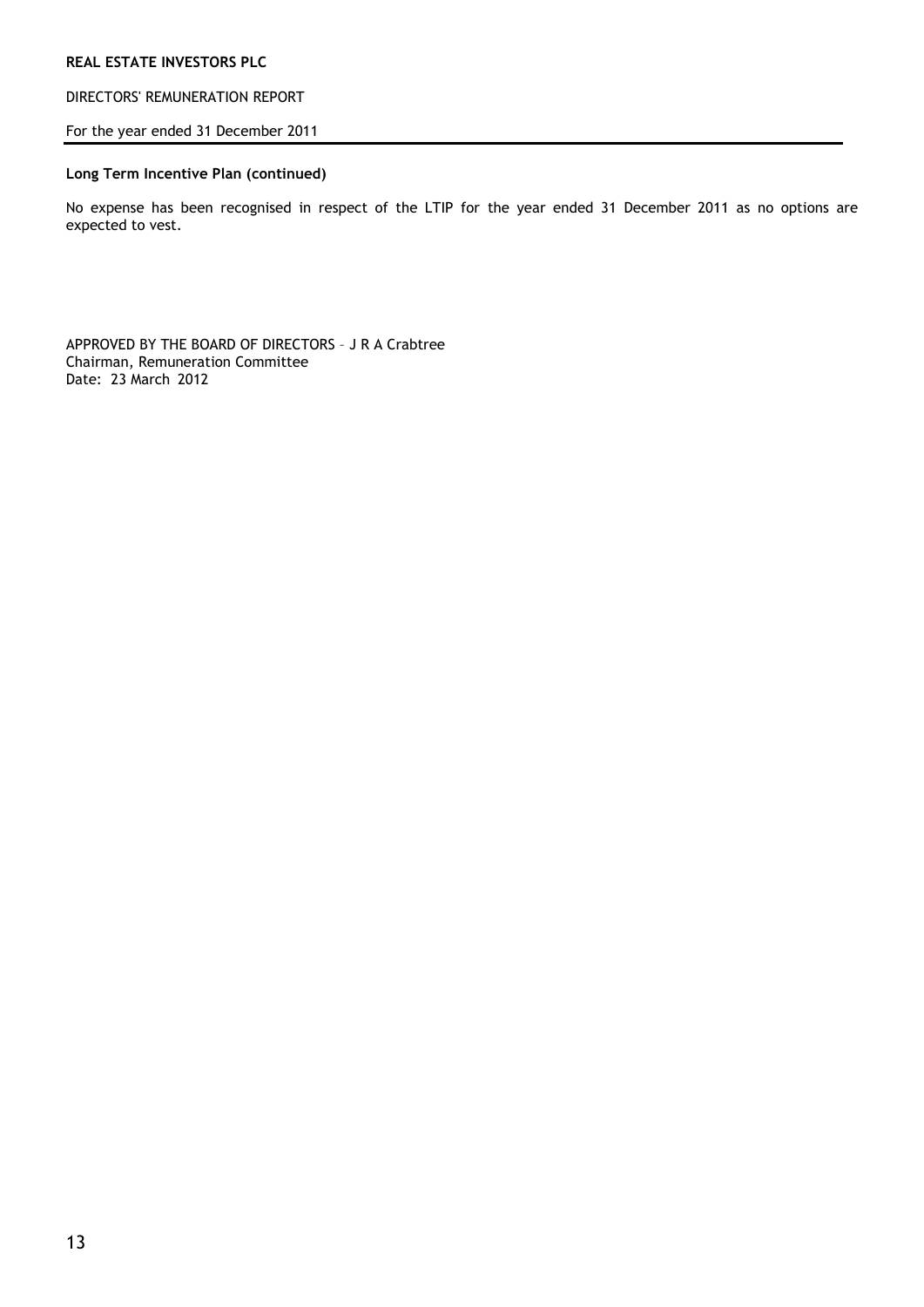**Long Term Incentive Plan (continued)**

No expense has been recognised in respect of the LTIP for the year ended 31 December 2011 as no options are expected to vest.

APPROVED BY THE BOARD OF DIRECTORS – J R A Crabtree
Chairman, Remuneration Committee
Date: 23 March 2012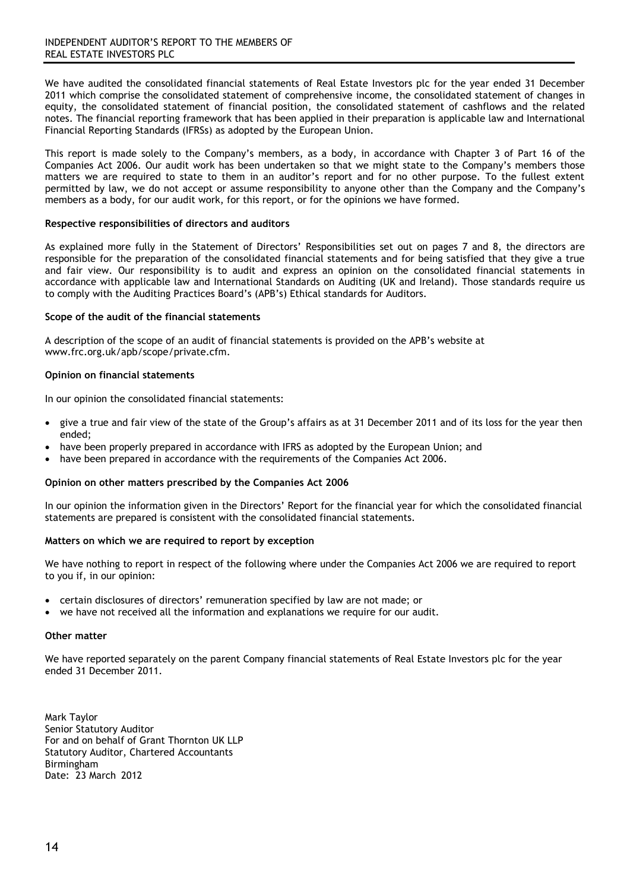# INDEPENDENT AUDITOR'S REPORT TO THE MEMBERS OF REAL ESTATE INVESTORS PLC

We have audited the consolidated financial statements of Real Estate Investors plc for the year ended 31 December 2011 which comprise the consolidated statement of comprehensive income, the consolidated statement of changes in equity, the consolidated statement of financial position, the consolidated statement of cashflows and the related notes. The financial reporting framework that has been applied in their preparation is applicable law and International Financial Reporting Standards (IFRSs) as adopted by the European Union.

This report is made solely to the Company's members, as a body, in accordance with Chapter 3 of Part 16 of the Companies Act 2006. Our audit work has been undertaken so that we might state to the Company's members those matters we are required to state to them in an auditor's report and for no other purpose. To the fullest extent permitted by law, we do not accept or assume responsibility to anyone other than the Company and the Company's members as a body, for our audit work, for this report, or for the opinions we have formed.

**Respective responsibilities of directors and auditors**

As explained more fully in the Statement of Directors' Responsibilities set out on pages 7 and 8, the directors are responsible for the preparation of the consolidated financial statements and for being satisfied that they give a true and fair view. Our responsibility is to audit and express an opinion on the consolidated financial statements in accordance with applicable law and International Standards on Auditing (UK and Ireland). Those standards require us to comply with the Auditing Practices Board's (APB's) Ethical standards for Auditors.

**Scope of the audit of the financial statements**

A description of the scope of an audit of financial statements is provided on the APB's website at www.frc.org.uk/apb/scope/private.cfm.

**Opinion on financial statements**

In our opinion the consolidated financial statements:

- give a true and fair view of the state of the Group's affairs as at 31 December 2011 and of its loss for the year then ended;
- have been properly prepared in accordance with IFRS as adopted by the European Union; and
- have been prepared in accordance with the requirements of the Companies Act 2006.

**Opinion on other matters prescribed by the Companies Act 2006**

In our opinion the information given in the Directors' Report for the financial year for which the consolidated financial statements are prepared is consistent with the consolidated financial statements.

**Matters on which we are required to report by exception**

We have nothing to report in respect of the following where under the Companies Act 2006 we are required to report to you if, in our opinion:

- certain disclosures of directors' remuneration specified by law are not made; or
- we have not received all the information and explanations we require for our audit.

**Other matter**

We have reported separately on the parent Company financial statements of Real Estate Investors plc for the year ended 31 December 2011.

Mark Taylor
Senior Statutory Auditor
For and on behalf of Grant Thornton UK LLP
Statutory Auditor, Chartered Accountants
Birmingham
Date: 23 March 2012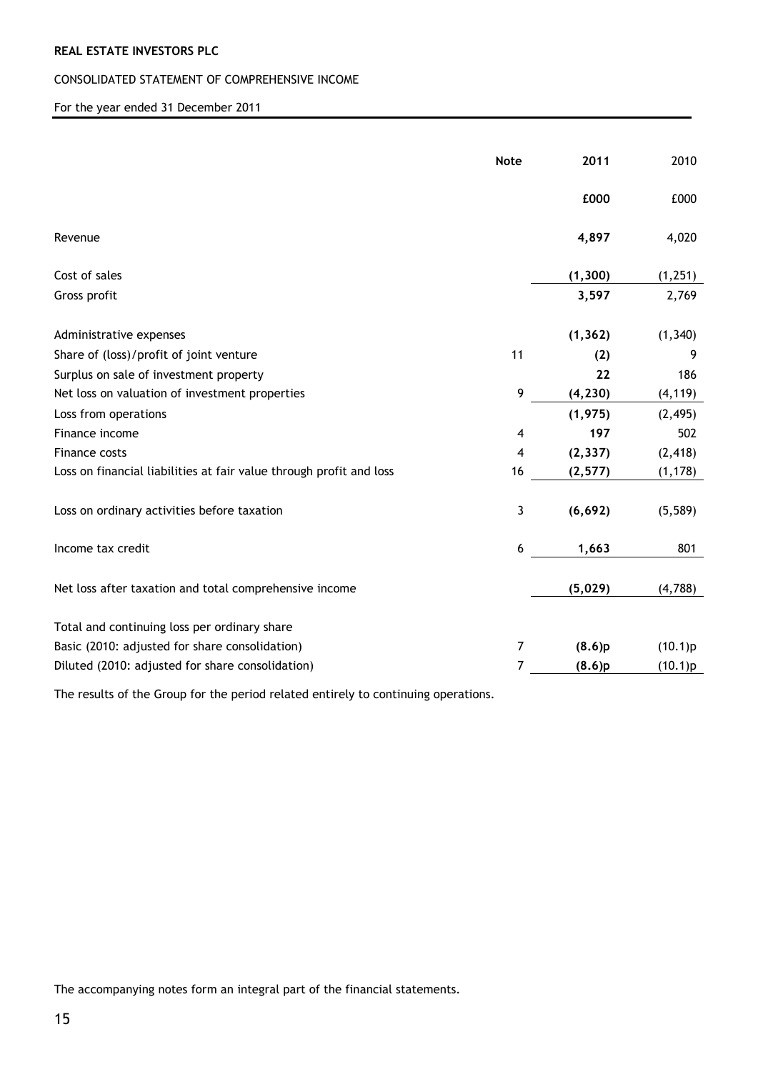**REAL ESTATE INVESTORS PLC**

CONSOLIDATED STATEMENT OF COMPREHENSIVE INCOME

For the year ended 31 December 2011

| | **Note** | **2011** | 2010 |
|---|---|---|---|
| | | **£000** | £000 |
| Revenue | | **4,897** | 4,020 |
| Cost of sales | | **(1,300)** | (1,251) |
| Gross profit | | **3,597** | 2,769 |
| Administrative expenses | | **(1,362)** | (1,340) |
| Share of (loss)/profit of joint venture | 11 | **(2)** | 9 |
| Surplus on sale of investment property | | **22** | 186 |
| Net loss on valuation of investment properties | 9 | **(4,230)** | (4,119) |
| Loss from operations | | **(1,975)** | (2,495) |
| Finance income | 4 | **197** | 502 |
| Finance costs | 4 | **(2,337)** | (2,418) |
| Loss on financial liabilities at fair value through profit and loss | 16 | **(2,577)** | (1,178) |
| Loss on ordinary activities before taxation | 3 | **(6,692)** | (5,589) |
| Income tax credit | 6 | **1,663** | 801 |
| Net loss after taxation and total comprehensive income | | **(5,029)** | (4,788) |
| Total and continuing loss per ordinary share | | | |
| Basic (2010: adjusted for share consolidation) | 7 | **(8.6)p** | (10.1)p |
| Diluted (2010: adjusted for share consolidation) | 7 | **(8.6)p** | (10.1)p |

The results of the Group for the period related entirely to continuing operations.

The accompanying notes form an integral part of the financial statements.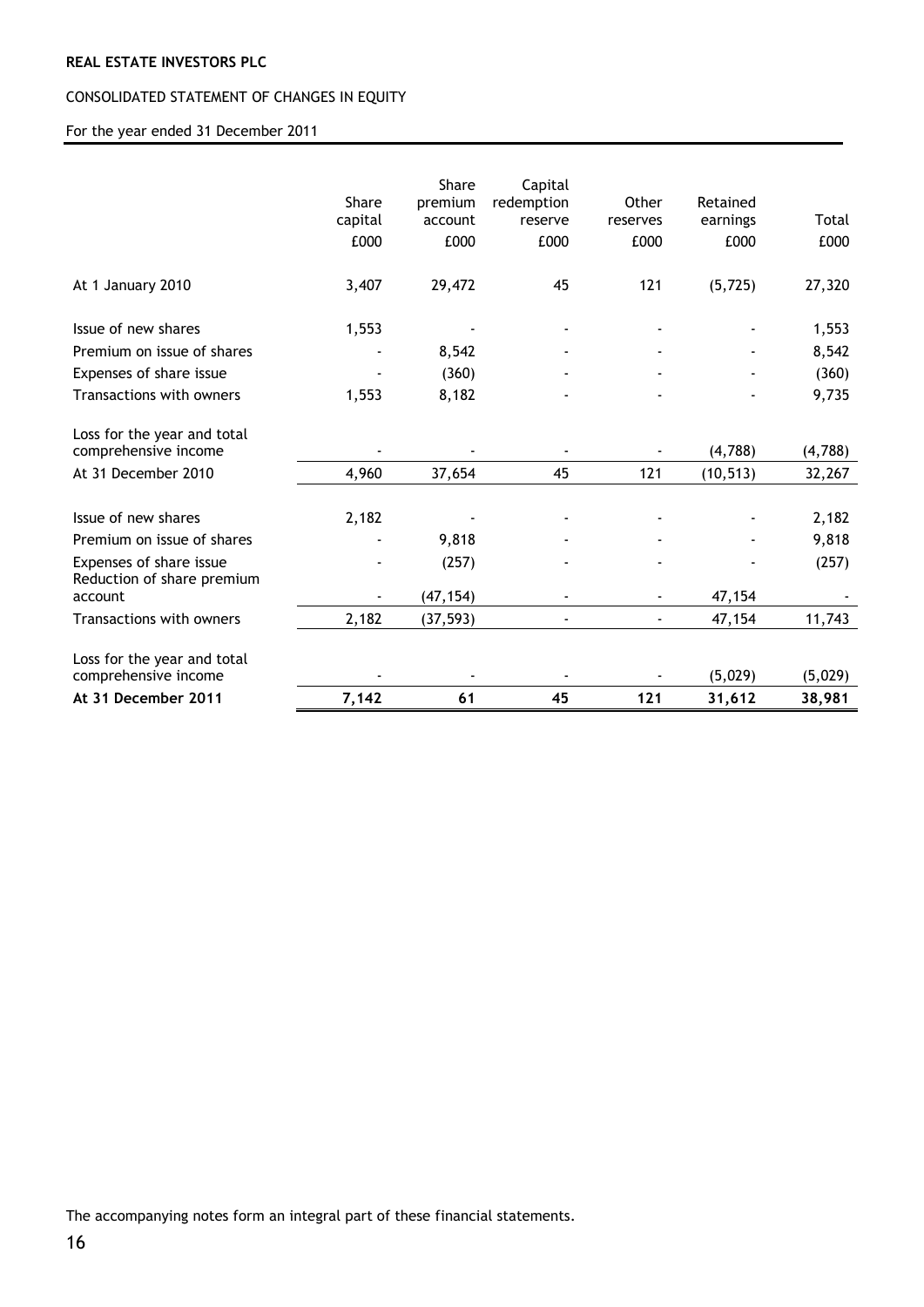**REAL ESTATE INVESTORS PLC**

CONSOLIDATED STATEMENT OF CHANGES IN EQUITY

For the year ended 31 December 2011

| | Share capital £000 | Share premium account £000 | Capital redemption reserve £000 | Other reserves £000 | Retained earnings £000 | Total £000 |
|---|---|---|---|---|---|---|
| At 1 January 2010 | 3,407 | 29,472 | 45 | 121 | (5,725) | 27,320 |
| Issue of new shares | 1,553 | - | - | - | - | 1,553 |
| Premium on issue of shares | - | 8,542 | - | - | - | 8,542 |
| Expenses of share issue | - | (360) | - | - | - | (360) |
| Transactions with owners | 1,553 | 8,182 | - | - | - | 9,735 |
| Loss for the year and total comprehensive income | - | - | - | - | (4,788) | (4,788) |
| At 31 December 2010 | 4,960 | 37,654 | 45 | 121 | (10,513) | 32,267 |
| Issue of new shares | 2,182 | - | - | - | - | 2,182 |
| Premium on issue of shares | - | 9,818 | - | - | - | 9,818 |
| Expenses of share issue | - | (257) | - | - | - | (257) |
| Reduction of share premium account | - | (47,154) | - | - | 47,154 | - |
| Transactions with owners | 2,182 | (37,593) | - | - | 47,154 | 11,743 |
| Loss for the year and total comprehensive income | - | - | - | - | (5,029) | (5,029) |
| **At 31 December 2011** | **7,142** | **61** | **45** | **121** | **31,612** | **38,981** |

The accompanying notes form an integral part of these financial statements.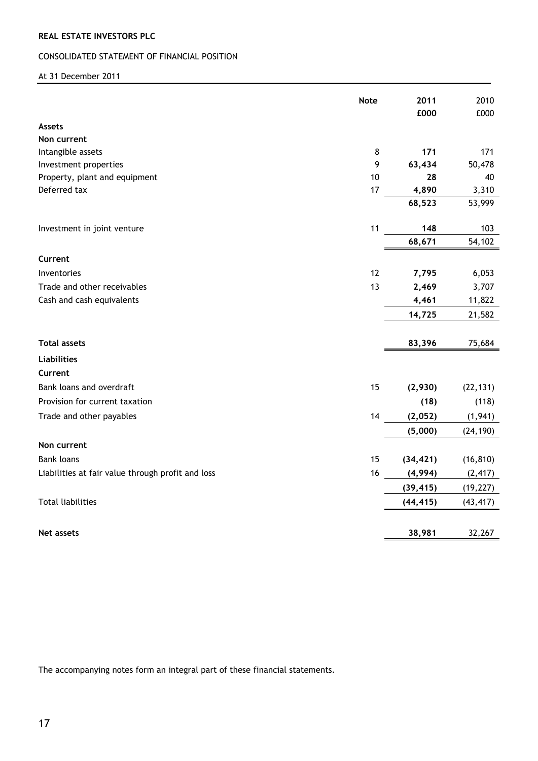**REAL ESTATE INVESTORS PLC**

CONSOLIDATED STATEMENT OF FINANCIAL POSITION

At 31 December 2011

| | Note | 2011 £000 | 2010 £000 |
|---|---|---|---|
| **Assets** | | | |
| **Non current** | | | |
| Intangible assets | 8 | **171** | 171 |
| Investment properties | 9 | **63,434** | 50,478 |
| Property, plant and equipment | 10 | **28** | 40 |
| Deferred tax | 17 | **4,890** | 3,310 |
| | | **68,523** | 53,999 |
| Investment in joint venture | 11 | **148** | 103 |
| | | **68,671** | 54,102 |
| **Current** | | | |
| Inventories | 12 | **7,795** | 6,053 |
| Trade and other receivables | 13 | **2,469** | 3,707 |
| Cash and cash equivalents | | **4,461** | 11,822 |
| | | **14,725** | 21,582 |
| **Total assets** | | **83,396** | 75,684 |
| **Liabilities** | | | |
| **Current** | | | |
| Bank loans and overdraft | 15 | **(2,930)** | (22,131) |
| Provision for current taxation | | **(18)** | (118) |
| Trade and other payables | 14 | **(2,052)** | (1,941) |
| | | **(5,000)** | (24,190) |
| **Non current** | | | |
| Bank loans | 15 | **(34,421)** | (16,810) |
| Liabilities at fair value through profit and loss | 16 | **(4,994)** | (2,417) |
| | | **(39,415)** | (19,227) |
| Total liabilities | | **(44,415)** | (43,417) |
| **Net assets** | | **38,981** | 32,267 |

The accompanying notes form an integral part of these financial statements.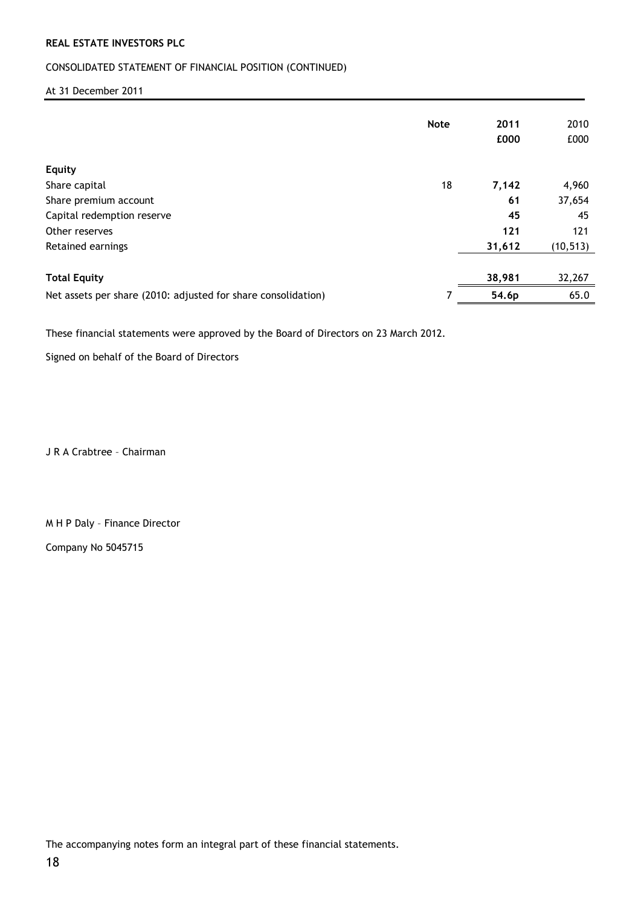**REAL ESTATE INVESTORS PLC**

CONSOLIDATED STATEMENT OF FINANCIAL POSITION (CONTINUED)

At 31 December 2011

| | Note | 2011 £000 | 2010 £000 |
|---|---|---|---|
| **Equity** | | | |
| Share capital | 18 | **7,142** | 4,960 |
| Share premium account | | **61** | 37,654 |
| Capital redemption reserve | | **45** | 45 |
| Other reserves | | **121** | 121 |
| Retained earnings | | **31,612** | (10,513) |
| **Total Equity** | | **38,981** | 32,267 |
| Net assets per share (2010: adjusted for share consolidation) | 7 | **54.6p** | 65.0 |

These financial statements were approved by the Board of Directors on 23 March 2012.

Signed on behalf of the Board of Directors

J R A Crabtree – Chairman

M H P Daly – Finance Director

Company No 5045715

The accompanying notes form an integral part of these financial statements.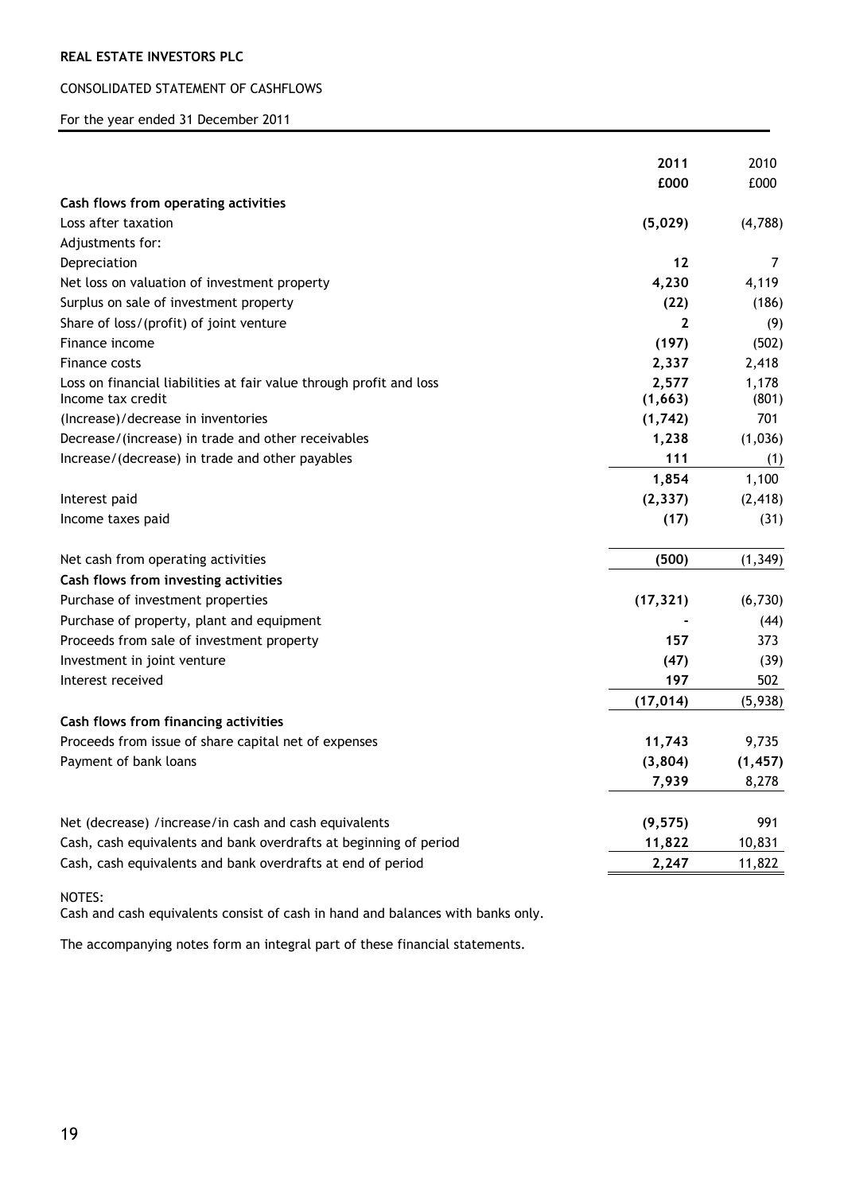**REAL ESTATE INVESTORS PLC**

CONSOLIDATED STATEMENT OF CASHFLOWS

For the year ended 31 December 2011

| | 2011<br>£000 | 2010<br>£000 |
|---|---|---|
| **Cash flows from operating activities** | | |
| Loss after taxation | **(5,029)** | (4,788) |
| Adjustments for: | | |
| Depreciation | **12** | 7 |
| Net loss on valuation of investment property | **4,230** | 4,119 |
| Surplus on sale of investment property | **(22)** | (186) |
| Share of loss/(profit) of joint venture | **2** | (9) |
| Finance income | **(197)** | (502) |
| Finance costs | **2,337** | 2,418 |
| Loss on financial liabilities at fair value through profit and loss | **2,577** | 1,178 |
| Income tax credit | **(1,663)** | (801) |
| (Increase)/decrease in inventories | **(1,742)** | 701 |
| Decrease/(increase) in trade and other receivables | **1,238** | (1,036) |
| Increase/(decrease) in trade and other payables | **111** | (1) |
| | **1,854** | 1,100 |
| Interest paid | **(2,337)** | (2,418) |
| Income taxes paid | **(17)** | (31) |
| | | |
| Net cash from operating activities | **(500)** | (1,349) |
| **Cash flows from investing activities** | | |
| Purchase of investment properties | **(17,321)** | (6,730) |
| Purchase of property, plant and equipment | **-** | (44) |
| Proceeds from sale of investment property | **157** | 373 |
| Investment in joint venture | **(47)** | (39) |
| Interest received | **197** | 502 |
| | **(17,014)** | (5,938) |
| **Cash flows from financing activities** | | |
| Proceeds from issue of share capital net of expenses | **11,743** | 9,735 |
| Payment of bank loans | **(3,804)** | **(1,457)** |
| | **7,939** | 8,278 |
| | | |
| Net (decrease) /increase/in cash and cash equivalents | **(9,575)** | 991 |
| Cash, cash equivalents and bank overdrafts at beginning of period | **11,822** | 10,831 |
| Cash, cash equivalents and bank overdrafts at end of period | **2,247** | 11,822 |

NOTES:
Cash and cash equivalents consist of cash in hand and balances with banks only.

The accompanying notes form an integral part of these financial statements.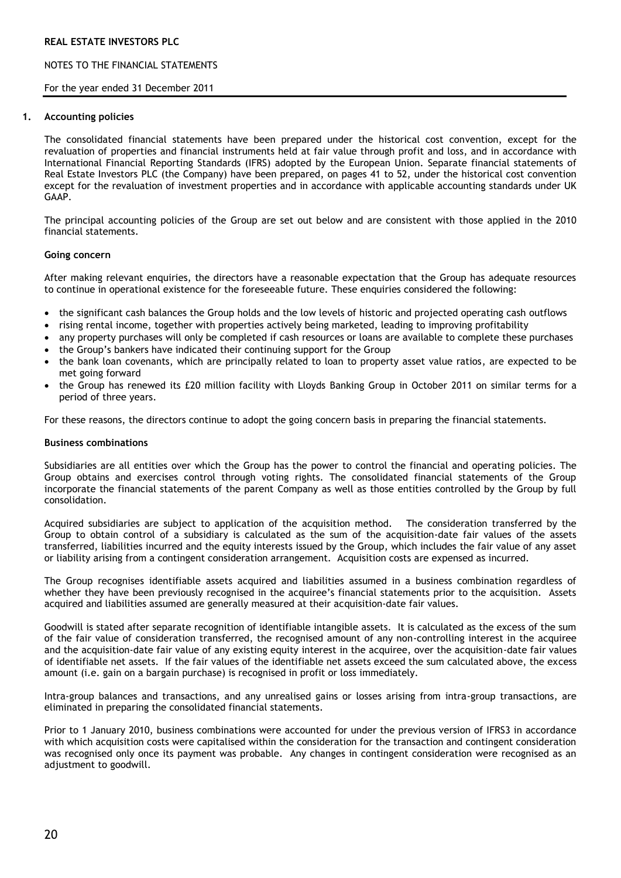## 1. Accounting policies

The consolidated financial statements have been prepared under the historical cost convention, except for the revaluation of properties and financial instruments held at fair value through profit and loss, and in accordance with International Financial Reporting Standards (IFRS) adopted by the European Union. Separate financial statements of Real Estate Investors PLC (the Company) have been prepared, on pages 41 to 52, under the historical cost convention except for the revaluation of investment properties and in accordance with applicable accounting standards under UK GAAP.

The principal accounting policies of the Group are set out below and are consistent with those applied in the 2010 financial statements.

### Going concern

After making relevant enquiries, the directors have a reasonable expectation that the Group has adequate resources to continue in operational existence for the foreseeable future. These enquiries considered the following:

- the significant cash balances the Group holds and the low levels of historic and projected operating cash outflows
- rising rental income, together with properties actively being marketed, leading to improving profitability
- any property purchases will only be completed if cash resources or loans are available to complete these purchases
- the Group's bankers have indicated their continuing support for the Group
- the bank loan covenants, which are principally related to loan to property asset value ratios, are expected to be met going forward
- the Group has renewed its £20 million facility with Lloyds Banking Group in October 2011 on similar terms for a period of three years.

For these reasons, the directors continue to adopt the going concern basis in preparing the financial statements.

### Business combinations

Subsidiaries are all entities over which the Group has the power to control the financial and operating policies. The Group obtains and exercises control through voting rights. The consolidated financial statements of the Group incorporate the financial statements of the parent Company as well as those entities controlled by the Group by full consolidation.

Acquired subsidiaries are subject to application of the acquisition method. The consideration transferred by the Group to obtain control of a subsidiary is calculated as the sum of the acquisition-date fair values of the assets transferred, liabilities incurred and the equity interests issued by the Group, which includes the fair value of any asset or liability arising from a contingent consideration arrangement. Acquisition costs are expensed as incurred.

The Group recognises identifiable assets acquired and liabilities assumed in a business combination regardless of whether they have been previously recognised in the acquiree's financial statements prior to the acquisition. Assets acquired and liabilities assumed are generally measured at their acquisition-date fair values.

Goodwill is stated after separate recognition of identifiable intangible assets. It is calculated as the excess of the sum of the fair value of consideration transferred, the recognised amount of any non-controlling interest in the acquiree and the acquisition-date fair value of any existing equity interest in the acquiree, over the acquisition-date fair values of identifiable net assets. If the fair values of the identifiable net assets exceed the sum calculated above, the excess amount (i.e. gain on a bargain purchase) is recognised in profit or loss immediately.

Intra-group balances and transactions, and any unrealised gains or losses arising from intra-group transactions, are eliminated in preparing the consolidated financial statements.

Prior to 1 January 2010, business combinations were accounted for under the previous version of IFRS3 in accordance with which acquisition costs were capitalised within the consideration for the transaction and contingent consideration was recognised only once its payment was probable. Any changes in contingent consideration were recognised as an adjustment to goodwill.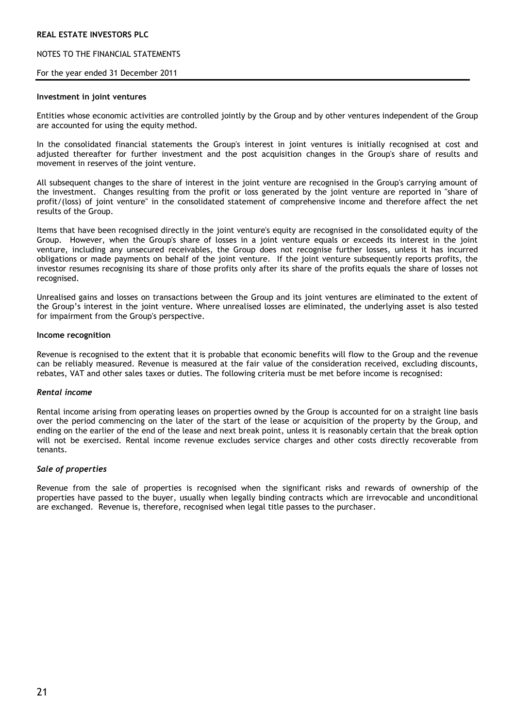**Investment in joint ventures**

Entities whose economic activities are controlled jointly by the Group and by other ventures independent of the Group are accounted for using the equity method.

In the consolidated financial statements the Group's interest in joint ventures is initially recognised at cost and adjusted thereafter for further investment and the post acquisition changes in the Group's share of results and movement in reserves of the joint venture.

All subsequent changes to the share of interest in the joint venture are recognised in the Group's carrying amount of the investment. Changes resulting from the profit or loss generated by the joint venture are reported in "share of profit/(loss) of joint venture" in the consolidated statement of comprehensive income and therefore affect the net results of the Group.

Items that have been recognised directly in the joint venture's equity are recognised in the consolidated equity of the Group. However, when the Group's share of losses in a joint venture equals or exceeds its interest in the joint venture, including any unsecured receivables, the Group does not recognise further losses, unless it has incurred obligations or made payments on behalf of the joint venture. If the joint venture subsequently reports profits, the investor resumes recognising its share of those profits only after its share of the profits equals the share of losses not recognised.

Unrealised gains and losses on transactions between the Group and its joint ventures are eliminated to the extent of the Group's interest in the joint venture. Where unrealised losses are eliminated, the underlying asset is also tested for impairment from the Group's perspective.

**Income recognition**

Revenue is recognised to the extent that it is probable that economic benefits will flow to the Group and the revenue can be reliably measured. Revenue is measured at the fair value of the consideration received, excluding discounts, rebates, VAT and other sales taxes or duties. The following criteria must be met before income is recognised:

***Rental income***

Rental income arising from operating leases on properties owned by the Group is accounted for on a straight line basis over the period commencing on the later of the start of the lease or acquisition of the property by the Group, and ending on the earlier of the end of the lease and next break point, unless it is reasonably certain that the break option will not be exercised. Rental income revenue excludes service charges and other costs directly recoverable from tenants.

***Sale of properties***

Revenue from the sale of properties is recognised when the significant risks and rewards of ownership of the properties have passed to the buyer, usually when legally binding contracts which are irrevocable and unconditional are exchanged. Revenue is, therefore, recognised when legal title passes to the purchaser.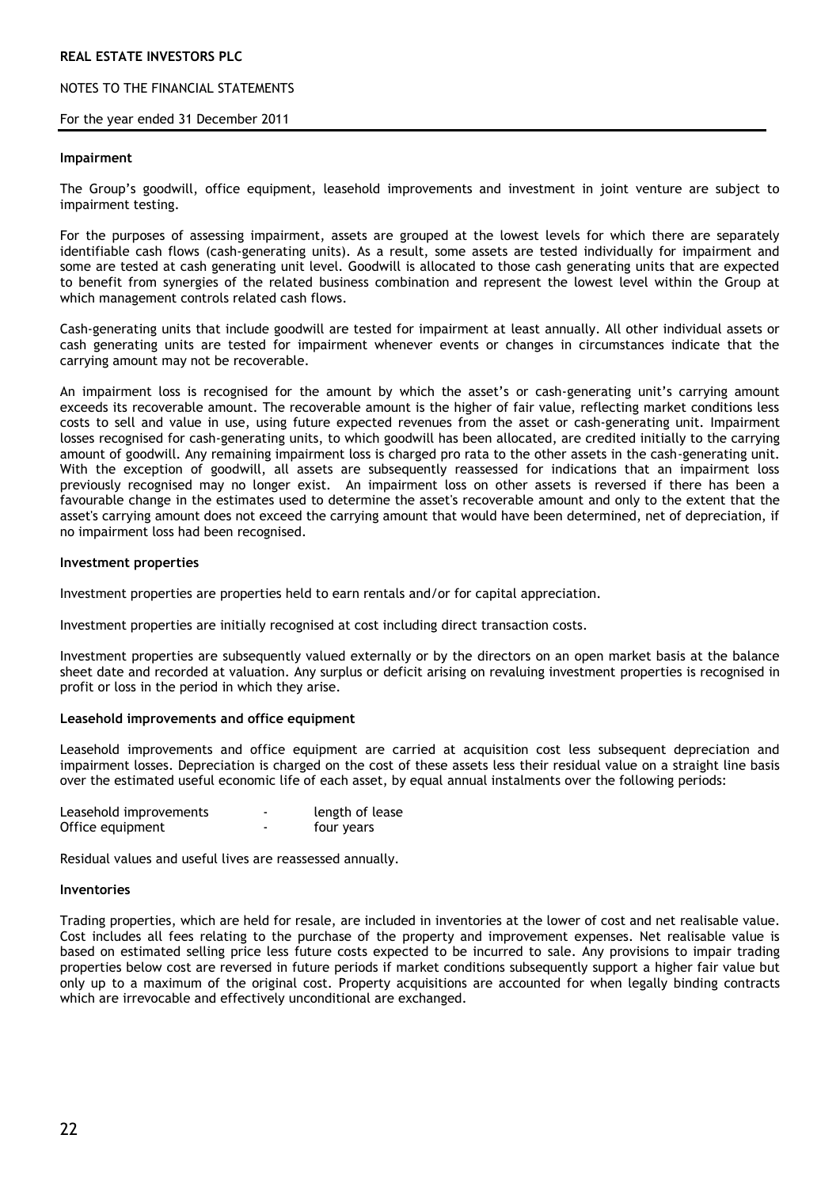### Impairment

The Group's goodwill, office equipment, leasehold improvements and investment in joint venture are subject to impairment testing.

For the purposes of assessing impairment, assets are grouped at the lowest levels for which there are separately identifiable cash flows (cash-generating units). As a result, some assets are tested individually for impairment and some are tested at cash generating unit level. Goodwill is allocated to those cash generating units that are expected to benefit from synergies of the related business combination and represent the lowest level within the Group at which management controls related cash flows.

Cash-generating units that include goodwill are tested for impairment at least annually. All other individual assets or cash generating units are tested for impairment whenever events or changes in circumstances indicate that the carrying amount may not be recoverable.

An impairment loss is recognised for the amount by which the asset's or cash-generating unit's carrying amount exceeds its recoverable amount. The recoverable amount is the higher of fair value, reflecting market conditions less costs to sell and value in use, using future expected revenues from the asset or cash-generating unit. Impairment losses recognised for cash-generating units, to which goodwill has been allocated, are credited initially to the carrying amount of goodwill. Any remaining impairment loss is charged pro rata to the other assets in the cash-generating unit. With the exception of goodwill, all assets are subsequently reassessed for indications that an impairment loss previously recognised may no longer exist. An impairment loss on other assets is reversed if there has been a favourable change in the estimates used to determine the asset's recoverable amount and only to the extent that the asset's carrying amount does not exceed the carrying amount that would have been determined, net of depreciation, if no impairment loss had been recognised.

### Investment properties

Investment properties are properties held to earn rentals and/or for capital appreciation.

Investment properties are initially recognised at cost including direct transaction costs.

Investment properties are subsequently valued externally or by the directors on an open market basis at the balance sheet date and recorded at valuation. Any surplus or deficit arising on revaluing investment properties is recognised in profit or loss in the period in which they arise.

### Leasehold improvements and office equipment

Leasehold improvements and office equipment are carried at acquisition cost less subsequent depreciation and impairment losses. Depreciation is charged on the cost of these assets less their residual value on a straight line basis over the estimated useful economic life of each asset, by equal annual instalments over the following periods:

| | | |
|---|---|---|
| Leasehold improvements | - | length of lease |
| Office equipment | - | four years |

Residual values and useful lives are reassessed annually.

### Inventories

Trading properties, which are held for resale, are included in inventories at the lower of cost and net realisable value. Cost includes all fees relating to the purchase of the property and improvement expenses. Net realisable value is based on estimated selling price less future costs expected to be incurred to sale. Any provisions to impair trading properties below cost are reversed in future periods if market conditions subsequently support a higher fair value but only up to a maximum of the original cost. Property acquisitions are accounted for when legally binding contracts which are irrevocable and effectively unconditional are exchanged.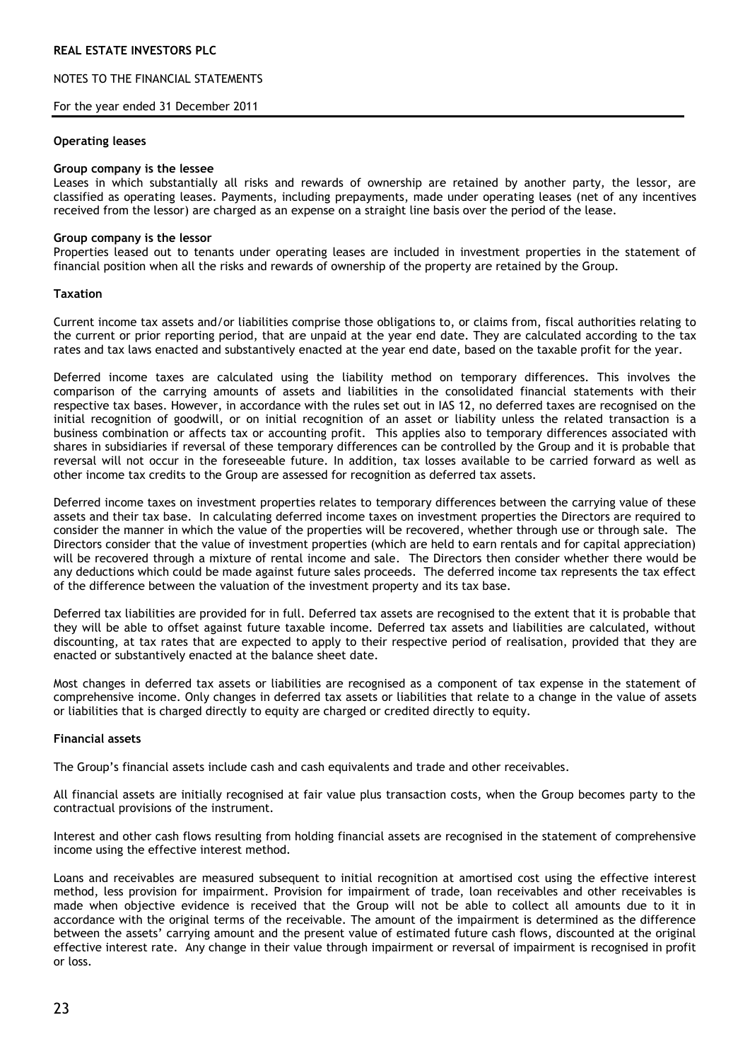### Operating leases

**Group company is the lessee**

Leases in which substantially all risks and rewards of ownership are retained by another party, the lessor, are classified as operating leases. Payments, including prepayments, made under operating leases (net of any incentives received from the lessor) are charged as an expense on a straight line basis over the period of the lease.

**Group company is the lessor**

Properties leased out to tenants under operating leases are included in investment properties in the statement of financial position when all the risks and rewards of ownership of the property are retained by the Group.

### Taxation

Current income tax assets and/or liabilities comprise those obligations to, or claims from, fiscal authorities relating to the current or prior reporting period, that are unpaid at the year end date. They are calculated according to the tax rates and tax laws enacted and substantively enacted at the year end date, based on the taxable profit for the year.

Deferred income taxes are calculated using the liability method on temporary differences. This involves the comparison of the carrying amounts of assets and liabilities in the consolidated financial statements with their respective tax bases. However, in accordance with the rules set out in IAS 12, no deferred taxes are recognised on the initial recognition of goodwill, or on initial recognition of an asset or liability unless the related transaction is a business combination or affects tax or accounting profit. This applies also to temporary differences associated with shares in subsidiaries if reversal of these temporary differences can be controlled by the Group and it is probable that reversal will not occur in the foreseeable future. In addition, tax losses available to be carried forward as well as other income tax credits to the Group are assessed for recognition as deferred tax assets.

Deferred income taxes on investment properties relates to temporary differences between the carrying value of these assets and their tax base. In calculating deferred income taxes on investment properties the Directors are required to consider the manner in which the value of the properties will be recovered, whether through use or through sale. The Directors consider that the value of investment properties (which are held to earn rentals and for capital appreciation) will be recovered through a mixture of rental income and sale. The Directors then consider whether there would be any deductions which could be made against future sales proceeds. The deferred income tax represents the tax effect of the difference between the valuation of the investment property and its tax base.

Deferred tax liabilities are provided for in full. Deferred tax assets are recognised to the extent that it is probable that they will be able to offset against future taxable income. Deferred tax assets and liabilities are calculated, without discounting, at tax rates that are expected to apply to their respective period of realisation, provided that they are enacted or substantively enacted at the balance sheet date.

Most changes in deferred tax assets or liabilities are recognised as a component of tax expense in the statement of comprehensive income. Only changes in deferred tax assets or liabilities that relate to a change in the value of assets or liabilities that is charged directly to equity are charged or credited directly to equity.

### Financial assets

The Group's financial assets include cash and cash equivalents and trade and other receivables.

All financial assets are initially recognised at fair value plus transaction costs, when the Group becomes party to the contractual provisions of the instrument.

Interest and other cash flows resulting from holding financial assets are recognised in the statement of comprehensive income using the effective interest method.

Loans and receivables are measured subsequent to initial recognition at amortised cost using the effective interest method, less provision for impairment. Provision for impairment of trade, loan receivables and other receivables is made when objective evidence is received that the Group will not be able to collect all amounts due to it in accordance with the original terms of the receivable. The amount of the impairment is determined as the difference between the assets' carrying amount and the present value of estimated future cash flows, discounted at the original effective interest rate. Any change in their value through impairment or reversal of impairment is recognised in profit or loss.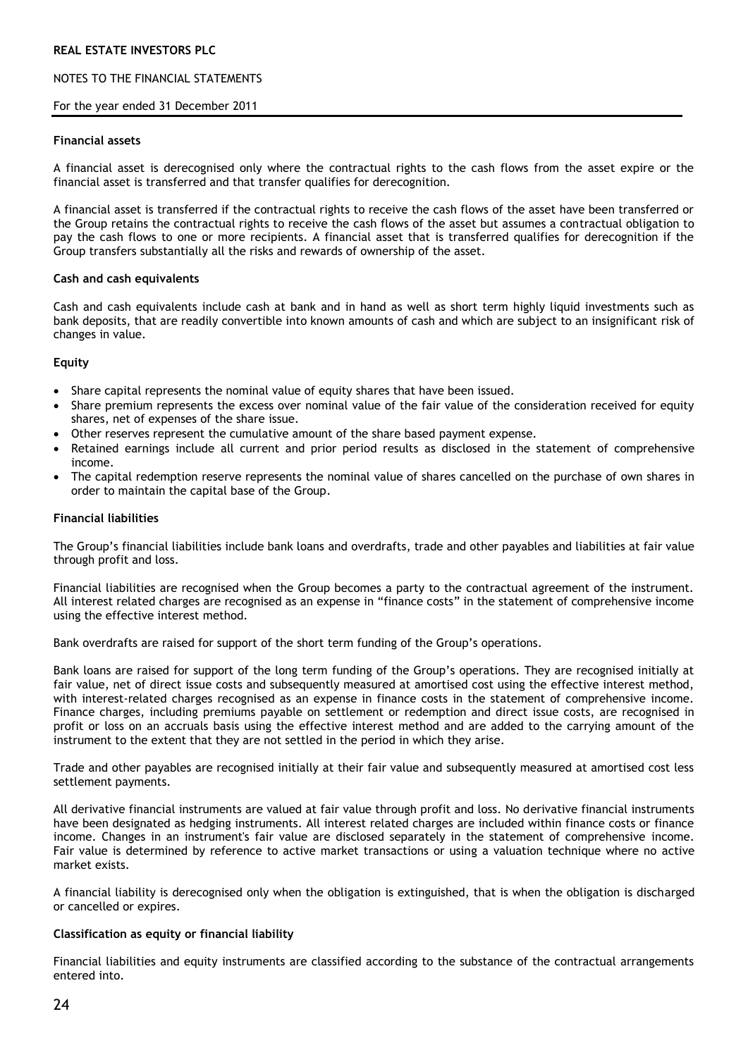**Financial assets**

A financial asset is derecognised only where the contractual rights to the cash flows from the asset expire or the financial asset is transferred and that transfer qualifies for derecognition.

A financial asset is transferred if the contractual rights to receive the cash flows of the asset have been transferred or the Group retains the contractual rights to receive the cash flows of the asset but assumes a contractual obligation to pay the cash flows to one or more recipients. A financial asset that is transferred qualifies for derecognition if the Group transfers substantially all the risks and rewards of ownership of the asset.

**Cash and cash equivalents**

Cash and cash equivalents include cash at bank and in hand as well as short term highly liquid investments such as bank deposits, that are readily convertible into known amounts of cash and which are subject to an insignificant risk of changes in value.

**Equity**

- Share capital represents the nominal value of equity shares that have been issued.
- Share premium represents the excess over nominal value of the fair value of the consideration received for equity shares, net of expenses of the share issue.
- Other reserves represent the cumulative amount of the share based payment expense.
- Retained earnings include all current and prior period results as disclosed in the statement of comprehensive income.
- The capital redemption reserve represents the nominal value of shares cancelled on the purchase of own shares in order to maintain the capital base of the Group.

**Financial liabilities**

The Group's financial liabilities include bank loans and overdrafts, trade and other payables and liabilities at fair value through profit and loss.

Financial liabilities are recognised when the Group becomes a party to the contractual agreement of the instrument. All interest related charges are recognised as an expense in "finance costs" in the statement of comprehensive income using the effective interest method.

Bank overdrafts are raised for support of the short term funding of the Group's operations.

Bank loans are raised for support of the long term funding of the Group's operations. They are recognised initially at fair value, net of direct issue costs and subsequently measured at amortised cost using the effective interest method, with interest-related charges recognised as an expense in finance costs in the statement of comprehensive income. Finance charges, including premiums payable on settlement or redemption and direct issue costs, are recognised in profit or loss on an accruals basis using the effective interest method and are added to the carrying amount of the instrument to the extent that they are not settled in the period in which they arise.

Trade and other payables are recognised initially at their fair value and subsequently measured at amortised cost less settlement payments.

All derivative financial instruments are valued at fair value through profit and loss. No derivative financial instruments have been designated as hedging instruments. All interest related charges are included within finance costs or finance income. Changes in an instrument's fair value are disclosed separately in the statement of comprehensive income. Fair value is determined by reference to active market transactions or using a valuation technique where no active market exists.

A financial liability is derecognised only when the obligation is extinguished, that is when the obligation is discharged or cancelled or expires.

**Classification as equity or financial liability**

Financial liabilities and equity instruments are classified according to the substance of the contractual arrangements entered into.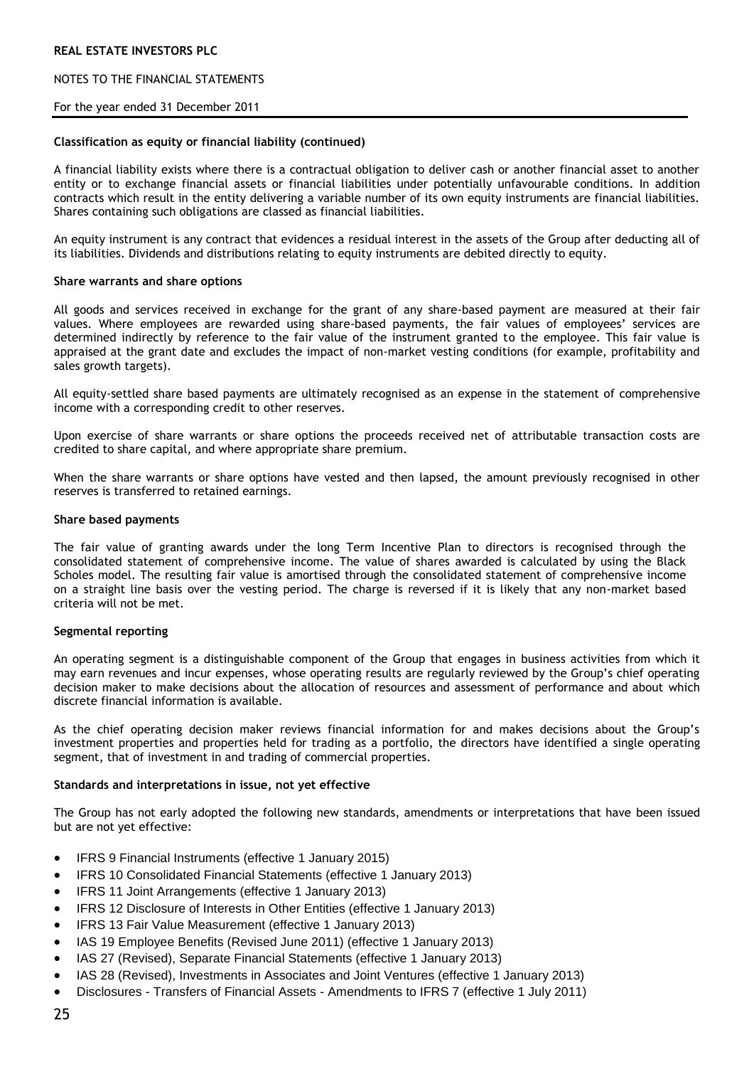#### Classification as equity or financial liability (continued)

A financial liability exists where there is a contractual obligation to deliver cash or another financial asset to another entity or to exchange financial assets or financial liabilities under potentially unfavourable conditions. In addition contracts which result in the entity delivering a variable number of its own equity instruments are financial liabilities. Shares containing such obligations are classed as financial liabilities.

An equity instrument is any contract that evidences a residual interest in the assets of the Group after deducting all of its liabilities. Dividends and distributions relating to equity instruments are debited directly to equity.

#### Share warrants and share options

All goods and services received in exchange for the grant of any share-based payment are measured at their fair values. Where employees are rewarded using share-based payments, the fair values of employees' services are determined indirectly by reference to the fair value of the instrument granted to the employee. This fair value is appraised at the grant date and excludes the impact of non-market vesting conditions (for example, profitability and sales growth targets).

All equity-settled share based payments are ultimately recognised as an expense in the statement of comprehensive income with a corresponding credit to other reserves.

Upon exercise of share warrants or share options the proceeds received net of attributable transaction costs are credited to share capital, and where appropriate share premium.

When the share warrants or share options have vested and then lapsed, the amount previously recognised in other reserves is transferred to retained earnings.

#### Share based payments

The fair value of granting awards under the long Term Incentive Plan to directors is recognised through the consolidated statement of comprehensive income. The value of shares awarded is calculated by using the Black Scholes model. The resulting fair value is amortised through the consolidated statement of comprehensive income on a straight line basis over the vesting period. The charge is reversed if it is likely that any non-market based criteria will not be met.

#### Segmental reporting

An operating segment is a distinguishable component of the Group that engages in business activities from which it may earn revenues and incur expenses, whose operating results are regularly reviewed by the Group's chief operating decision maker to make decisions about the allocation of resources and assessment of performance and about which discrete financial information is available.

As the chief operating decision maker reviews financial information for and makes decisions about the Group's investment properties and properties held for trading as a portfolio, the directors have identified a single operating segment, that of investment in and trading of commercial properties.

#### Standards and interpretations in issue, not yet effective

The Group has not early adopted the following new standards, amendments or interpretations that have been issued but are not yet effective:

- IFRS 9 Financial Instruments (effective 1 January 2015)
- IFRS 10 Consolidated Financial Statements (effective 1 January 2013)
- IFRS 11 Joint Arrangements (effective 1 January 2013)
- IFRS 12 Disclosure of Interests in Other Entities (effective 1 January 2013)
- IFRS 13 Fair Value Measurement (effective 1 January 2013)
- IAS 19 Employee Benefits (Revised June 2011) (effective 1 January 2013)
- IAS 27 (Revised), Separate Financial Statements (effective 1 January 2013)
- IAS 28 (Revised), Investments in Associates and Joint Ventures (effective 1 January 2013)
- Disclosures - Transfers of Financial Assets - Amendments to IFRS 7 (effective 1 July 2011)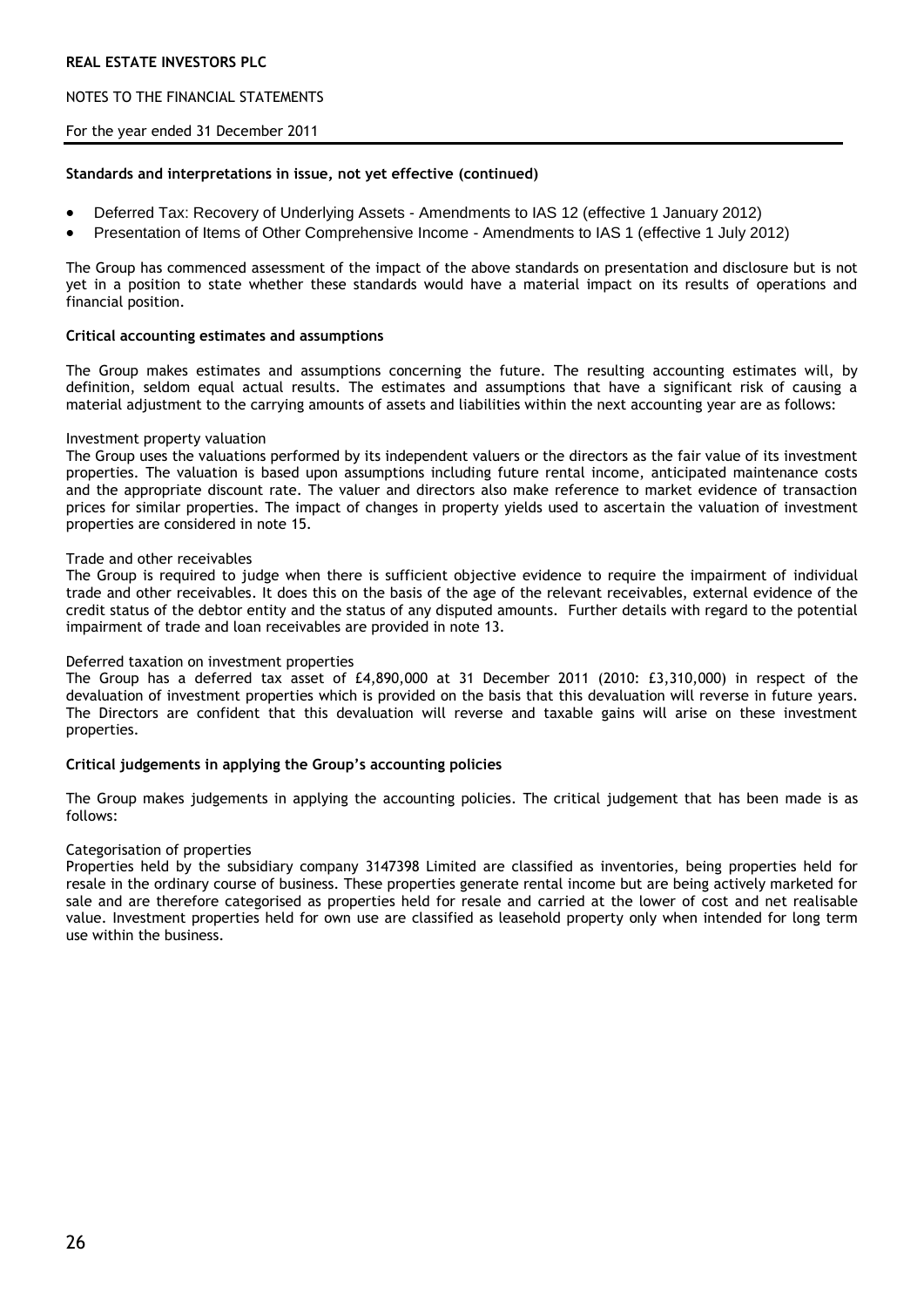**Standards and interpretations in issue, not yet effective (continued)**

- Deferred Tax: Recovery of Underlying Assets - Amendments to IAS 12 (effective 1 January 2012)
- Presentation of Items of Other Comprehensive Income - Amendments to IAS 1 (effective 1 July 2012)

The Group has commenced assessment of the impact of the above standards on presentation and disclosure but is not yet in a position to state whether these standards would have a material impact on its results of operations and financial position.

**Critical accounting estimates and assumptions**

The Group makes estimates and assumptions concerning the future. The resulting accounting estimates will, by definition, seldom equal actual results. The estimates and assumptions that have a significant risk of causing a material adjustment to the carrying amounts of assets and liabilities within the next accounting year are as follows:

Investment property valuation
The Group uses the valuations performed by its independent valuers or the directors as the fair value of its investment properties. The valuation is based upon assumptions including future rental income, anticipated maintenance costs and the appropriate discount rate. The valuer and directors also make reference to market evidence of transaction prices for similar properties. The impact of changes in property yields used to ascertain the valuation of investment properties are considered in note 15.

Trade and other receivables
The Group is required to judge when there is sufficient objective evidence to require the impairment of individual trade and other receivables. It does this on the basis of the age of the relevant receivables, external evidence of the credit status of the debtor entity and the status of any disputed amounts. Further details with regard to the potential impairment of trade and loan receivables are provided in note 13.

Deferred taxation on investment properties
The Group has a deferred tax asset of £4,890,000 at 31 December 2011 (2010: £3,310,000) in respect of the devaluation of investment properties which is provided on the basis that this devaluation will reverse in future years. The Directors are confident that this devaluation will reverse and taxable gains will arise on these investment properties.

**Critical judgements in applying the Group's accounting policies**

The Group makes judgements in applying the accounting policies. The critical judgement that has been made is as follows:

Categorisation of properties
Properties held by the subsidiary company 3147398 Limited are classified as inventories, being properties held for resale in the ordinary course of business. These properties generate rental income but are being actively marketed for sale and are therefore categorised as properties held for resale and carried at the lower of cost and net realisable value. Investment properties held for own use are classified as leasehold property only when intended for long term use within the business.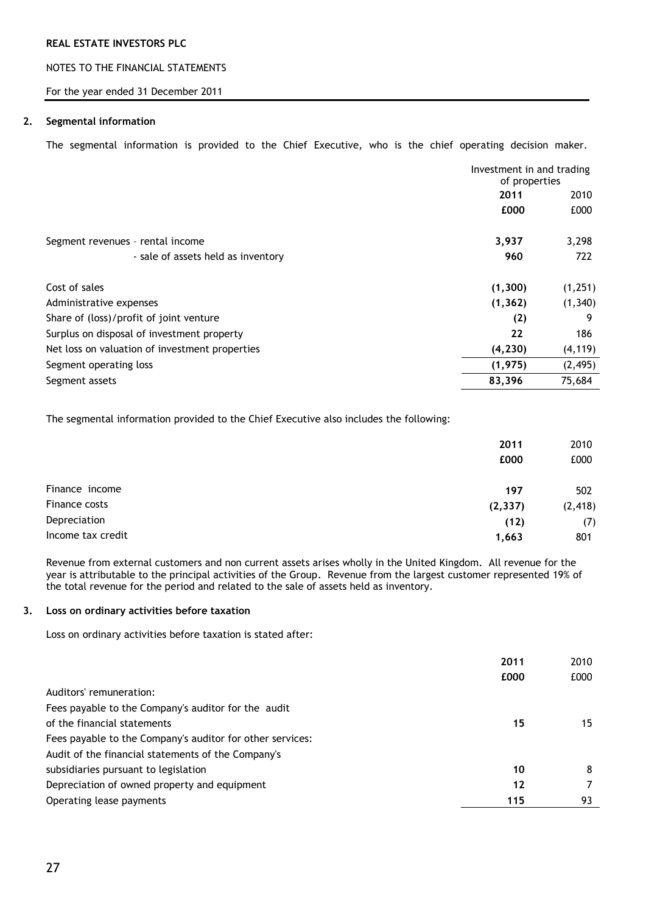## 2. Segmental information

The segmental information is provided to the Chief Executive, who is the chief operating decision maker.

| | Investment in and trading of properties | |
|---|---|---|
| | **2011** | 2010 |
| | **£000** | £000 |
| Segment revenues – rental income | **3,937** | 3,298 |
| - sale of assets held as inventory | **960** | 722 |
| Cost of sales | **(1,300)** | (1,251) |
| Administrative expenses | **(1,362)** | (1,340) |
| Share of (loss)/profit of joint venture | **(2)** | 9 |
| Surplus on disposal of investment property | **22** | 186 |
| Net loss on valuation of investment properties | **(4,230)** | (4,119) |
| Segment operating loss | **(1,975)** | (2,495) |
| Segment assets | **83,396** | 75,684 |

The segmental information provided to the Chief Executive also includes the following:

| | **2011** | 2010 |
|---|---|---|
| | **£000** | £000 |
| Finance income | **197** | 502 |
| Finance costs | **(2,337)** | (2,418) |
| Depreciation | **(12)** | (7) |
| Income tax credit | **1,663** | 801 |

Revenue from external customers and non current assets arises wholly in the United Kingdom. All revenue for the year is attributable to the principal activities of the Group. Revenue from the largest customer represented 19% of the total revenue for the period and related to the sale of assets held as inventory.

## 3. Loss on ordinary activities before taxation

Loss on ordinary activities before taxation is stated after:

| | **2011** | 2010 |
|---|---|---|
| | **£000** | £000 |
| Auditors' remuneration: | | |
| Fees payable to the Company's auditor for the audit of the financial statements | **15** | 15 |
| Fees payable to the Company's auditor for other services: | | |
| Audit of the financial statements of the Company's subsidiaries pursuant to legislation | **10** | 8 |
| Depreciation of owned property and equipment | **12** | 7 |
| Operating lease payments | **115** | 93 |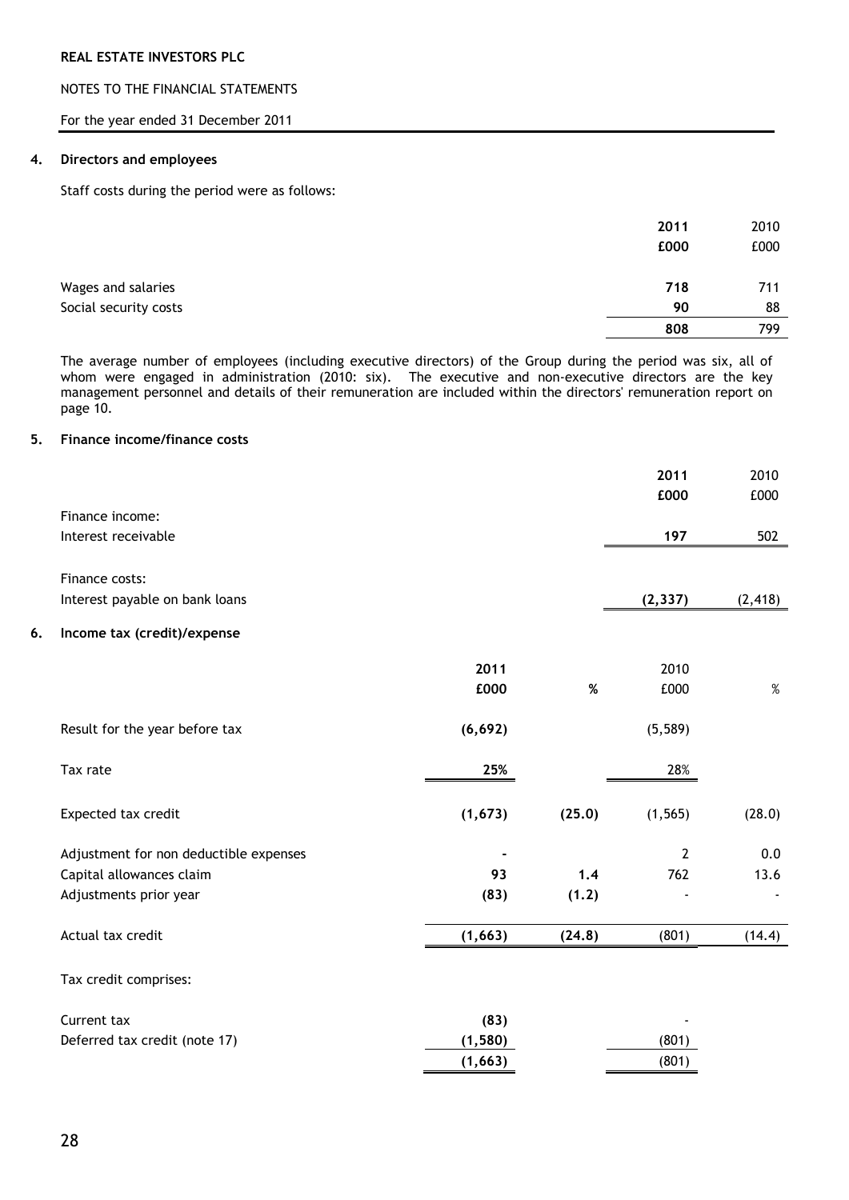# REAL ESTATE INVESTORS PLC

NOTES TO THE FINANCIAL STATEMENTS

For the year ended 31 December 2011

## 4. Directors and employees

Staff costs during the period were as follows:

| | 2011 £000 | 2010 £000 |
|---|---|---|
| Wages and salaries | **718** | 711 |
| Social security costs | **90** | 88 |
| | **808** | 799 |

The average number of employees (including executive directors) of the Group during the period was six, all of whom were engaged in administration (2010: six). The executive and non-executive directors are the key management personnel and details of their remuneration are included within the directors' remuneration report on page 10.

## 5. Finance income/finance costs

| | 2011 £000 | 2010 £000 |
|---|---|---|
| Finance income: | | |
| Interest receivable | **197** | 502 |
| Finance costs: | | |
| Interest payable on bank loans | **(2,337)** | (2,418) |

## 6. Income tax (credit)/expense

| | 2011 £000 | % | 2010 £000 | % |
|---|---|---|---|---|
| Result for the year before tax | **(6,692)** | | (5,589) | |
| Tax rate | **25%** | | 28% | |
| Expected tax credit | **(1,673)** | **(25.0)** | (1,565) | (28.0) |
| Adjustment for non deductible expenses | **-** | | 2 | 0.0 |
| Capital allowances claim | **93** | **1.4** | 762 | 13.6 |
| Adjustments prior year | **(83)** | **(1.2)** | - | - |
| Actual tax credit | **(1,663)** | **(24.8)** | (801) | (14.4) |

Tax credit comprises:

| | 2011 £000 | 2010 £000 |
|---|---|---|
| Current tax | **(83)** | - |
| Deferred tax credit (note 17) | **(1,580)** | (801) |
| | **(1,663)** | (801) |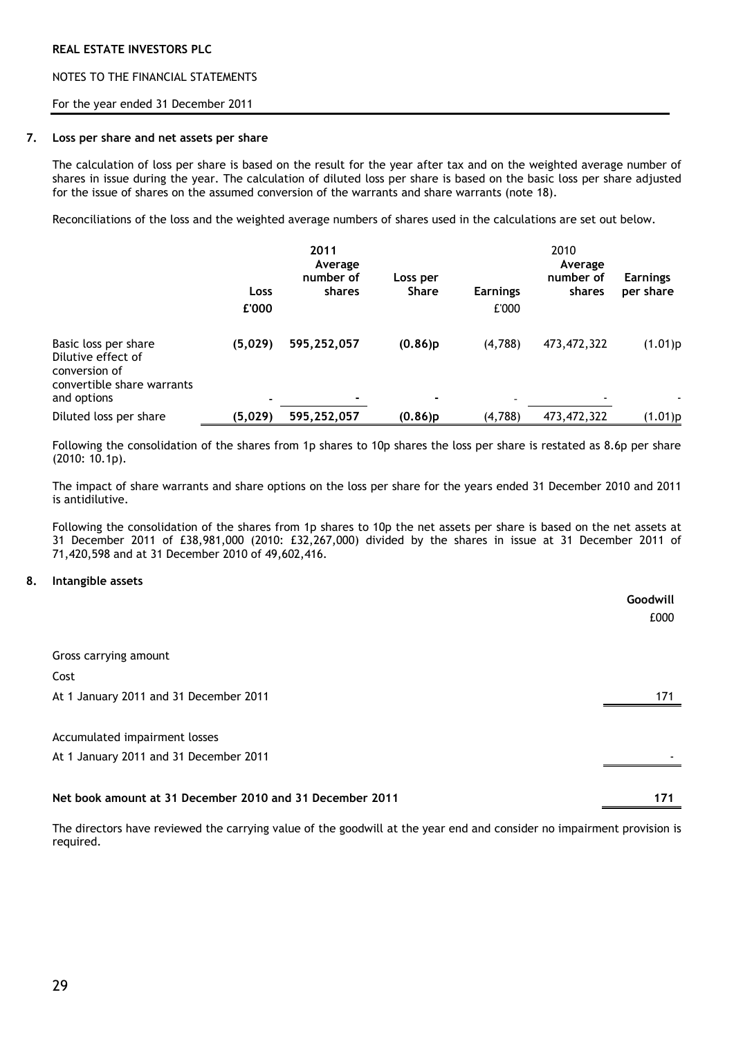**REAL ESTATE INVESTORS PLC**

NOTES TO THE FINANCIAL STATEMENTS

For the year ended 31 December 2011

## 7. Loss per share and net assets per share

The calculation of loss per share is based on the result for the year after tax and on the weighted average number of shares in issue during the year. The calculation of diluted loss per share is based on the basic loss per share adjusted for the issue of shares on the assumed conversion of the warrants and share warrants (note 18).

Reconciliations of the loss and the weighted average numbers of shares used in the calculations are set out below.

| | | **2011** | | | 2010 | |
|---|---|---|---|---|---|---|
| | **Loss £'000** | **Average number of shares** | **Loss per Share** | **Earnings £'000** | **Average number of shares** | **Earnings per share** |
| Basic loss per share | **(5,029)** | **595,252,057** | **(0.86)p** | (4,788) | 473,472,322 | (1.01)p |
| Dilutive effect of conversion of convertible share warrants and options | **-** | **-** | **-** | - | - | - |
| Diluted loss per share | **(5,029)** | **595,252,057** | **(0.86)p** | (4,788) | 473,472,322 | (1.01)p |

Following the consolidation of the shares from 1p shares to 10p shares the loss per share is restated as 8.6p per share (2010: 10.1p).

The impact of share warrants and share options on the loss per share for the years ended 31 December 2010 and 2011 is antidilutive.

Following the consolidation of the shares from 1p shares to 10p the net assets per share is based on the net assets at 31 December 2011 of £38,981,000 (2010: £32,267,000) divided by the shares in issue at 31 December 2011 of 71,420,598 and at 31 December 2010 of 49,602,416.

## 8. Intangible assets

| | **Goodwill** £000 |
|---|---|
| Gross carrying amount | |
| Cost | |
| At 1 January 2011 and 31 December 2011 | 171 |
| | |
| Accumulated impairment losses | |
| At 1 January 2011 and 31 December 2011 | - |
| | |
| **Net book amount at 31 December 2010 and 31 December 2011** | **171** |

The directors have reviewed the carrying value of the goodwill at the year end and consider no impairment provision is required.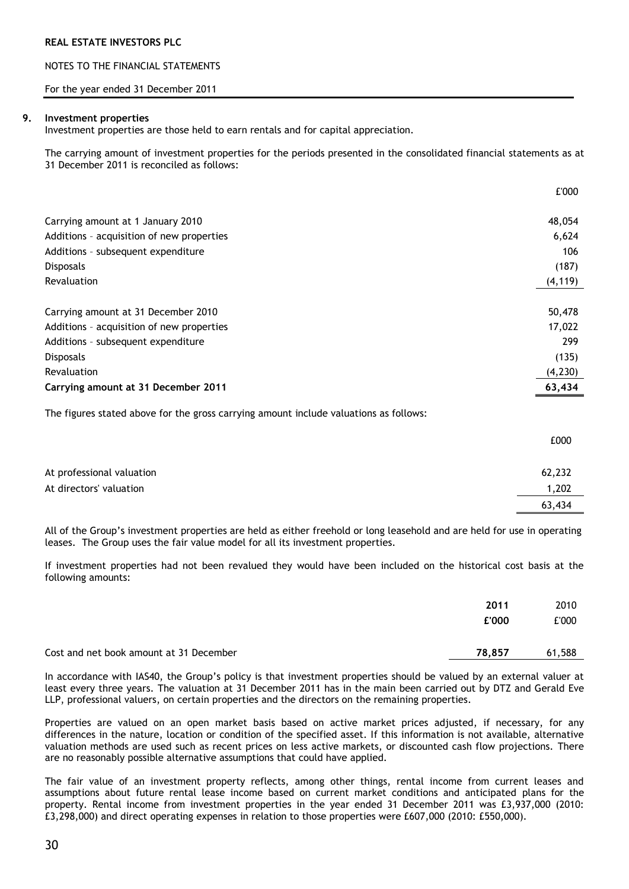REAL ESTATE INVESTORS PLC

NOTES TO THE FINANCIAL STATEMENTS

For the year ended 31 December 2011

## 9. Investment properties

Investment properties are those held to earn rentals and for capital appreciation.

The carrying amount of investment properties for the periods presented in the consolidated financial statements as at 31 December 2011 is reconciled as follows:

| | £'000 |
|---|---|
| Carrying amount at 1 January 2010 | 48,054 |
| Additions – acquisition of new properties | 6,624 |
| Additions – subsequent expenditure | 106 |
| Disposals | (187) |
| Revaluation | (4,119) |
| Carrying amount at 31 December 2010 | 50,478 |
| Additions – acquisition of new properties | 17,022 |
| Additions – subsequent expenditure | 299 |
| Disposals | (135) |
| Revaluation | (4,230) |
| **Carrying amount at 31 December 2011** | **63,434** |

The figures stated above for the gross carrying amount include valuations as follows:

| | £000 |
|---|---|
| At professional valuation | 62,232 |
| At directors' valuation | 1,202 |
| | 63,434 |

All of the Group's investment properties are held as either freehold or long leasehold and are held for use in operating leases. The Group uses the fair value model for all its investment properties.

If investment properties had not been revalued they would have been included on the historical cost basis at the following amounts:

| | **2011** | 2010 |
|---|---|---|
| | **£'000** | £'000 |
| Cost and net book amount at 31 December | **78,857** | 61,588 |

In accordance with IAS40, the Group's policy is that investment properties should be valued by an external valuer at least every three years. The valuation at 31 December 2011 has in the main been carried out by DTZ and Gerald Eve LLP, professional valuers, on certain properties and the directors on the remaining properties.

Properties are valued on an open market basis based on active market prices adjusted, if necessary, for any differences in the nature, location or condition of the specified asset. If this information is not available, alternative valuation methods are used such as recent prices on less active markets, or discounted cash flow projections. There are no reasonably possible alternative assumptions that could have applied.

The fair value of an investment property reflects, among other things, rental income from current leases and assumptions about future rental lease income based on current market conditions and anticipated plans for the property. Rental income from investment properties in the year ended 31 December 2011 was £3,937,000 (2010: £3,298,000) and direct operating expenses in relation to those properties were £607,000 (2010: £550,000).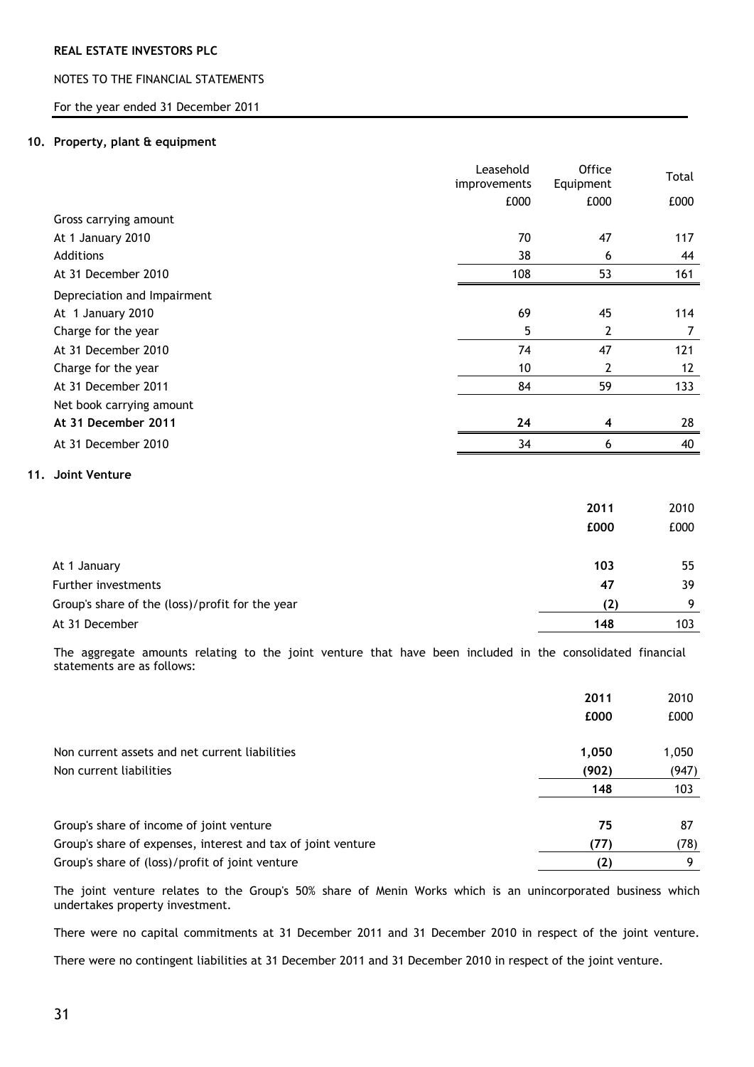**REAL ESTATE INVESTORS PLC**

NOTES TO THE FINANCIAL STATEMENTS

For the year ended 31 December 2011

## 10. Property, plant & equipment

| | Leasehold improvements | Office Equipment | Total |
|---|---|---|---|
| | £000 | £000 | £000 |
| Gross carrying amount | | | |
| At 1 January 2010 | 70 | 47 | 117 |
| Additions | 38 | 6 | 44 |
| At 31 December 2010 | 108 | 53 | 161 |
| Depreciation and Impairment | | | |
| At 1 January 2010 | 69 | 45 | 114 |
| Charge for the year | 5 | 2 | 7 |
| At 31 December 2010 | 74 | 47 | 121 |
| Charge for the year | 10 | 2 | 12 |
| At 31 December 2011 | 84 | 59 | 133 |
| Net book carrying amount | | | |
| **At 31 December 2011** | **24** | **4** | 28 |
| At 31 December 2010 | 34 | 6 | 40 |

## 11. Joint Venture

| | **2011** | 2010 |
|---|---|---|
| | **£000** | £000 |
| At 1 January | **103** | 55 |
| Further investments | **47** | 39 |
| Group's share of the (loss)/profit for the year | **(2)** | 9 |
| At 31 December | **148** | 103 |

The aggregate amounts relating to the joint venture that have been included in the consolidated financial statements are as follows:

| | **2011** | 2010 |
|---|---|---|
| | **£000** | £000 |
| Non current assets and net current liabilities | **1,050** | 1,050 |
| Non current liabilities | **(902)** | (947) |
| | **148** | 103 |
| Group's share of income of joint venture | **75** | 87 |
| Group's share of expenses, interest and tax of joint venture | **(77)** | (78) |
| Group's share of (loss)/profit of joint venture | **(2)** | 9 |

The joint venture relates to the Group's 50% share of Menin Works which is an unincorporated business which undertakes property investment.

There were no capital commitments at 31 December 2011 and 31 December 2010 in respect of the joint venture.

There were no contingent liabilities at 31 December 2011 and 31 December 2010 in respect of the joint venture.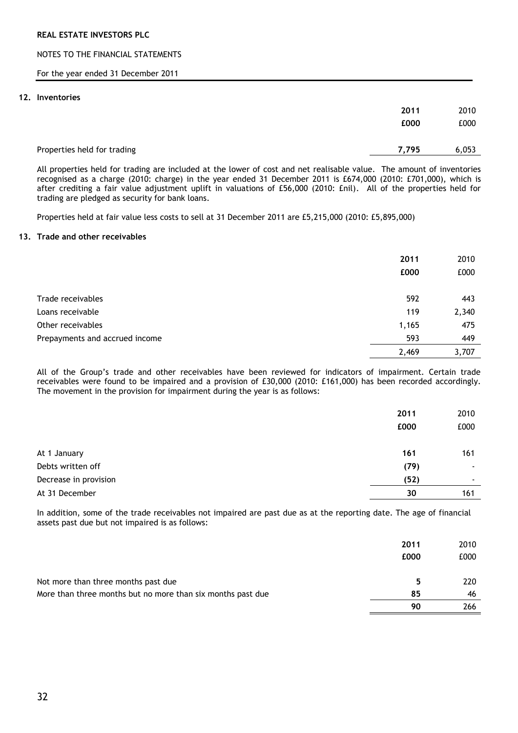## 12. Inventories

| | 2011 | 2010 |
|---|---|---|
| | £000 | £000 |
| Properties held for trading | **7,795** | 6,053 |

All properties held for trading are included at the lower of cost and net realisable value. The amount of inventories recognised as a charge (2010: charge) in the year ended 31 December 2011 is £674,000 (2010: £701,000), which is after crediting a fair value adjustment uplift in valuations of £56,000 (2010: £nil). All of the properties held for trading are pledged as security for bank loans.

Properties held at fair value less costs to sell at 31 December 2011 are £5,215,000 (2010: £5,895,000)

## 13. Trade and other receivables

| | 2011 | 2010 |
|---|---|---|
| | £000 | £000 |
| Trade receivables | 592 | 443 |
| Loans receivable | 119 | 2,340 |
| Other receivables | 1,165 | 475 |
| Prepayments and accrued income | 593 | 449 |
| | 2,469 | 3,707 |

All of the Group's trade and other receivables have been reviewed for indicators of impairment. Certain trade receivables were found to be impaired and a provision of £30,000 (2010: £161,000) has been recorded accordingly. The movement in the provision for impairment during the year is as follows:

| | 2011 | 2010 |
|---|---|---|
| | £000 | £000 |
| At 1 January | **161** | 161 |
| Debts written off | **(79)** | - |
| Decrease in provision | **(52)** | - |
| At 31 December | **30** | 161 |

In addition, some of the trade receivables not impaired are past due as at the reporting date. The age of financial assets past due but not impaired is as follows:

| | 2011 | 2010 |
|---|---|---|
| | £000 | £000 |
| Not more than three months past due | **5** | 220 |
| More than three months but no more than six months past due | **85** | 46 |
| | **90** | 266 |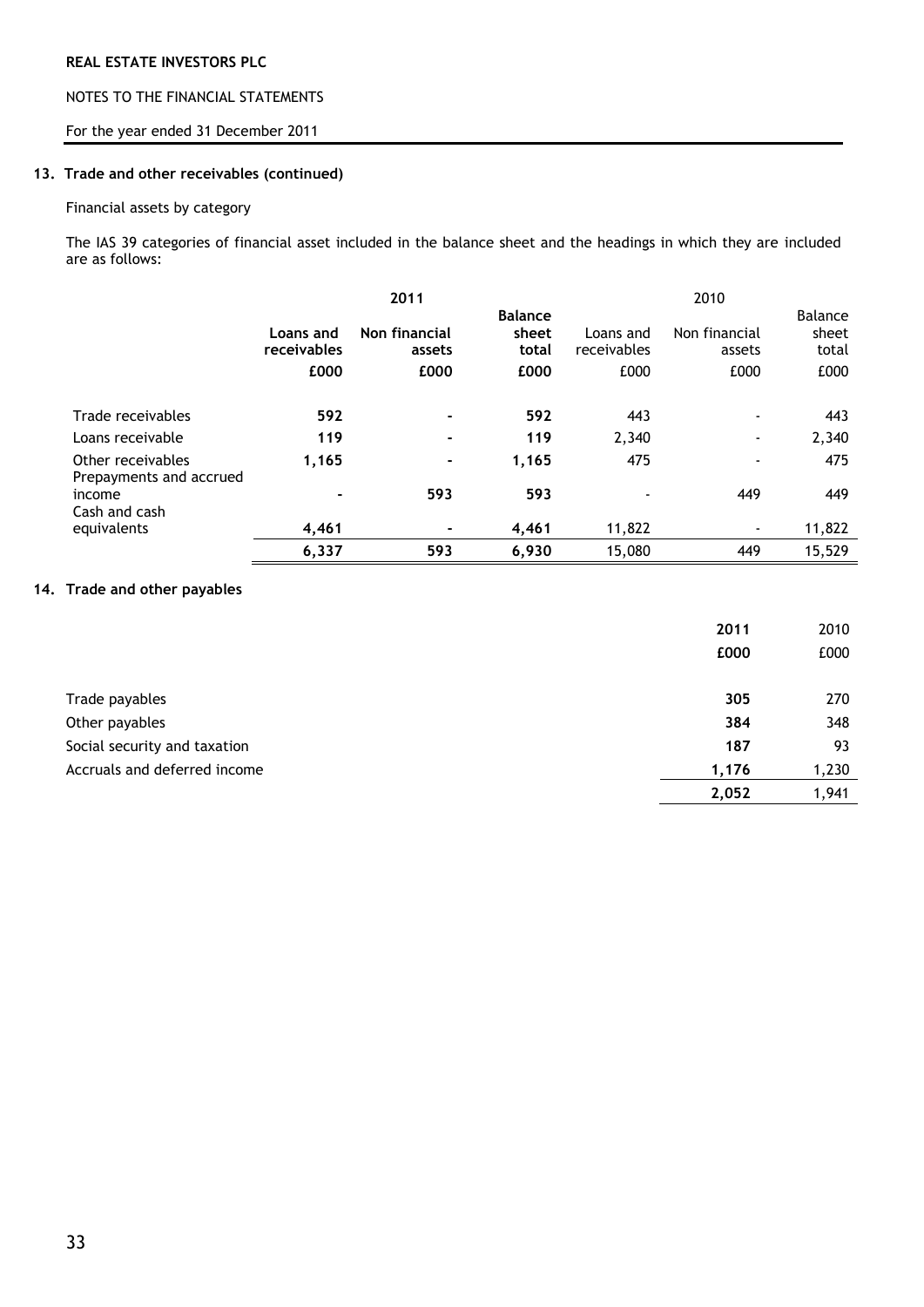## 13. Trade and other receivables (continued)

Financial assets by category

The IAS 39 categories of financial asset included in the balance sheet and the headings in which they are included are as follows:

| | 2011 | | | 2010 | | |
|---|---|---|---|---|---|---|
| | **Loans and receivables** | **Non financial assets** | **Balance sheet total** | Loans and receivables | Non financial assets | Balance sheet total |
| | **£000** | **£000** | **£000** | £000 | £000 | £000 |
| Trade receivables | **592** | **-** | **592** | 443 | - | 443 |
| Loans receivable | **119** | **-** | **119** | 2,340 | - | 2,340 |
| Other receivables | **1,165** | **-** | **1,165** | 475 | - | 475 |
| Prepayments and accrued income | **-** | **593** | **593** | - | 449 | 449 |
| Cash and cash equivalents | **4,461** | **-** | **4,461** | 11,822 | - | 11,822 |
| | **6,337** | **593** | **6,930** | 15,080 | 449 | 15,529 |

## 14. Trade and other payables

| | 2011 | 2010 |
|---|---|---|
| | **£000** | £000 |
| Trade payables | **305** | 270 |
| Other payables | **384** | 348 |
| Social security and taxation | **187** | 93 |
| Accruals and deferred income | **1,176** | 1,230 |
| | **2,052** | 1,941 |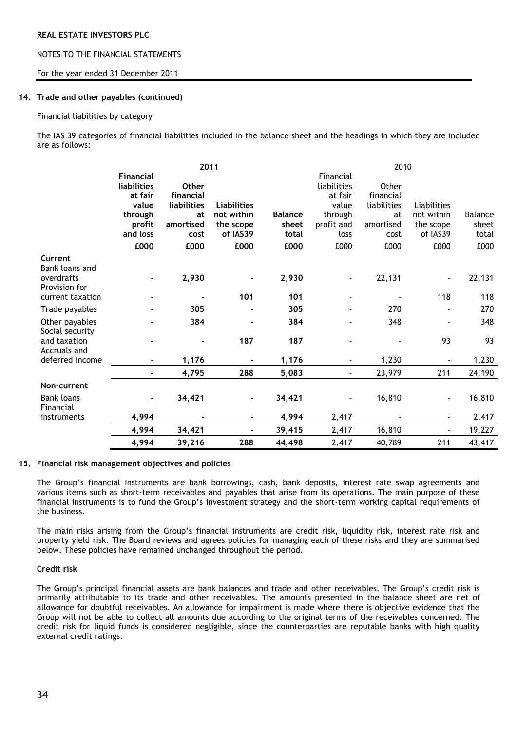### 14. Trade and other payables (continued)

Financial liabilities by category

The IAS 39 categories of financial liabilities included in the balance sheet and the headings in which they are included are as follows:

| | 2011 | | | | 2010 | | | |
|---|---|---|---|---|---|---|---|---|
| | **Financial liabilities at fair value through profit and loss** | **Other financial liabilities at amortised cost** | **Liabilities not within the scope of IAS39** | **Balance sheet total** | Financial liabilities at fair value through profit and loss | Other financial liabilities at amortised cost | Liabilities not within the scope of IAS39 | Balance sheet total |
| | **£000** | **£000** | **£000** | **£000** | £000 | £000 | £000 | £000 |
| **Current** | | | | | | | | |
| Bank loans and overdrafts | **-** | **2,930** | **-** | **2,930** | - | 22,131 | - | 22,131 |
| Provision for current taxation | **-** | **-** | **101** | **101** | - | - | 118 | 118 |
| Trade payables | **-** | **305** | **-** | **305** | - | 270 | - | 270 |
| Other payables | **-** | **384** | **-** | **384** | - | 348 | - | 348 |
| Social security and taxation | **-** | **-** | **187** | **187** | - | - | 93 | 93 |
| Accruals and deferred income | **-** | **1,176** | **-** | **1,176** | - | 1,230 | - | 1,230 |
| | **-** | **4,795** | **288** | **5,083** | - | 23,979 | 211 | 24,190 |
| **Non-current** | | | | | | | | |
| Bank loans | **-** | **34,421** | **-** | **34,421** | - | 16,810 | - | 16,810 |
| Financial instruments | **4,994** | **-** | **-** | **4,994** | 2,417 | - | - | 2,417 |
| | **4,994** | **34,421** | **-** | **39,415** | 2,417 | 16,810 | - | 19,227 |
| | **4,994** | **39,216** | **288** | **44,498** | 2,417 | 40,789 | 211 | 43,417 |

### 15. Financial risk management objectives and policies

The Group's financial instruments are bank borrowings, cash, bank deposits, interest rate swap agreements and various items such as short-term receivables and payables that arise from its operations. The main purpose of these financial instruments is to fund the Group's investment strategy and the short-term working capital requirements of the business.

The main risks arising from the Group's financial instruments are credit risk, liquidity risk, interest rate risk and property yield risk. The Board reviews and agrees policies for managing each of these risks and they are summarised below. These policies have remained unchanged throughout the period.

**Credit risk**

The Group's principal financial assets are bank balances and trade and other receivables. The Group's credit risk is primarily attributable to its trade and other receivables. The amounts presented in the balance sheet are net of allowance for doubtful receivables. An allowance for impairment is made where there is objective evidence that the Group will not be able to collect all amounts due according to the original terms of the receivables concerned. The credit risk for liquid funds is considered negligible, since the counterparties are reputable banks with high quality external credit ratings.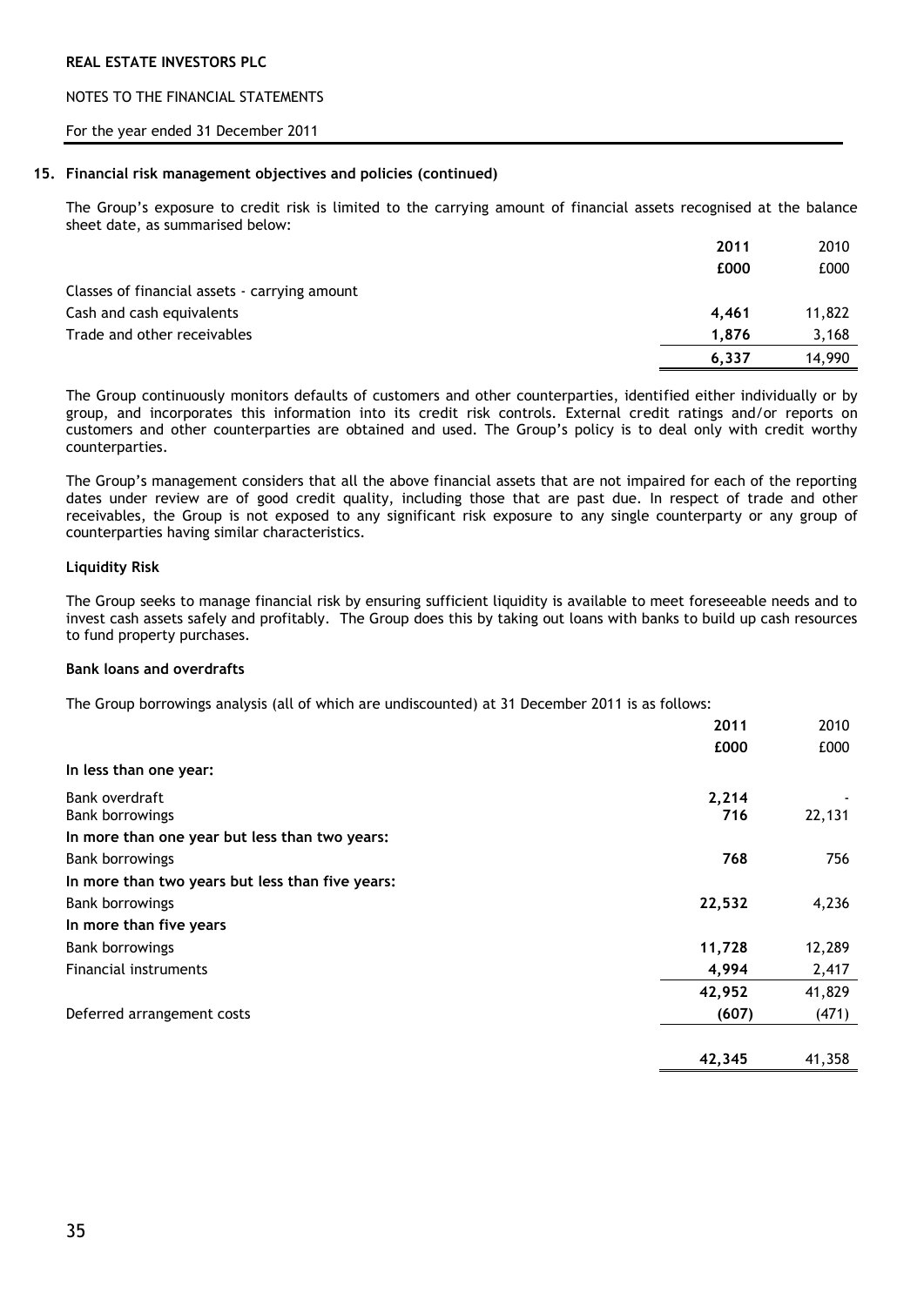## 15. Financial risk management objectives and policies (continued)

The Group's exposure to credit risk is limited to the carrying amount of financial assets recognised at the balance sheet date, as summarised below:

| | 2011 | 2010 |
|---|---|---|
| | £000 | £000 |
| Classes of financial assets - carrying amount | | |
| Cash and cash equivalents | **4,461** | 11,822 |
| Trade and other receivables | **1,876** | 3,168 |
| | **6,337** | 14,990 |

The Group continuously monitors defaults of customers and other counterparties, identified either individually or by group, and incorporates this information into its credit risk controls. External credit ratings and/or reports on customers and other counterparties are obtained and used. The Group's policy is to deal only with credit worthy counterparties.

The Group's management considers that all the above financial assets that are not impaired for each of the reporting dates under review are of good credit quality, including those that are past due. In respect of trade and other receivables, the Group is not exposed to any significant risk exposure to any single counterparty or any group of counterparties having similar characteristics.

### Liquidity Risk

The Group seeks to manage financial risk by ensuring sufficient liquidity is available to meet foreseeable needs and to invest cash assets safely and profitably. The Group does this by taking out loans with banks to build up cash resources to fund property purchases.

### Bank loans and overdrafts

The Group borrowings analysis (all of which are undiscounted) at 31 December 2011 is as follows:

| | 2011 | 2010 |
|---|---|---|
| | £000 | £000 |
| **In less than one year:** | | |
| Bank overdraft | **2,214** | - |
| Bank borrowings | **716** | 22,131 |
| **In more than one year but less than two years:** | | |
| Bank borrowings | **768** | 756 |
| **In more than two years but less than five years:** | | |
| Bank borrowings | **22,532** | 4,236 |
| **In more than five years** | | |
| Bank borrowings | **11,728** | 12,289 |
| Financial instruments | **4,994** | 2,417 |
| | **42,952** | 41,829 |
| Deferred arrangement costs | **(607)** | (471) |
| | **42,345** | 41,358 |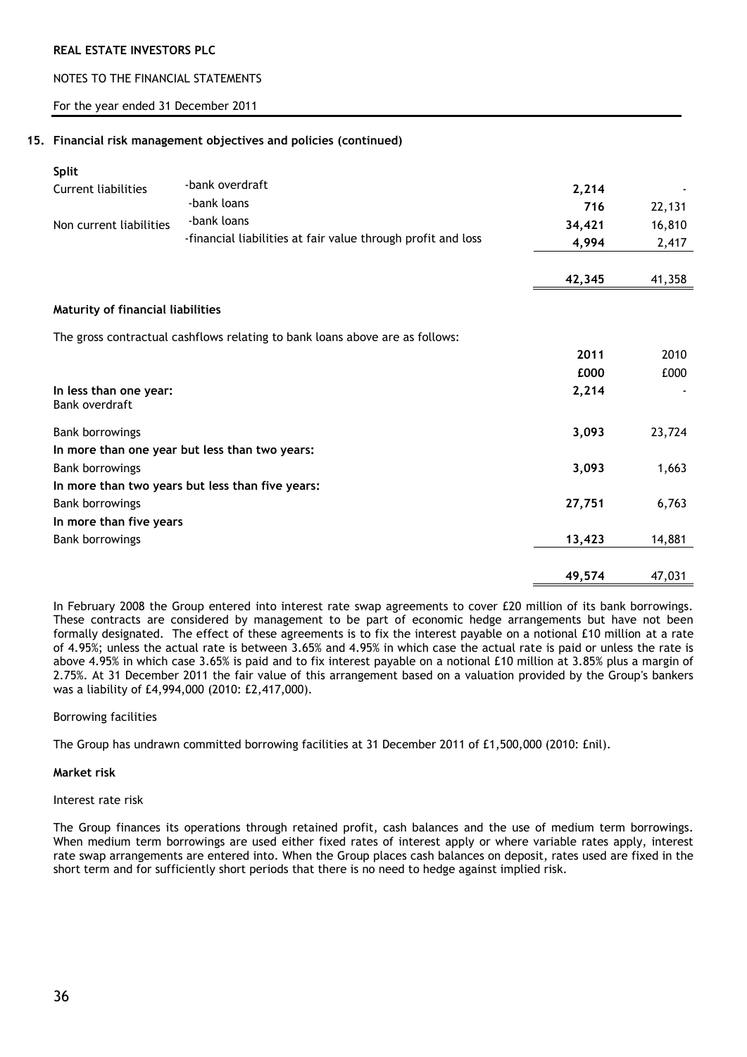REAL ESTATE INVESTORS PLC

NOTES TO THE FINANCIAL STATEMENTS

For the year ended 31 December 2011

**15. Financial risk management objectives and policies (continued)**

**Split**

| | | | |
|---|---|---|---|
| Current liabilities | -bank overdraft | **2,214** | - |
| | -bank loans | **716** | 22,131 |
| Non current liabilities | -bank loans | **34,421** | 16,810 |
| | -financial liabilities at fair value through profit and loss | **4,994** | 2,417 |
| | | **42,345** | 41,358 |

**Maturity of financial liabilities**

The gross contractual cashflows relating to bank loans above are as follows:

| | 2011 | 2010 |
|---|---|---|
| | £000 | £000 |
| **In less than one year:** | | |
| Bank overdraft | **2,214** | - |
| Bank borrowings | **3,093** | 23,724 |
| **In more than one year but less than two years:** | | |
| Bank borrowings | **3,093** | 1,663 |
| **In more than two years but less than five years:** | | |
| Bank borrowings | **27,751** | 6,763 |
| **In more than five years** | | |
| Bank borrowings | **13,423** | 14,881 |
| | **49,574** | 47,031 |

In February 2008 the Group entered into interest rate swap agreements to cover £20 million of its bank borrowings. These contracts are considered by management to be part of economic hedge arrangements but have not been formally designated. The effect of these agreements is to fix the interest payable on a notional £10 million at a rate of 4.95%; unless the actual rate is between 3.65% and 4.95% in which case the actual rate is paid or unless the rate is above 4.95% in which case 3.65% is paid and to fix interest payable on a notional £10 million at 3.85% plus a margin of 2.75%. At 31 December 2011 the fair value of this arrangement based on a valuation provided by the Group's bankers was a liability of £4,994,000 (2010: £2,417,000).

Borrowing facilities

The Group has undrawn committed borrowing facilities at 31 December 2011 of £1,500,000 (2010: £nil).

**Market risk**

Interest rate risk

The Group finances its operations through retained profit, cash balances and the use of medium term borrowings. When medium term borrowings are used either fixed rates of interest apply or where variable rates apply, interest rate swap arrangements are entered into. When the Group places cash balances on deposit, rates used are fixed in the short term and for sufficiently short periods that there is no need to hedge against implied risk.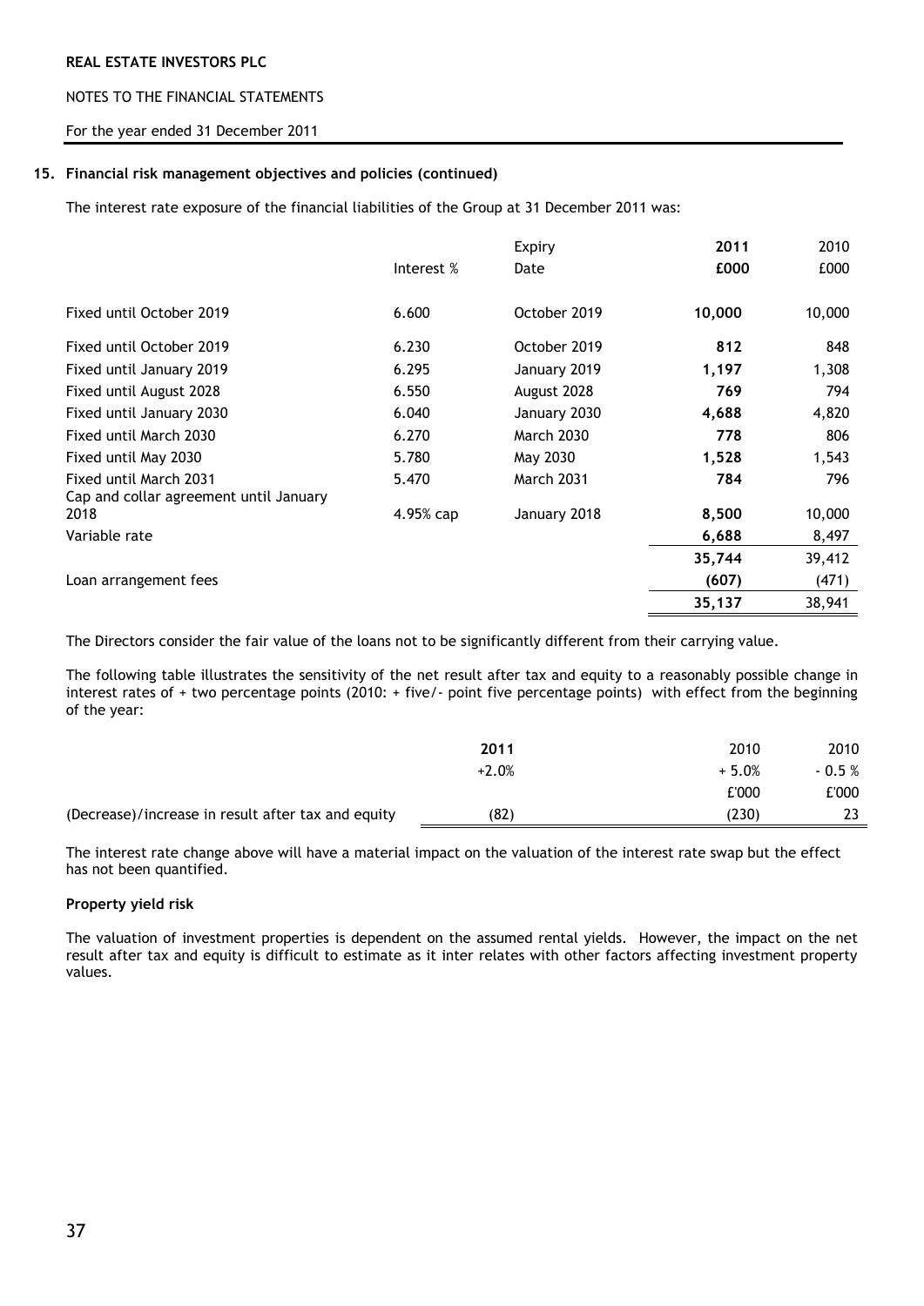### 15. Financial risk management objectives and policies (continued)

The interest rate exposure of the financial liabilities of the Group at 31 December 2011 was:

| | Interest % | Expiry Date | 2011 £000 | 2010 £000 |
|---|---|---|---|---|
| Fixed until October 2019 | 6.600 | October 2019 | **10,000** | 10,000 |
| Fixed until October 2019 | 6.230 | October 2019 | **812** | 848 |
| Fixed until January 2019 | 6.295 | January 2019 | **1,197** | 1,308 |
| Fixed until August 2028 | 6.550 | August 2028 | **769** | 794 |
| Fixed until January 2030 | 6.040 | January 2030 | **4,688** | 4,820 |
| Fixed until March 2030 | 6.270 | March 2030 | **778** | 806 |
| Fixed until May 2030 | 5.780 | May 2030 | **1,528** | 1,543 |
| Fixed until March 2031 | 5.470 | March 2031 | **784** | 796 |
| Cap and collar agreement until January 2018 | 4.95% cap | January 2018 | **8,500** | 10,000 |
| Variable rate | | | **6,688** | 8,497 |
| | | | **35,744** | 39,412 |
| Loan arrangement fees | | | **(607)** | (471) |
| | | | **35,137** | 38,941 |

The Directors consider the fair value of the loans not to be significantly different from their carrying value.

The following table illustrates the sensitivity of the net result after tax and equity to a reasonably possible change in interest rates of + two percentage points (2010: + five/- point five percentage points) with effect from the beginning of the year:

| | 2011 | 2010 | 2010 |
|---|---|---|---|
| | +2.0% | + 5.0% | - 0.5 % |
| | | £'000 | £'000 |
| (Decrease)/increase in result after tax and equity | (82) | (230) | 23 |

The interest rate change above will have a material impact on the valuation of the interest rate swap but the effect has not been quantified.

**Property yield risk**

The valuation of investment properties is dependent on the assumed rental yields. However, the impact on the net result after tax and equity is difficult to estimate as it inter relates with other factors affecting investment property values.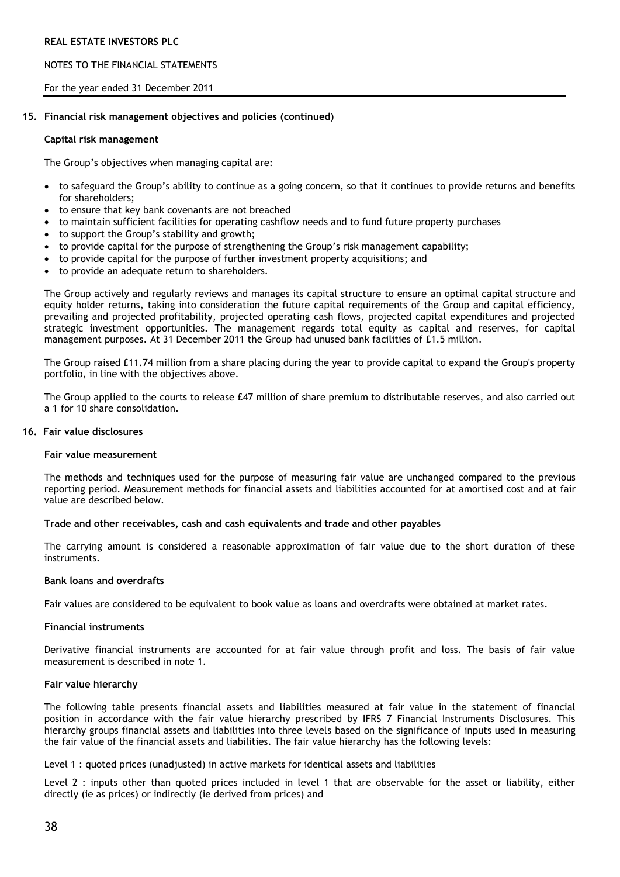## 15. Financial risk management objectives and policies (continued)

### Capital risk management

The Group's objectives when managing capital are:

- to safeguard the Group's ability to continue as a going concern, so that it continues to provide returns and benefits for shareholders;
- to ensure that key bank covenants are not breached
- to maintain sufficient facilities for operating cashflow needs and to fund future property purchases
- to support the Group's stability and growth;
- to provide capital for the purpose of strengthening the Group's risk management capability;
- to provide capital for the purpose of further investment property acquisitions; and
- to provide an adequate return to shareholders.

The Group actively and regularly reviews and manages its capital structure to ensure an optimal capital structure and equity holder returns, taking into consideration the future capital requirements of the Group and capital efficiency, prevailing and projected profitability, projected operating cash flows, projected capital expenditures and projected strategic investment opportunities. The management regards total equity as capital and reserves, for capital management purposes. At 31 December 2011 the Group had unused bank facilities of £1.5 million.

The Group raised £11.74 million from a share placing during the year to provide capital to expand the Group's property portfolio, in line with the objectives above.

The Group applied to the courts to release £47 million of share premium to distributable reserves, and also carried out a 1 for 10 share consolidation.

## 16. Fair value disclosures

### Fair value measurement

The methods and techniques used for the purpose of measuring fair value are unchanged compared to the previous reporting period. Measurement methods for financial assets and liabilities accounted for at amortised cost and at fair value are described below.

### Trade and other receivables, cash and cash equivalents and trade and other payables

The carrying amount is considered a reasonable approximation of fair value due to the short duration of these instruments.

### Bank loans and overdrafts

Fair values are considered to be equivalent to book value as loans and overdrafts were obtained at market rates.

### Financial instruments

Derivative financial instruments are accounted for at fair value through profit and loss. The basis of fair value measurement is described in note 1.

### Fair value hierarchy

The following table presents financial assets and liabilities measured at fair value in the statement of financial position in accordance with the fair value hierarchy prescribed by IFRS 7 Financial Instruments Disclosures. This hierarchy groups financial assets and liabilities into three levels based on the significance of inputs used in measuring the fair value of the financial assets and liabilities. The fair value hierarchy has the following levels:

Level 1 : quoted prices (unadjusted) in active markets for identical assets and liabilities

Level 2 : inputs other than quoted prices included in level 1 that are observable for the asset or liability, either directly (ie as prices) or indirectly (ie derived from prices) and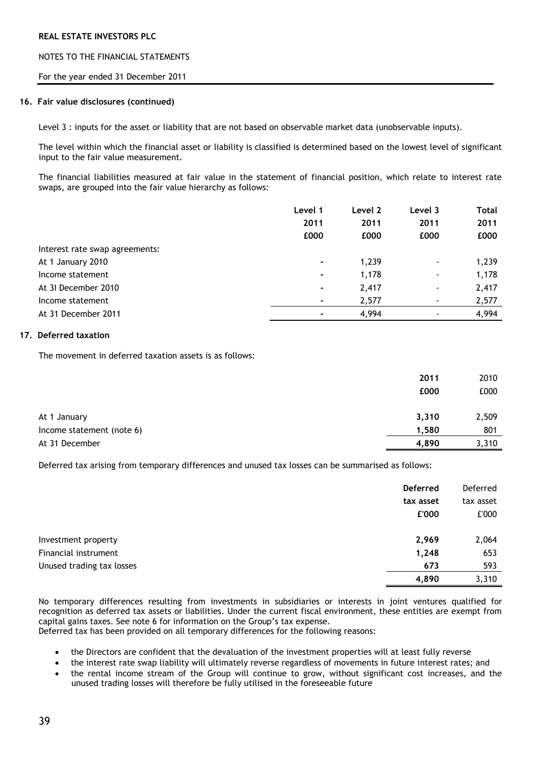## 16. Fair value disclosures (continued)

Level 3 : inputs for the asset or liability that are not based on observable market data (unobservable inputs).

The level within which the financial asset or liability is classified is determined based on the lowest level of significant input to the fair value measurement.

The financial liabilities measured at fair value in the statement of financial position, which relate to interest rate swaps, are grouped into the fair value hierarchy as follows:

| | **Level 1 2011 £000** | **Level 2 2011 £000** | **Level 3 2011 £000** | **Total 2011 £000** |
|---|---|---|---|---|
| Interest rate swap agreements: | | | | |
| At 1 January 2010 | - | 1,239 | - | 1,239 |
| Income statement | - | 1,178 | - | 1,178 |
| At 3I December 2010 | - | 2,417 | - | 2,417 |
| Income statement | - | 2,577 | - | 2,577 |
| At 31 December 2011 | - | 4,994 | - | 4,994 |

## 17. Deferred taxation

The movement in deferred taxation assets is as follows:

| | **2011 £000** | 2010 £000 |
|---|---|---|
| At 1 January | **3,310** | 2,509 |
| Income statement (note 6) | **1,580** | 801 |
| At 31 December | **4,890** | 3,310 |

Deferred tax arising from temporary differences and unused tax losses can be summarised as follows:

| | **Deferred tax asset £'000** | Deferred tax asset £'000 |
|---|---|---|
| Investment property | **2,969** | 2,064 |
| Financial instrument | **1,248** | 653 |
| Unused trading tax losses | **673** | 593 |
| | **4,890** | 3,310 |

No temporary differences resulting from investments in subsidiaries or interests in joint ventures qualified for recognition as deferred tax assets or liabilities. Under the current fiscal environment, these entities are exempt from capital gains taxes. See note 6 for information on the Group's tax expense.
Deferred tax has been provided on all temporary differences for the following reasons:

- the Directors are confident that the devaluation of the investment properties will at least fully reverse
- the interest rate swap liability will ultimately reverse regardless of movements in future interest rates; and
- the rental income stream of the Group will continue to grow, without significant cost increases, and the unused trading losses will therefore be fully utilised in the foreseeable future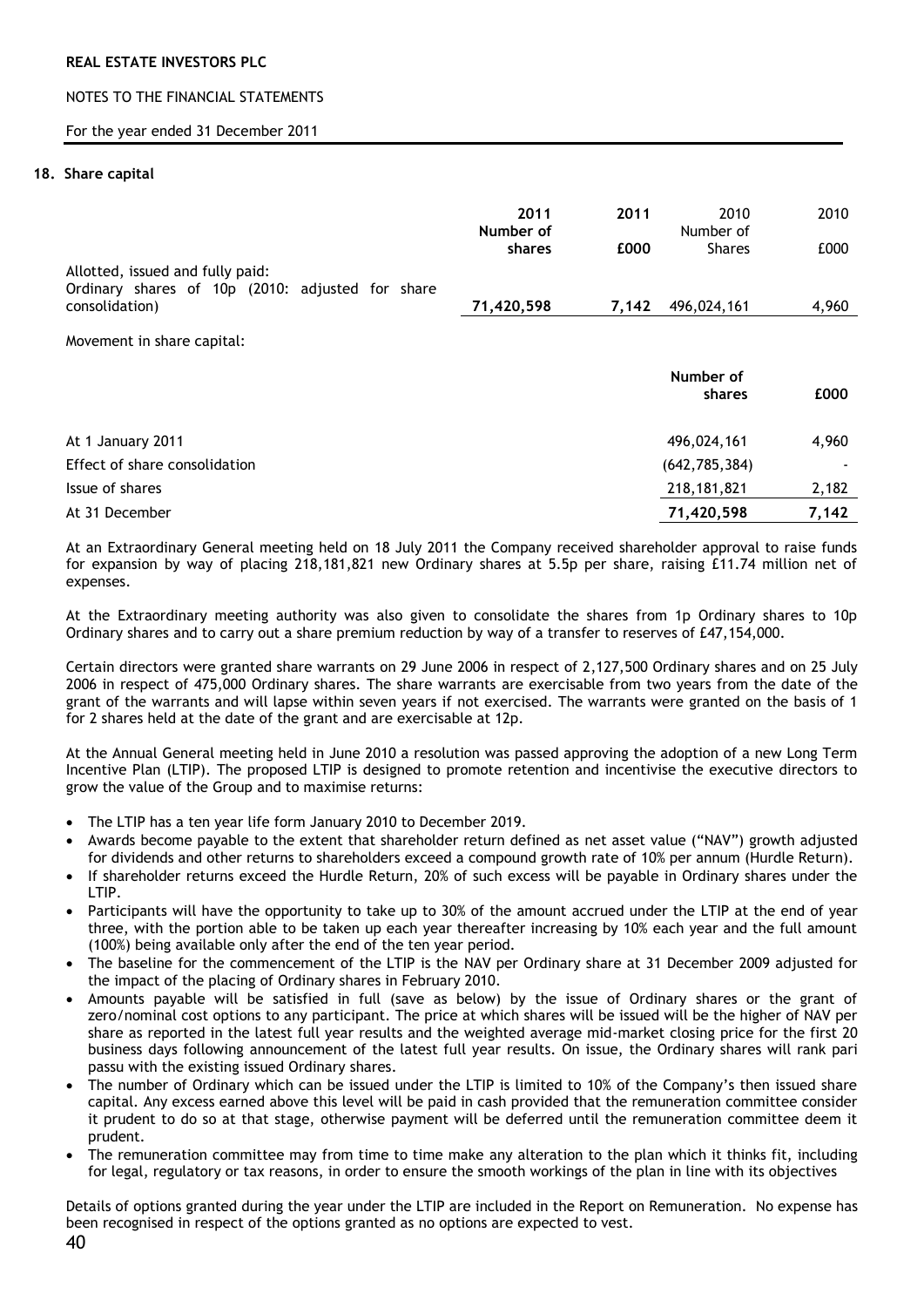REAL ESTATE INVESTORS PLC

NOTES TO THE FINANCIAL STATEMENTS

For the year ended 31 December 2011

## 18. Share capital

| | 2011 Number of shares | 2011 £000 | 2010 Number of Shares | 2010 £000 |
|---|---|---|---|---|
| Allotted, issued and fully paid: Ordinary shares of 10p (2010: adjusted for share consolidation) | **71,420,598** | **7,142** | 496,024,161 | 4,960 |

Movement in share capital:

| | Number of shares | £000 |
|---|---|---|
| At 1 January 2011 | 496,024,161 | 4,960 |
| Effect of share consolidation | (642,785,384) | - |
| Issue of shares | 218,181,821 | 2,182 |
| At 31 December | **71,420,598** | **7,142** |

At an Extraordinary General meeting held on 18 July 2011 the Company received shareholder approval to raise funds for expansion by way of placing 218,181,821 new Ordinary shares at 5.5p per share, raising £11.74 million net of expenses.

At the Extraordinary meeting authority was also given to consolidate the shares from 1p Ordinary shares to 10p Ordinary shares and to carry out a share premium reduction by way of a transfer to reserves of £47,154,000.

Certain directors were granted share warrants on 29 June 2006 in respect of 2,127,500 Ordinary shares and on 25 July 2006 in respect of 475,000 Ordinary shares. The share warrants are exercisable from two years from the date of the grant of the warrants and will lapse within seven years if not exercised. The warrants were granted on the basis of 1 for 2 shares held at the date of the grant and are exercisable at 12p.

At the Annual General meeting held in June 2010 a resolution was passed approving the adoption of a new Long Term Incentive Plan (LTIP). The proposed LTIP is designed to promote retention and incentivise the executive directors to grow the value of the Group and to maximise returns:

- The LTIP has a ten year life form January 2010 to December 2019.
- Awards become payable to the extent that shareholder return defined as net asset value ("NAV") growth adjusted for dividends and other returns to shareholders exceed a compound growth rate of 10% per annum (Hurdle Return).
- If shareholder returns exceed the Hurdle Return, 20% of such excess will be payable in Ordinary shares under the LTIP.
- Participants will have the opportunity to take up to 30% of the amount accrued under the LTIP at the end of year three, with the portion able to be taken up each year thereafter increasing by 10% each year and the full amount (100%) being available only after the end of the ten year period.
- The baseline for the commencement of the LTIP is the NAV per Ordinary share at 31 December 2009 adjusted for the impact of the placing of Ordinary shares in February 2010.
- Amounts payable will be satisfied in full (save as below) by the issue of Ordinary shares or the grant of zero/nominal cost options to any participant. The price at which shares will be issued will be the higher of NAV per share as reported in the latest full year results and the weighted average mid-market closing price for the first 20 business days following announcement of the latest full year results. On issue, the Ordinary shares will rank pari passu with the existing issued Ordinary shares.
- The number of Ordinary which can be issued under the LTIP is limited to 10% of the Company's then issued share capital. Any excess earned above this level will be paid in cash provided that the remuneration committee consider it prudent to do so at that stage, otherwise payment will be deferred until the remuneration committee deem it prudent.
- The remuneration committee may from time to time make any alteration to the plan which it thinks fit, including for legal, regulatory or tax reasons, in order to ensure the smooth workings of the plan in line with its objectives

Details of options granted during the year under the LTIP are included in the Report on Remuneration. No expense has been recognised in respect of the options granted as no options are expected to vest.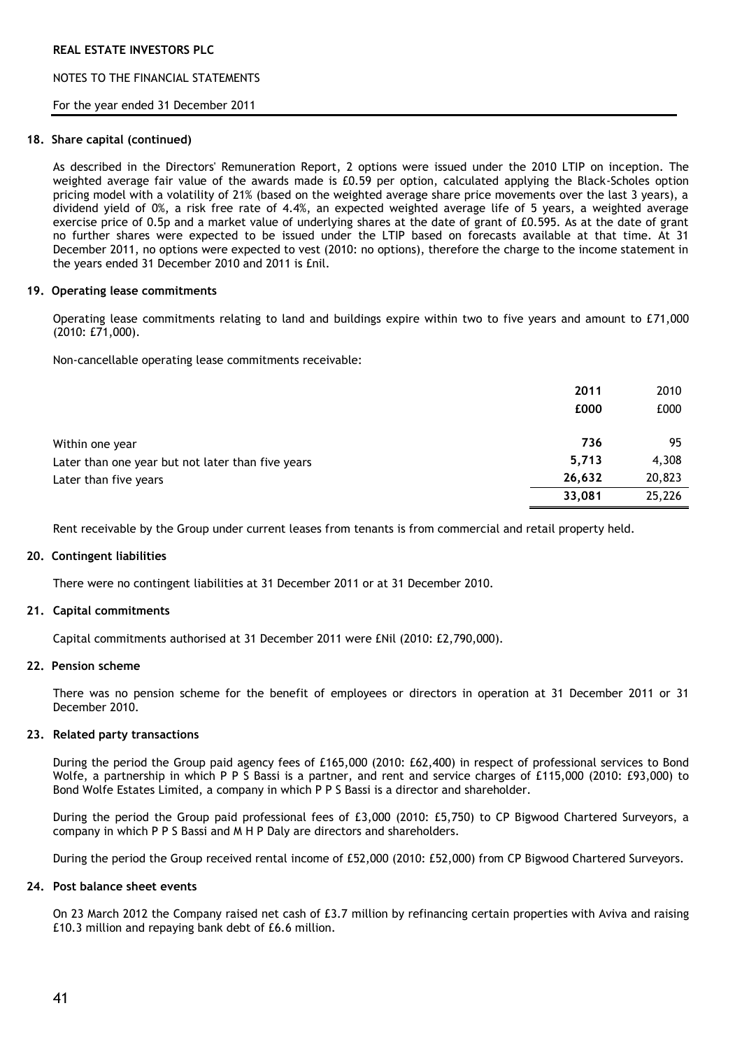**18. Share capital (continued)**

As described in the Directors' Remuneration Report, 2 options were issued under the 2010 LTIP on inception. The weighted average fair value of the awards made is £0.59 per option, calculated applying the Black-Scholes option pricing model with a volatility of 21% (based on the weighted average share price movements over the last 3 years), a dividend yield of 0%, a risk free rate of 4.4%, an expected weighted average life of 5 years, a weighted average exercise price of 0.5p and a market value of underlying shares at the date of grant of £0.595. As at the date of grant no further shares were expected to be issued under the LTIP based on forecasts available at that time. At 31 December 2011, no options were expected to vest (2010: no options), therefore the charge to the income statement in the years ended 31 December 2010 and 2011 is £nil.

**19. Operating lease commitments**

Operating lease commitments relating to land and buildings expire within two to five years and amount to £71,000 (2010: £71,000).

Non-cancellable operating lease commitments receivable:

| | **2011** | 2010 |
|---|---|---|
| | **£000** | £000 |
| Within one year | **736** | 95 |
| Later than one year but not later than five years | **5,713** | 4,308 |
| Later than five years | **26,632** | 20,823 |
| | **33,081** | 25,226 |

Rent receivable by the Group under current leases from tenants is from commercial and retail property held.

**20. Contingent liabilities**

There were no contingent liabilities at 31 December 2011 or at 31 December 2010.

**21. Capital commitments**

Capital commitments authorised at 31 December 2011 were £Nil (2010: £2,790,000).

**22. Pension scheme**

There was no pension scheme for the benefit of employees or directors in operation at 31 December 2011 or 31 December 2010.

**23. Related party transactions**

During the period the Group paid agency fees of £165,000 (2010: £62,400) in respect of professional services to Bond Wolfe, a partnership in which P P S Bassi is a partner, and rent and service charges of £115,000 (2010: £93,000) to Bond Wolfe Estates Limited, a company in which P P S Bassi is a director and shareholder.

During the period the Group paid professional fees of £3,000 (2010: £5,750) to CP Bigwood Chartered Surveyors, a company in which P P S Bassi and M H P Daly are directors and shareholders.

During the period the Group received rental income of £52,000 (2010: £52,000) from CP Bigwood Chartered Surveyors.

**24. Post balance sheet events**

On 23 March 2012 the Company raised net cash of £3.7 million by refinancing certain properties with Aviva and raising £10.3 million and repaying bank debt of £6.6 million.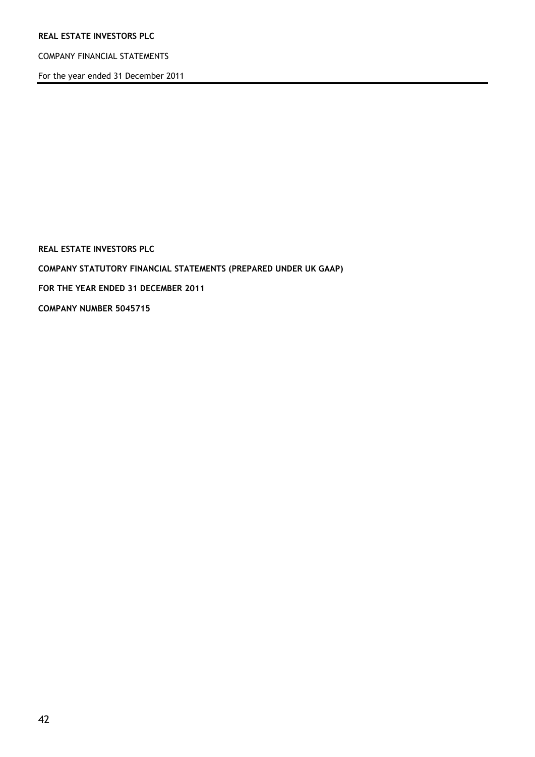**REAL ESTATE INVESTORS PLC**

**COMPANY STATUTORY FINANCIAL STATEMENTS (PREPARED UNDER UK GAAP)**

**FOR THE YEAR ENDED 31 DECEMBER 2011**

**COMPANY NUMBER 5045715**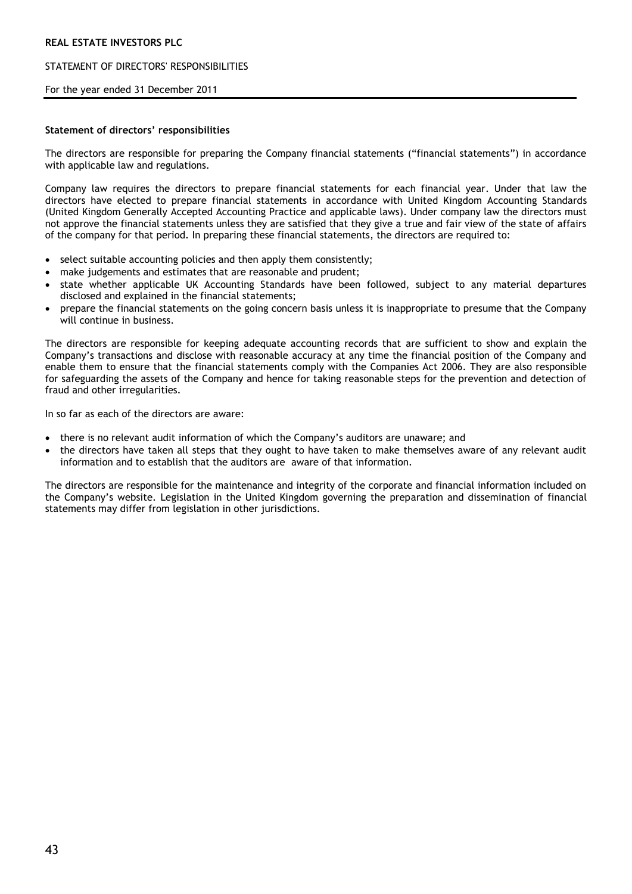**Statement of directors' responsibilities**

The directors are responsible for preparing the Company financial statements ("financial statements") in accordance with applicable law and regulations.

Company law requires the directors to prepare financial statements for each financial year. Under that law the directors have elected to prepare financial statements in accordance with United Kingdom Accounting Standards (United Kingdom Generally Accepted Accounting Practice and applicable laws). Under company law the directors must not approve the financial statements unless they are satisfied that they give a true and fair view of the state of affairs of the company for that period. In preparing these financial statements, the directors are required to:

- select suitable accounting policies and then apply them consistently;
- make judgements and estimates that are reasonable and prudent;
- state whether applicable UK Accounting Standards have been followed, subject to any material departures disclosed and explained in the financial statements;
- prepare the financial statements on the going concern basis unless it is inappropriate to presume that the Company will continue in business.

The directors are responsible for keeping adequate accounting records that are sufficient to show and explain the Company's transactions and disclose with reasonable accuracy at any time the financial position of the Company and enable them to ensure that the financial statements comply with the Companies Act 2006. They are also responsible for safeguarding the assets of the Company and hence for taking reasonable steps for the prevention and detection of fraud and other irregularities.

In so far as each of the directors are aware:

- there is no relevant audit information of which the Company's auditors are unaware; and
- the directors have taken all steps that they ought to have taken to make themselves aware of any relevant audit information and to establish that the auditors are aware of that information.

The directors are responsible for the maintenance and integrity of the corporate and financial information included on the Company's website. Legislation in the United Kingdom governing the preparation and dissemination of financial statements may differ from legislation in other jurisdictions.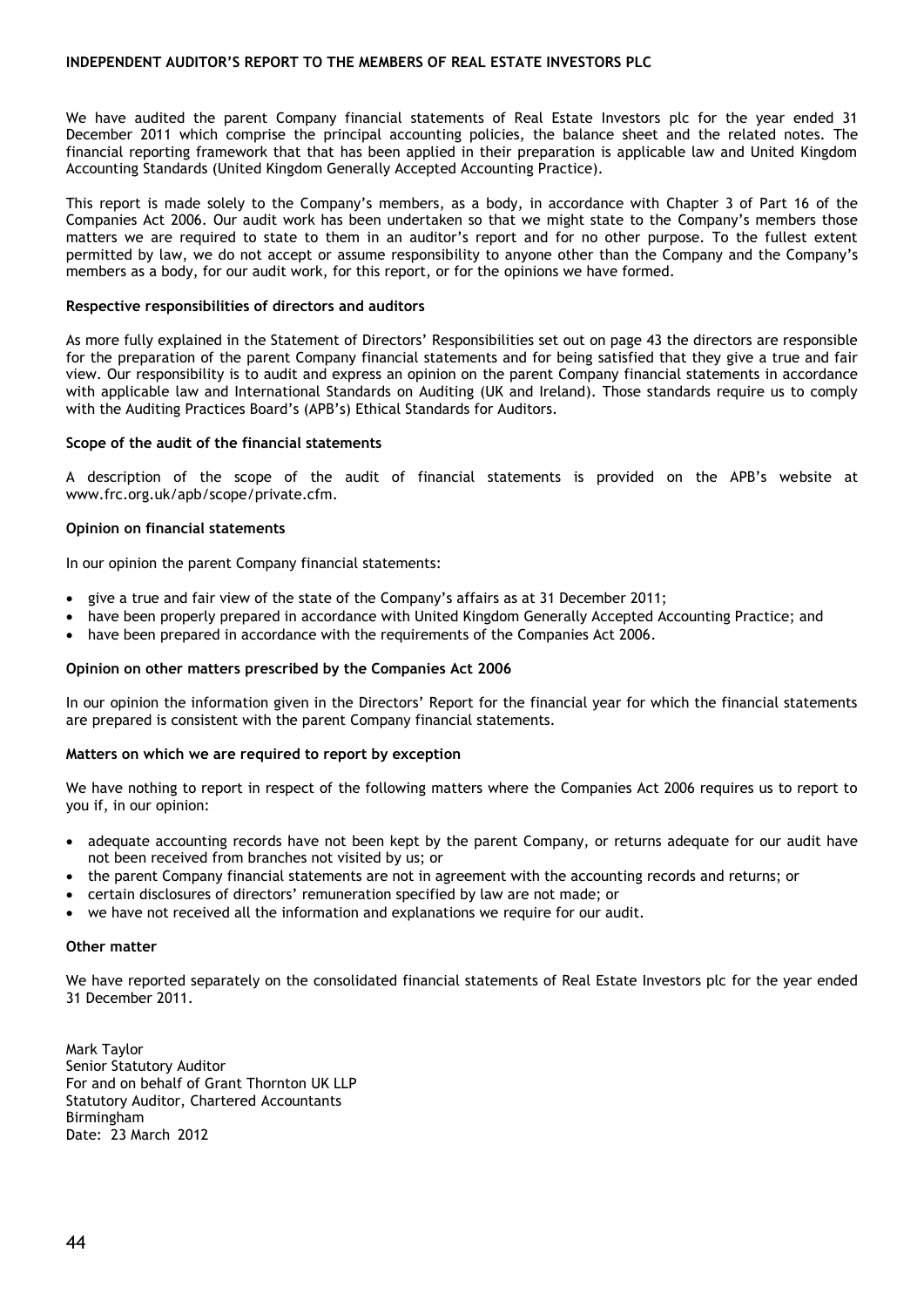# INDEPENDENT AUDITOR'S REPORT TO THE MEMBERS OF REAL ESTATE INVESTORS PLC

We have audited the parent Company financial statements of Real Estate Investors plc for the year ended 31 December 2011 which comprise the principal accounting policies, the balance sheet and the related notes. The financial reporting framework that that has been applied in their preparation is applicable law and United Kingdom Accounting Standards (United Kingdom Generally Accepted Accounting Practice).

This report is made solely to the Company's members, as a body, in accordance with Chapter 3 of Part 16 of the Companies Act 2006. Our audit work has been undertaken so that we might state to the Company's members those matters we are required to state to them in an auditor's report and for no other purpose. To the fullest extent permitted by law, we do not accept or assume responsibility to anyone other than the Company and the Company's members as a body, for our audit work, for this report, or for the opinions we have formed.

## Respective responsibilities of directors and auditors

As more fully explained in the Statement of Directors' Responsibilities set out on page 43 the directors are responsible for the preparation of the parent Company financial statements and for being satisfied that they give a true and fair view. Our responsibility is to audit and express an opinion on the parent Company financial statements in accordance with applicable law and International Standards on Auditing (UK and Ireland). Those standards require us to comply with the Auditing Practices Board's (APB's) Ethical Standards for Auditors.

## Scope of the audit of the financial statements

A description of the scope of the audit of financial statements is provided on the APB's website at www.frc.org.uk/apb/scope/private.cfm.

## Opinion on financial statements

In our opinion the parent Company financial statements:

- give a true and fair view of the state of the Company's affairs as at 31 December 2011;
- have been properly prepared in accordance with United Kingdom Generally Accepted Accounting Practice; and
- have been prepared in accordance with the requirements of the Companies Act 2006.

## Opinion on other matters prescribed by the Companies Act 2006

In our opinion the information given in the Directors' Report for the financial year for which the financial statements are prepared is consistent with the parent Company financial statements.

## Matters on which we are required to report by exception

We have nothing to report in respect of the following matters where the Companies Act 2006 requires us to report to you if, in our opinion:

- adequate accounting records have not been kept by the parent Company, or returns adequate for our audit have not been received from branches not visited by us; or
- the parent Company financial statements are not in agreement with the accounting records and returns; or
- certain disclosures of directors' remuneration specified by law are not made; or
- we have not received all the information and explanations we require for our audit.

## Other matter

We have reported separately on the consolidated financial statements of Real Estate Investors plc for the year ended 31 December 2011.

Mark Taylor  
Senior Statutory Auditor  
For and on behalf of Grant Thornton UK LLP  
Statutory Auditor, Chartered Accountants  
Birmingham  
Date: 23 March 2012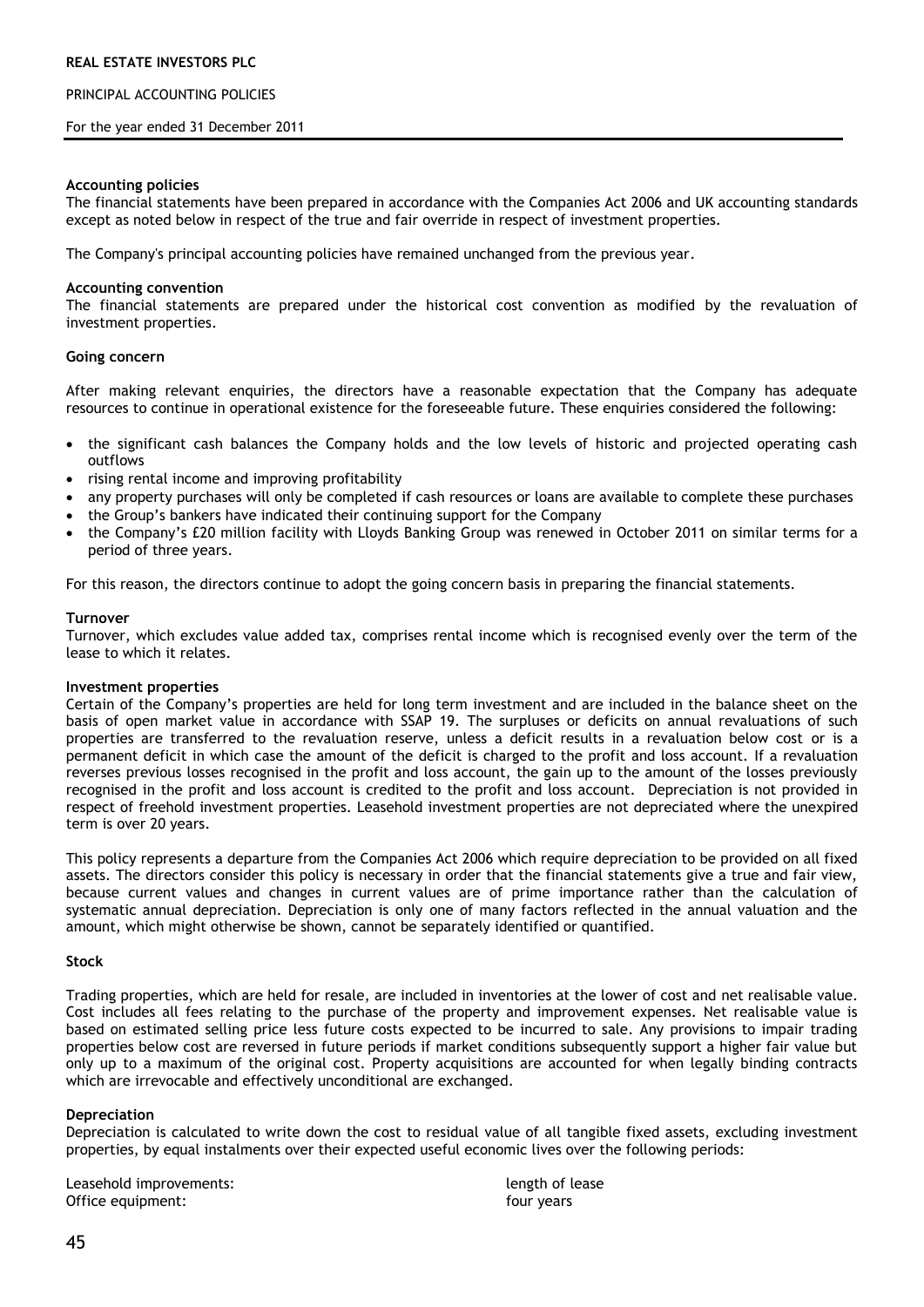**Accounting policies**
The financial statements have been prepared in accordance with the Companies Act 2006 and UK accounting standards except as noted below in respect of the true and fair override in respect of investment properties.

The Company's principal accounting policies have remained unchanged from the previous year.

**Accounting convention**
The financial statements are prepared under the historical cost convention as modified by the revaluation of investment properties.

**Going concern**

After making relevant enquiries, the directors have a reasonable expectation that the Company has adequate resources to continue in operational existence for the foreseeable future. These enquiries considered the following:

- the significant cash balances the Company holds and the low levels of historic and projected operating cash outflows
- rising rental income and improving profitability
- any property purchases will only be completed if cash resources or loans are available to complete these purchases
- the Group's bankers have indicated their continuing support for the Company
- the Company's £20 million facility with Lloyds Banking Group was renewed in October 2011 on similar terms for a period of three years.

For this reason, the directors continue to adopt the going concern basis in preparing the financial statements.

**Turnover**
Turnover, which excludes value added tax, comprises rental income which is recognised evenly over the term of the lease to which it relates.

**Investment properties**
Certain of the Company's properties are held for long term investment and are included in the balance sheet on the basis of open market value in accordance with SSAP 19. The surpluses or deficits on annual revaluations of such properties are transferred to the revaluation reserve, unless a deficit results in a revaluation below cost or is a permanent deficit in which case the amount of the deficit is charged to the profit and loss account. If a revaluation reverses previous losses recognised in the profit and loss account, the gain up to the amount of the losses previously recognised in the profit and loss account is credited to the profit and loss account. Depreciation is not provided in respect of freehold investment properties. Leasehold investment properties are not depreciated where the unexpired term is over 20 years.

This policy represents a departure from the Companies Act 2006 which require depreciation to be provided on all fixed assets. The directors consider this policy is necessary in order that the financial statements give a true and fair view, because current values and changes in current values are of prime importance rather than the calculation of systematic annual depreciation. Depreciation is only one of many factors reflected in the annual valuation and the amount, which might otherwise be shown, cannot be separately identified or quantified.

**Stock**

Trading properties, which are held for resale, are included in inventories at the lower of cost and net realisable value. Cost includes all fees relating to the purchase of the property and improvement expenses. Net realisable value is based on estimated selling price less future costs expected to be incurred to sale. Any provisions to impair trading properties below cost are reversed in future periods if market conditions subsequently support a higher fair value but only up to a maximum of the original cost. Property acquisitions are accounted for when legally binding contracts which are irrevocable and effectively unconditional are exchanged.

**Depreciation**
Depreciation is calculated to write down the cost to residual value of all tangible fixed assets, excluding investment properties, by equal instalments over their expected useful economic lives over the following periods:

| | |
|---|---|
| Leasehold improvements: | length of lease |
| Office equipment: | four years |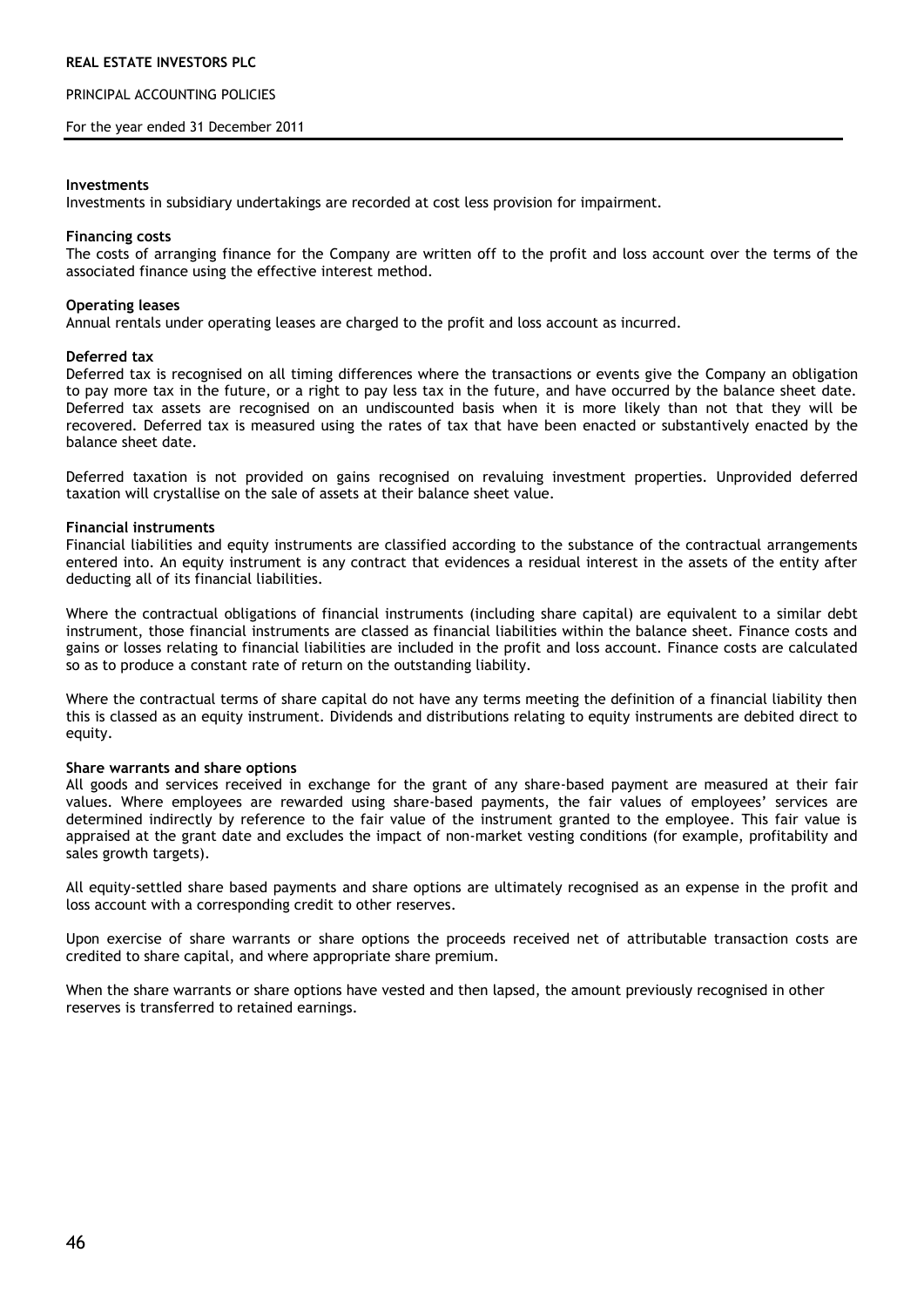**Investments**

Investments in subsidiary undertakings are recorded at cost less provision for impairment.

**Financing costs**

The costs of arranging finance for the Company are written off to the profit and loss account over the terms of the associated finance using the effective interest method.

**Operating leases**

Annual rentals under operating leases are charged to the profit and loss account as incurred.

**Deferred tax**

Deferred tax is recognised on all timing differences where the transactions or events give the Company an obligation to pay more tax in the future, or a right to pay less tax in the future, and have occurred by the balance sheet date. Deferred tax assets are recognised on an undiscounted basis when it is more likely than not that they will be recovered. Deferred tax is measured using the rates of tax that have been enacted or substantively enacted by the balance sheet date.

Deferred taxation is not provided on gains recognised on revaluing investment properties. Unprovided deferred taxation will crystallise on the sale of assets at their balance sheet value.

**Financial instruments**

Financial liabilities and equity instruments are classified according to the substance of the contractual arrangements entered into. An equity instrument is any contract that evidences a residual interest in the assets of the entity after deducting all of its financial liabilities.

Where the contractual obligations of financial instruments (including share capital) are equivalent to a similar debt instrument, those financial instruments are classed as financial liabilities within the balance sheet. Finance costs and gains or losses relating to financial liabilities are included in the profit and loss account. Finance costs are calculated so as to produce a constant rate of return on the outstanding liability.

Where the contractual terms of share capital do not have any terms meeting the definition of a financial liability then this is classed as an equity instrument. Dividends and distributions relating to equity instruments are debited direct to equity.

**Share warrants and share options**

All goods and services received in exchange for the grant of any share-based payment are measured at their fair values. Where employees are rewarded using share-based payments, the fair values of employees' services are determined indirectly by reference to the fair value of the instrument granted to the employee. This fair value is appraised at the grant date and excludes the impact of non-market vesting conditions (for example, profitability and sales growth targets).

All equity-settled share based payments and share options are ultimately recognised as an expense in the profit and loss account with a corresponding credit to other reserves.

Upon exercise of share warrants or share options the proceeds received net of attributable transaction costs are credited to share capital, and where appropriate share premium.

When the share warrants or share options have vested and then lapsed, the amount previously recognised in other reserves is transferred to retained earnings.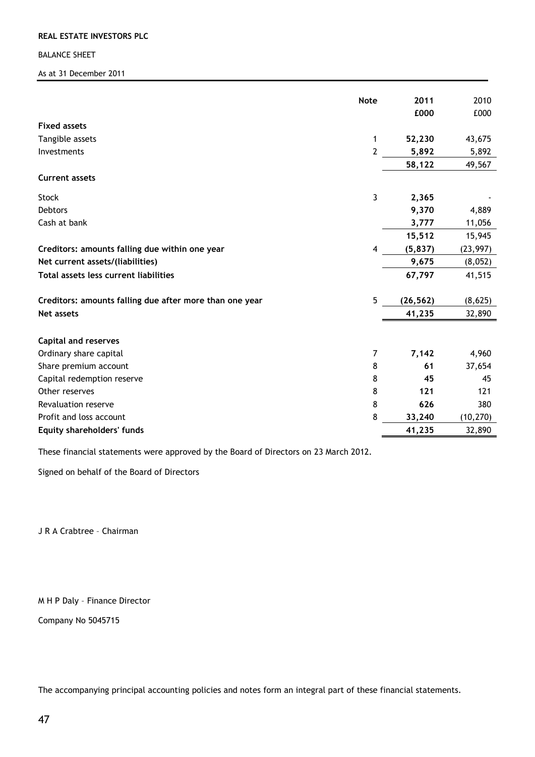**REAL ESTATE INVESTORS PLC**

BALANCE SHEET

As at 31 December 2011

| | Note | 2011 £000 | 2010 £000 |
|---|---|---|---|
| **Fixed assets** | | | |
| Tangible assets | 1 | **52,230** | 43,675 |
| Investments | 2 | **5,892** | 5,892 |
| | | **58,122** | 49,567 |
| **Current assets** | | | |
| Stock | 3 | **2,365** | - |
| Debtors | | **9,370** | 4,889 |
| Cash at bank | | **3,777** | 11,056 |
| | | **15,512** | 15,945 |
| **Creditors: amounts falling due within one year** | 4 | **(5,837)** | (23,997) |
| **Net current assets/(liabilities)** | | **9,675** | (8,052) |
| **Total assets less current liabilities** | | **67,797** | 41,515 |
| **Creditors: amounts falling due after more than one year** | 5 | **(26,562)** | (8,625) |
| **Net assets** | | **41,235** | 32,890 |
| **Capital and reserves** | | | |
| Ordinary share capital | 7 | **7,142** | 4,960 |
| Share premium account | 8 | **61** | 37,654 |
| Capital redemption reserve | 8 | **45** | 45 |
| Other reserves | 8 | **121** | 121 |
| Revaluation reserve | 8 | **626** | 380 |
| Profit and loss account | 8 | **33,240** | (10,270) |
| **Equity shareholders' funds** | | **41,235** | 32,890 |

These financial statements were approved by the Board of Directors on 23 March 2012.

Signed on behalf of the Board of Directors

J R A Crabtree – Chairman

M H P Daly – Finance Director

Company No 5045715

The accompanying principal accounting policies and notes form an integral part of these financial statements.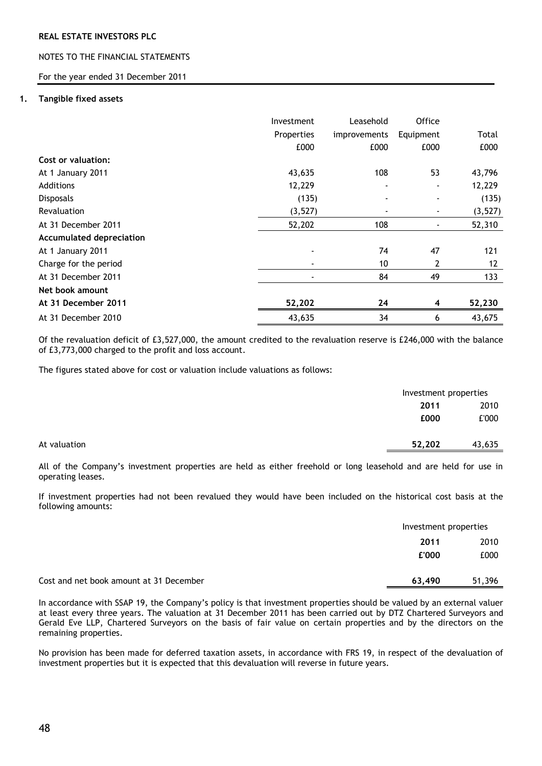**REAL ESTATE INVESTORS PLC**

NOTES TO THE FINANCIAL STATEMENTS

For the year ended 31 December 2011

## 1. Tangible fixed assets

| | Investment Properties £000 | Leasehold improvements £000 | Office Equipment £000 | Total £000 |
|---|---|---|---|---|
| **Cost or valuation:** | | | | |
| At 1 January 2011 | 43,635 | 108 | 53 | 43,796 |
| Additions | 12,229 | - | - | 12,229 |
| Disposals | (135) | - | - | (135) |
| Revaluation | (3,527) | - | - | (3,527) |
| At 31 December 2011 | 52,202 | 108 | - | 52,310 |
| **Accumulated depreciation** | | | | |
| At 1 January 2011 | - | 74 | 47 | 121 |
| Charge for the period | - | 10 | 2 | 12 |
| At 31 December 2011 | - | 84 | 49 | 133 |
| **Net book amount** | | | | |
| **At 31 December 2011** | **52,202** | **24** | **4** | **52,230** |
| At 31 December 2010 | 43,635 | 34 | 6 | 43,675 |

Of the revaluation deficit of £3,527,000, the amount credited to the revaluation reserve is £246,000 with the balance of £3,773,000 charged to the profit and loss account.

The figures stated above for cost or valuation include valuations as follows:

| | Investment properties | |
|---|---|---|
| | **2011** | 2010 |
| | **£000** | £'000 |
| At valuation | **52,202** | 43,635 |

All of the Company's investment properties are held as either freehold or long leasehold and are held for use in operating leases.

If investment properties had not been revalued they would have been included on the historical cost basis at the following amounts:

| | Investment properties | |
|---|---|---|
| | **2011** | 2010 |
| | **£'000** | £000 |
| Cost and net book amount at 31 December | **63,490** | 51,396 |

In accordance with SSAP 19, the Company's policy is that investment properties should be valued by an external valuer at least every three years. The valuation at 31 December 2011 has been carried out by DTZ Chartered Surveyors and Gerald Eve LLP, Chartered Surveyors on the basis of fair value on certain properties and by the directors on the remaining properties.

No provision has been made for deferred taxation assets, in accordance with FRS 19, in respect of the devaluation of investment properties but it is expected that this devaluation will reverse in future years.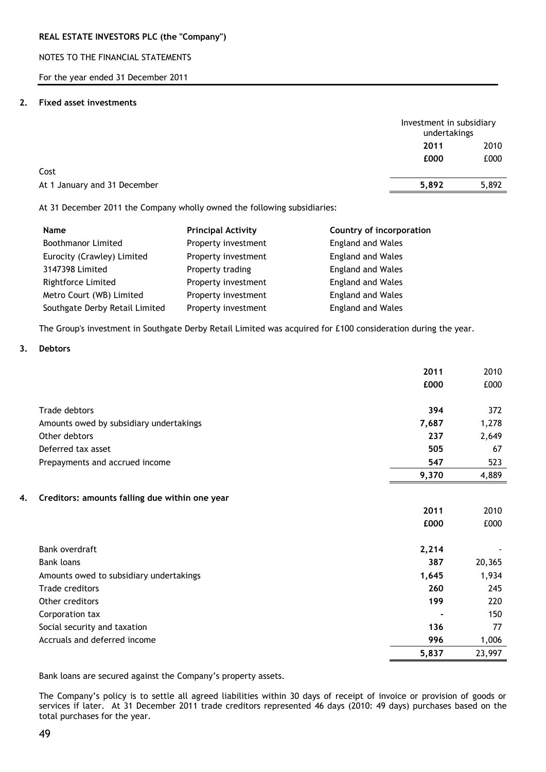**REAL ESTATE INVESTORS PLC (the "Company")**

NOTES TO THE FINANCIAL STATEMENTS

For the year ended 31 December 2011

## 2. Fixed asset investments

| | Investment in subsidiary undertakings | |
|---|---|---|
| | **2011** | 2010 |
| | **£000** | £000 |
| Cost | | |
| At 1 January and 31 December | **5,892** | 5,892 |

At 31 December 2011 the Company wholly owned the following subsidiaries:

| Name | Principal Activity | Country of incorporation |
|---|---|---|
| Boothmanor Limited | Property investment | England and Wales |
| Eurocity (Crawley) Limited | Property investment | England and Wales |
| 3147398 Limited | Property trading | England and Wales |
| Rightforce Limited | Property investment | England and Wales |
| Metro Court (WB) Limited | Property investment | England and Wales |
| Southgate Derby Retail Limited | Property investment | England and Wales |

The Group's investment in Southgate Derby Retail Limited was acquired for £100 consideration during the year.

## 3. Debtors

| | **2011** | 2010 |
|---|---|---|
| | **£000** | £000 |
| Trade debtors | **394** | 372 |
| Amounts owed by subsidiary undertakings | **7,687** | 1,278 |
| Other debtors | **237** | 2,649 |
| Deferred tax asset | **505** | 67 |
| Prepayments and accrued income | **547** | 523 |
| | **9,370** | 4,889 |

## 4. Creditors: amounts falling due within one year

| | **2011** | 2010 |
|---|---|---|
| | **£000** | £000 |
| Bank overdraft | **2,214** | - |
| Bank loans | **387** | 20,365 |
| Amounts owed to subsidiary undertakings | **1,645** | 1,934 |
| Trade creditors | **260** | 245 |
| Other creditors | **199** | 220 |
| Corporation tax | **-** | 150 |
| Social security and taxation | **136** | 77 |
| Accruals and deferred income | **996** | 1,006 |
| | **5,837** | 23,997 |

Bank loans are secured against the Company's property assets.

The Company's policy is to settle all agreed liabilities within 30 days of receipt of invoice or provision of goods or services if later. At 31 December 2011 trade creditors represented 46 days (2010: 49 days) purchases based on the total purchases for the year.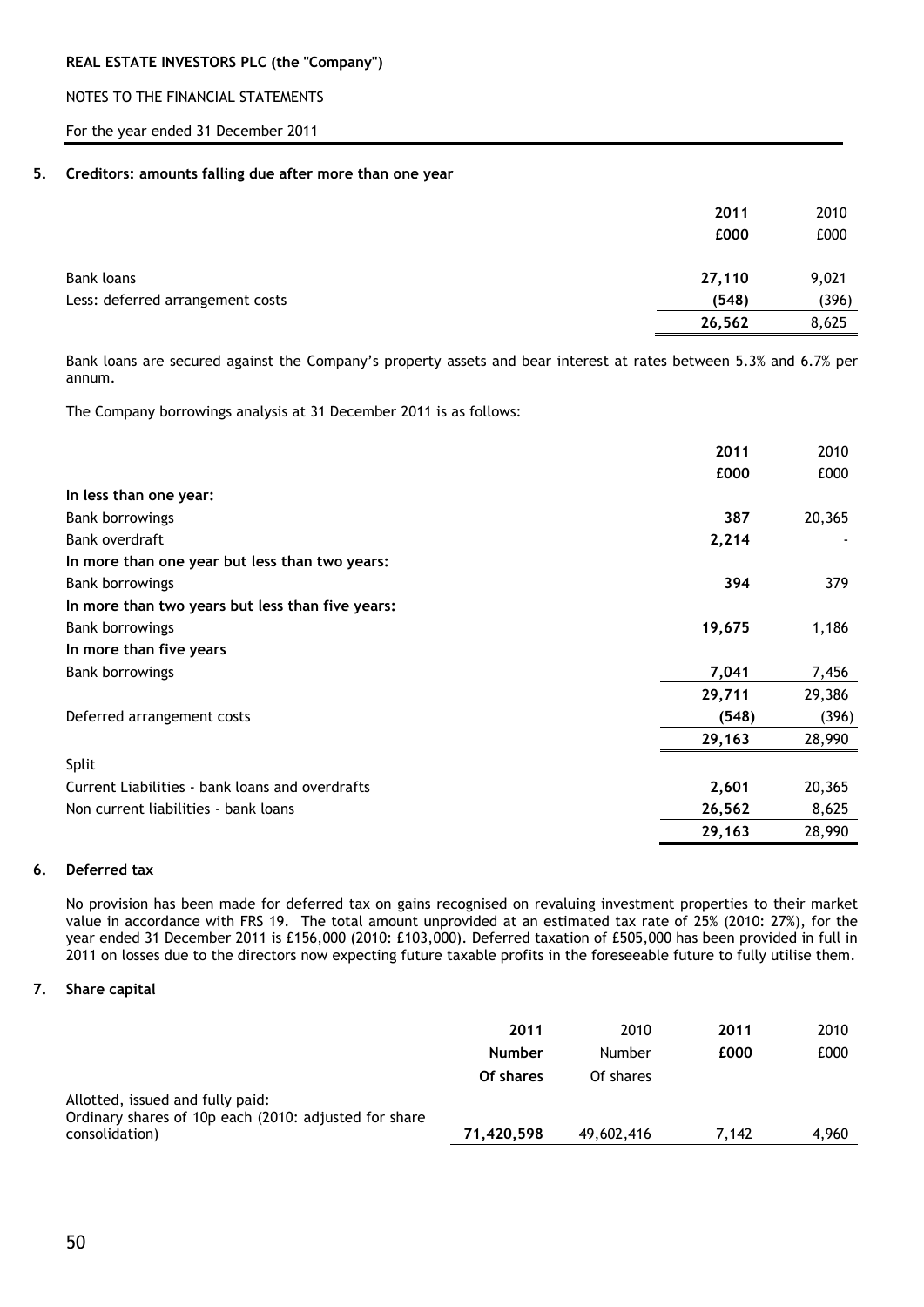## 5. Creditors: amounts falling due after more than one year

| | 2011 | 2010 |
|---|---|---|
| | £000 | £000 |
| Bank loans | 27,110 | 9,021 |
| Less: deferred arrangement costs | (548) | (396) |
| | 26,562 | 8,625 |

Bank loans are secured against the Company's property assets and bear interest at rates between 5.3% and 6.7% per annum.

The Company borrowings analysis at 31 December 2011 is as follows:

| | 2011 | 2010 |
|---|---|---|
| | £000 | £000 |
| **In less than one year:** | | |
| Bank borrowings | 387 | 20,365 |
| Bank overdraft | 2,214 | - |
| **In more than one year but less than two years:** | | |
| Bank borrowings | 394 | 379 |
| **In more than two years but less than five years:** | | |
| Bank borrowings | 19,675 | 1,186 |
| **In more than five years** | | |
| Bank borrowings | 7,041 | 7,456 |
| | 29,711 | 29,386 |
| Deferred arrangement costs | (548) | (396) |
| | 29,163 | 28,990 |
| Split | | |
| Current Liabilities - bank loans and overdrafts | 2,601 | 20,365 |
| Non current liabilities - bank loans | 26,562 | 8,625 |
| | 29,163 | 28,990 |

## 6. Deferred tax

No provision has been made for deferred tax on gains recognised on revaluing investment properties to their market value in accordance with FRS 19. The total amount unprovided at an estimated tax rate of 25% (2010: 27%), for the year ended 31 December 2011 is £156,000 (2010: £103,000). Deferred taxation of £505,000 has been provided in full in 2011 on losses due to the directors now expecting future taxable profits in the foreseeable future to fully utilise them.

## 7. Share capital

| | 2011 Number Of shares | 2010 Number Of shares | 2011 £000 | 2010 £000 |
|---|---|---|---|---|
| Allotted, issued and fully paid: Ordinary shares of 10p each (2010: adjusted for share consolidation) | 71,420,598 | 49,602,416 | 7,142 | 4,960 |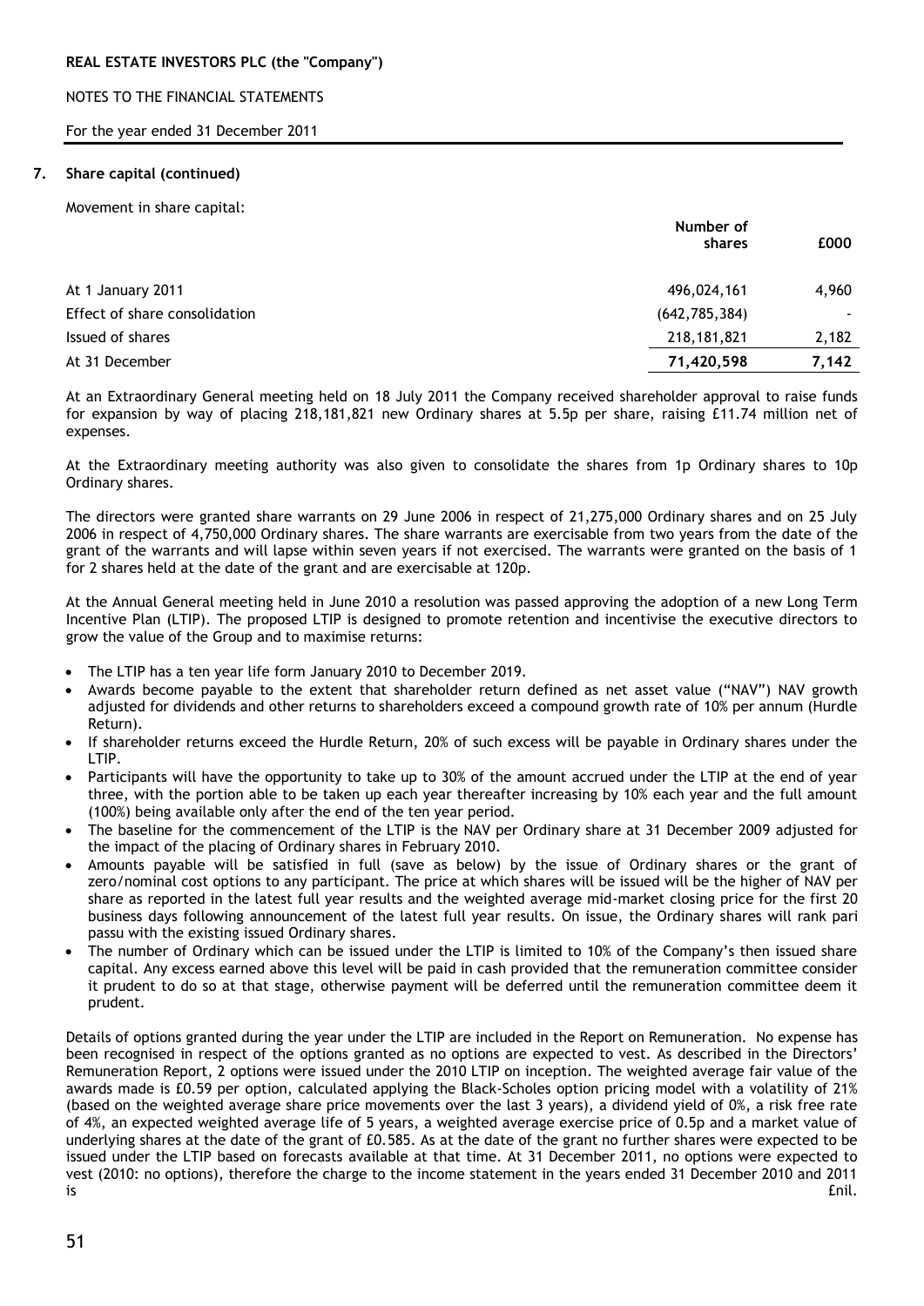## 7. Share capital (continued)

Movement in share capital:

| | Number of shares | £000 |
|---|---|---|
| At 1 January 2011 | 496,024,161 | 4,960 |
| Effect of share consolidation | (642,785,384) | - |
| Issued of shares | 218,181,821 | 2,182 |
| At 31 December | **71,420,598** | **7,142** |

At an Extraordinary General meeting held on 18 July 2011 the Company received shareholder approval to raise funds for expansion by way of placing 218,181,821 new Ordinary shares at 5.5p per share, raising £11.74 million net of expenses.

At the Extraordinary meeting authority was also given to consolidate the shares from 1p Ordinary shares to 10p Ordinary shares.

The directors were granted share warrants on 29 June 2006 in respect of 21,275,000 Ordinary shares and on 25 July 2006 in respect of 4,750,000 Ordinary shares. The share warrants are exercisable from two years from the date of the grant of the warrants and will lapse within seven years if not exercised. The warrants were granted on the basis of 1 for 2 shares held at the date of the grant and are exercisable at 120p.

At the Annual General meeting held in June 2010 a resolution was passed approving the adoption of a new Long Term Incentive Plan (LTIP). The proposed LTIP is designed to promote retention and incentivise the executive directors to grow the value of the Group and to maximise returns:

- The LTIP has a ten year life form January 2010 to December 2019.
- Awards become payable to the extent that shareholder return defined as net asset value ("NAV") NAV growth adjusted for dividends and other returns to shareholders exceed a compound growth rate of 10% per annum (Hurdle Return).
- If shareholder returns exceed the Hurdle Return, 20% of such excess will be payable in Ordinary shares under the LTIP.
- Participants will have the opportunity to take up to 30% of the amount accrued under the LTIP at the end of year three, with the portion able to be taken up each year thereafter increasing by 10% each year and the full amount (100%) being available only after the end of the ten year period.
- The baseline for the commencement of the LTIP is the NAV per Ordinary share at 31 December 2009 adjusted for the impact of the placing of Ordinary shares in February 2010.
- Amounts payable will be satisfied in full (save as below) by the issue of Ordinary shares or the grant of zero/nominal cost options to any participant. The price at which shares will be issued will be the higher of NAV per share as reported in the latest full year results and the weighted average mid-market closing price for the first 20 business days following announcement of the latest full year results. On issue, the Ordinary shares will rank pari passu with the existing issued Ordinary shares.
- The number of Ordinary which can be issued under the LTIP is limited to 10% of the Company's then issued share capital. Any excess earned above this level will be paid in cash provided that the remuneration committee consider it prudent to do so at that stage, otherwise payment will be deferred until the remuneration committee deem it prudent.

Details of options granted during the year under the LTIP are included in the Report on Remuneration. No expense has been recognised in respect of the options granted as no options are expected to vest. As described in the Directors' Remuneration Report, 2 options were issued under the 2010 LTIP on inception. The weighted average fair value of the awards made is £0.59 per option, calculated applying the Black-Scholes option pricing model with a volatility of 21% (based on the weighted average share price movements over the last 3 years), a dividend yield of 0%, a risk free rate of 4%, an expected weighted average life of 5 years, a weighted average exercise price of 0.5p and a market value of underlying shares at the date of the grant of £0.585. As at the date of the grant no further shares were expected to be issued under the LTIP based on forecasts available at that time. At 31 December 2011, no options were expected to vest (2010: no options), therefore the charge to the income statement in the years ended 31 December 2010 and 2011 is £nil.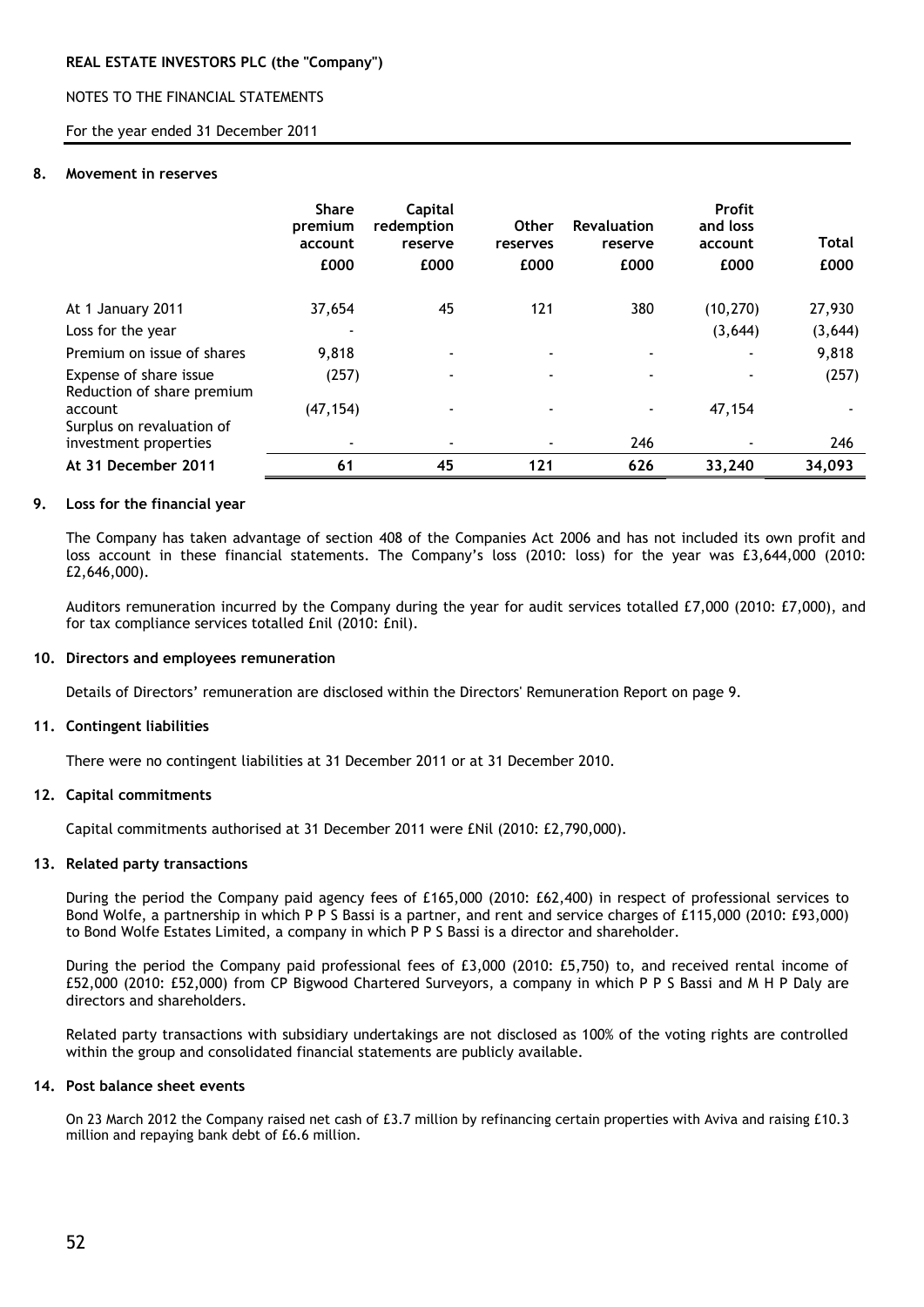**REAL ESTATE INVESTORS PLC (the "Company")**

NOTES TO THE FINANCIAL STATEMENTS

For the year ended 31 December 2011

## 8. Movement in reserves

| | Share premium account £000 | Capital redemption reserve £000 | Other reserves £000 | Revaluation reserve £000 | Profit and loss account £000 | Total £000 |
|---|---|---|---|---|---|---|
| At 1 January 2011 | 37,654 | 45 | 121 | 380 | (10,270) | 27,930 |
| Loss for the year | - | | | | (3,644) | (3,644) |
| Premium on issue of shares | 9,818 | - | - | - | - | 9,818 |
| Expense of share issue | (257) | - | - | - | - | (257) |
| Reduction of share premium account | (47,154) | - | - | - | 47,154 | - |
| Surplus on revaluation of investment properties | - | - | - | 246 | - | 246 |
| **At 31 December 2011** | **61** | **45** | **121** | **626** | **33,240** | **34,093** |

## 9. Loss for the financial year

The Company has taken advantage of section 408 of the Companies Act 2006 and has not included its own profit and loss account in these financial statements. The Company's loss (2010: loss) for the year was £3,644,000 (2010: £2,646,000).

Auditors remuneration incurred by the Company during the year for audit services totalled £7,000 (2010: £7,000), and for tax compliance services totalled £nil (2010: £nil).

## 10. Directors and employees remuneration

Details of Directors' remuneration are disclosed within the Directors' Remuneration Report on page 9.

## 11. Contingent liabilities

There were no contingent liabilities at 31 December 2011 or at 31 December 2010.

## 12. Capital commitments

Capital commitments authorised at 31 December 2011 were £Nil (2010: £2,790,000).

## 13. Related party transactions

During the period the Company paid agency fees of £165,000 (2010: £62,400) in respect of professional services to Bond Wolfe, a partnership in which P P S Bassi is a partner, and rent and service charges of £115,000 (2010: £93,000) to Bond Wolfe Estates Limited, a company in which P P S Bassi is a director and shareholder.

During the period the Company paid professional fees of £3,000 (2010: £5,750) to, and received rental income of £52,000 (2010: £52,000) from CP Bigwood Chartered Surveyors, a company in which P P S Bassi and M H P Daly are directors and shareholders.

Related party transactions with subsidiary undertakings are not disclosed as 100% of the voting rights are controlled within the group and consolidated financial statements are publicly available.

## 14. Post balance sheet events

On 23 March 2012 the Company raised net cash of £3.7 million by refinancing certain properties with Aviva and raising £10.3 million and repaying bank debt of £6.6 million.